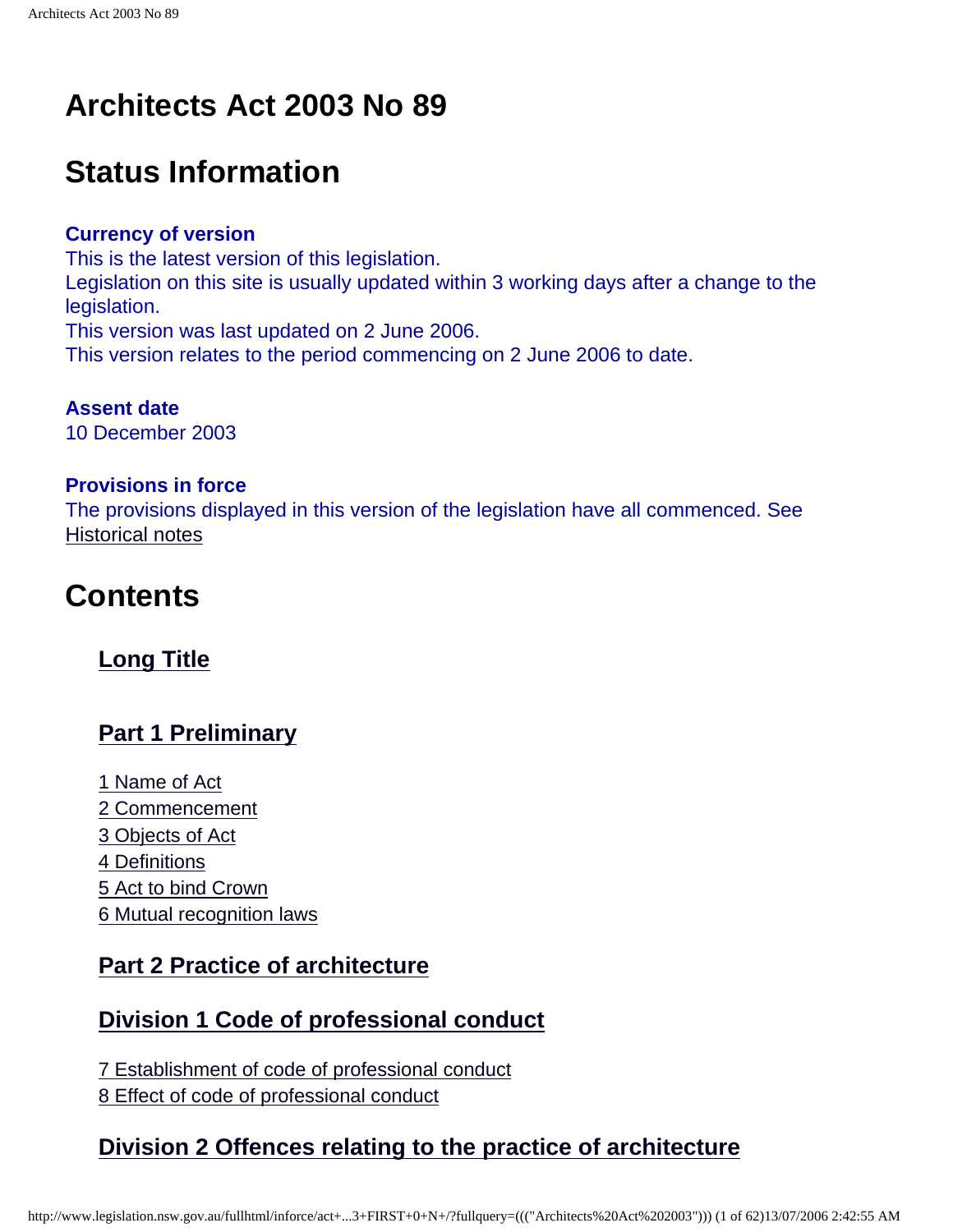# Architects Act 2003 No 89

## Status Information

**Currency of version**

This is the latest version of this legislation.

Legislation on this site is usually updated within 3 working days after a change to the legislation.

This version was last updated on 2 June 2006.

This version relates to the period commencing on 2 June 2006 to date.

**Assent date**

10 December 2003

**Provisions in force**

The provisions displayed in this version of the legislation have all commenced. See Historical notes

## Contents

### Long Title

### Part 1 Preliminary

1 Name of Act
2 Commencement
3 Objects of Act
4 Definitions
5 Act to bind Crown
6 Mutual recognition laws

### Part 2 Practice of architecture

### Division 1 Code of professional conduct

7 Establishment of code of professional conduct
8 Effect of code of professional conduct

### Division 2 Offences relating to the practice of architecture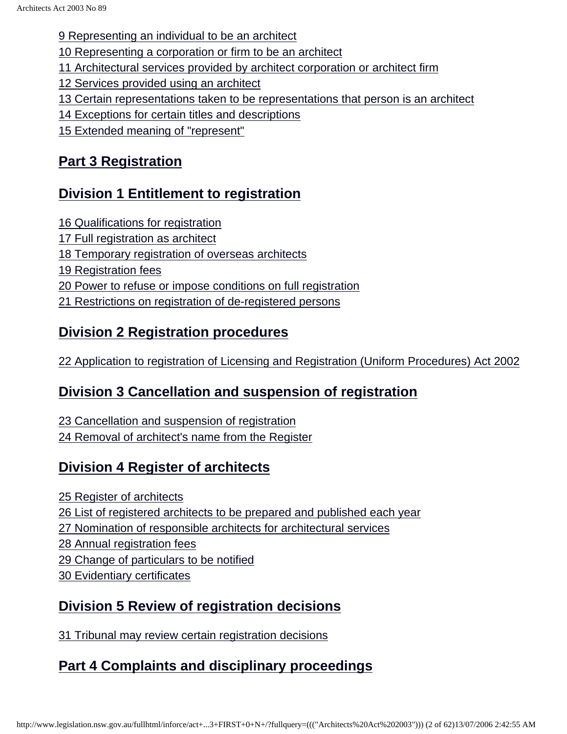9 Representing an individual to be an architect
10 Representing a corporation or firm to be an architect
11 Architectural services provided by architect corporation or architect firm
12 Services provided using an architect
13 Certain representations taken to be representations that person is an architect
14 Exceptions for certain titles and descriptions
15 Extended meaning of "represent"

## Part 3 Registration

## Division 1 Entitlement to registration

16 Qualifications for registration
17 Full registration as architect
18 Temporary registration of overseas architects
19 Registration fees
20 Power to refuse or impose conditions on full registration
21 Restrictions on registration of de-registered persons

## Division 2 Registration procedures

22 Application to registration of Licensing and Registration (Uniform Procedures) Act 2002

## Division 3 Cancellation and suspension of registration

23 Cancellation and suspension of registration
24 Removal of architect's name from the Register

## Division 4 Register of architects

25 Register of architects
26 List of registered architects to be prepared and published each year
27 Nomination of responsible architects for architectural services
28 Annual registration fees
29 Change of particulars to be notified
30 Evidentiary certificates

## Division 5 Review of registration decisions

31 Tribunal may review certain registration decisions

## Part 4 Complaints and disciplinary proceedings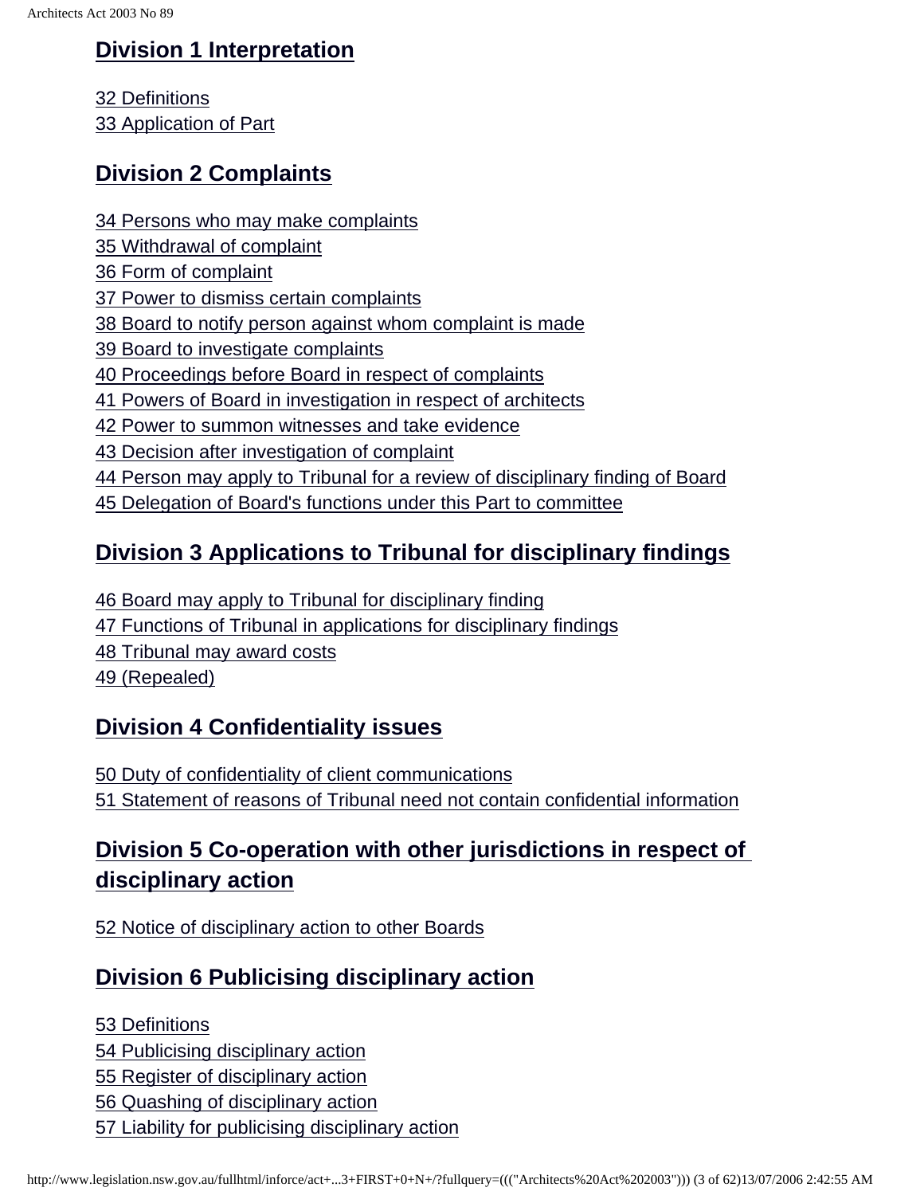## Division 1 Interpretation

32 Definitions
33 Application of Part

## Division 2 Complaints

34 Persons who may make complaints
35 Withdrawal of complaint
36 Form of complaint
37 Power to dismiss certain complaints
38 Board to notify person against whom complaint is made
39 Board to investigate complaints
40 Proceedings before Board in respect of complaints
41 Powers of Board in investigation in respect of architects
42 Power to summon witnesses and take evidence
43 Decision after investigation of complaint
44 Person may apply to Tribunal for a review of disciplinary finding of Board
45 Delegation of Board's functions under this Part to committee

## Division 3 Applications to Tribunal for disciplinary findings

46 Board may apply to Tribunal for disciplinary finding
47 Functions of Tribunal in applications for disciplinary findings
48 Tribunal may award costs
49 (Repealed)

## Division 4 Confidentiality issues

50 Duty of confidentiality of client communications
51 Statement of reasons of Tribunal need not contain confidential information

## Division 5 Co-operation with other jurisdictions in respect of disciplinary action

52 Notice of disciplinary action to other Boards

## Division 6 Publicising disciplinary action

53 Definitions
54 Publicising disciplinary action
55 Register of disciplinary action
56 Quashing of disciplinary action
57 Liability for publicising disciplinary action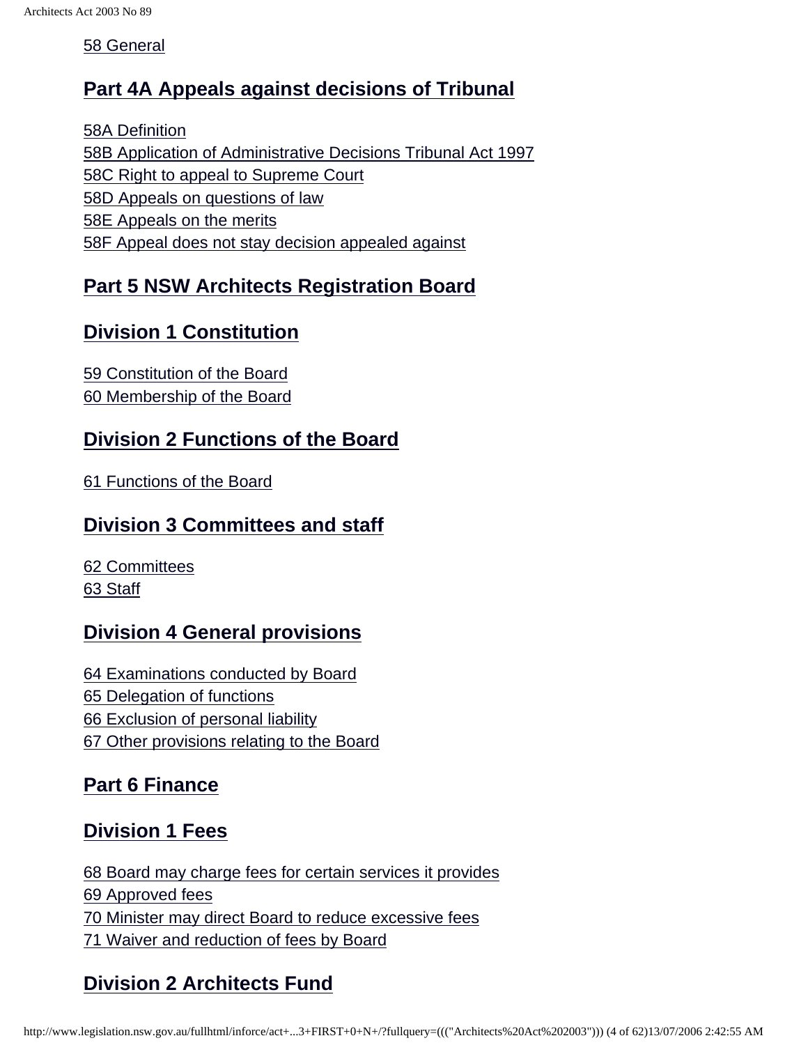58 General

## Part 4A Appeals against decisions of Tribunal

58A Definition
58B Application of Administrative Decisions Tribunal Act 1997
58C Right to appeal to Supreme Court
58D Appeals on questions of law
58E Appeals on the merits
58F Appeal does not stay decision appealed against

## Part 5 NSW Architects Registration Board

## Division 1 Constitution

59 Constitution of the Board
60 Membership of the Board

## Division 2 Functions of the Board

61 Functions of the Board

## Division 3 Committees and staff

62 Committees
63 Staff

## Division 4 General provisions

64 Examinations conducted by Board
65 Delegation of functions
66 Exclusion of personal liability
67 Other provisions relating to the Board

## Part 6 Finance

## Division 1 Fees

68 Board may charge fees for certain services it provides
69 Approved fees
70 Minister may direct Board to reduce excessive fees
71 Waiver and reduction of fees by Board

## Division 2 Architects Fund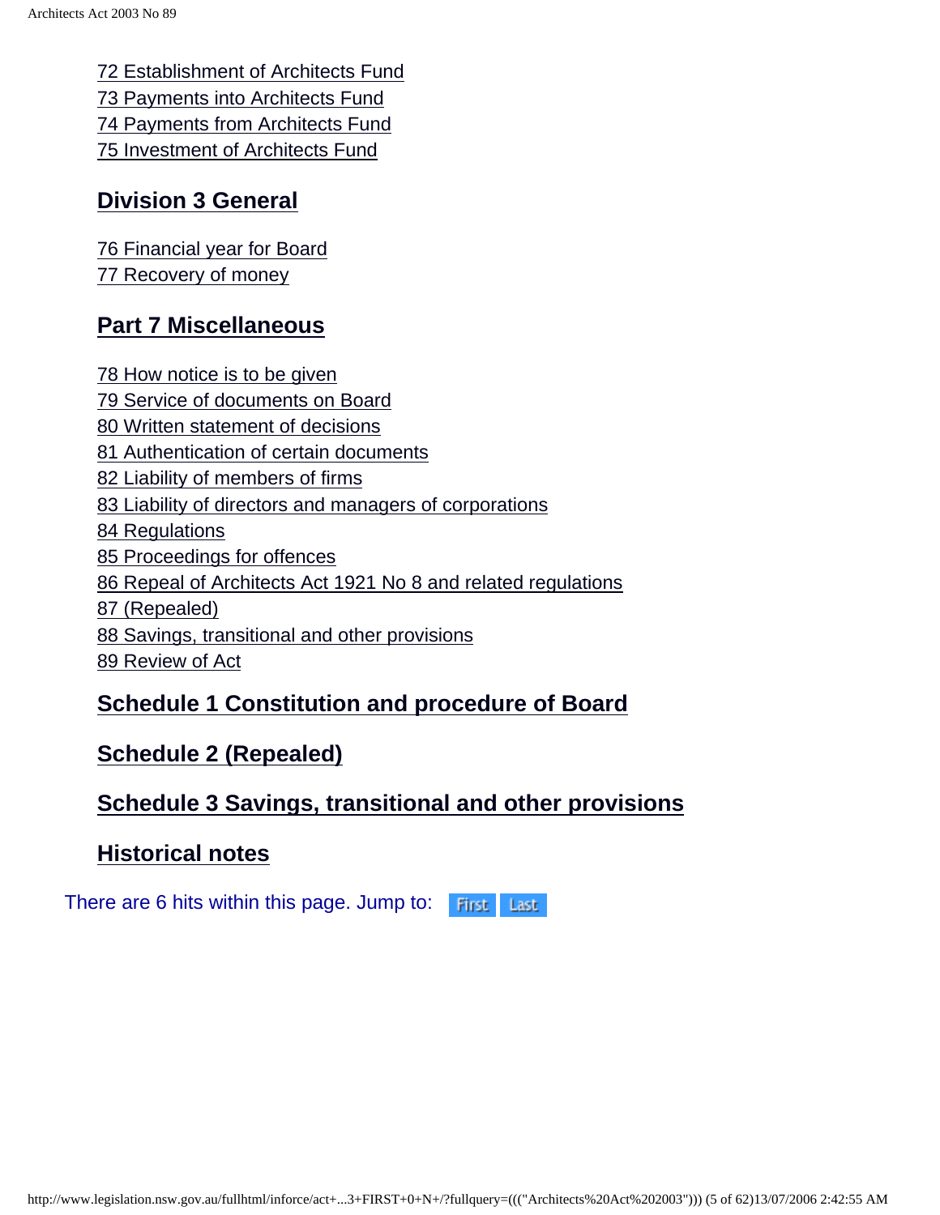72 Establishment of Architects Fund
73 Payments into Architects Fund
74 Payments from Architects Fund
75 Investment of Architects Fund

## Division 3 General

76 Financial year for Board
77 Recovery of money

## Part 7 Miscellaneous

78 How notice is to be given
79 Service of documents on Board
80 Written statement of decisions
81 Authentication of certain documents
82 Liability of members of firms
83 Liability of directors and managers of corporations
84 Regulations
85 Proceedings for offences
86 Repeal of Architects Act 1921 No 8 and related regulations
87 (Repealed)
88 Savings, transitional and other provisions
89 Review of Act

## Schedule 1 Constitution and procedure of Board

## Schedule 2 (Repealed)

## Schedule 3 Savings, transitional and other provisions

## Historical notes

There are 6 hits within this page. Jump to: First Last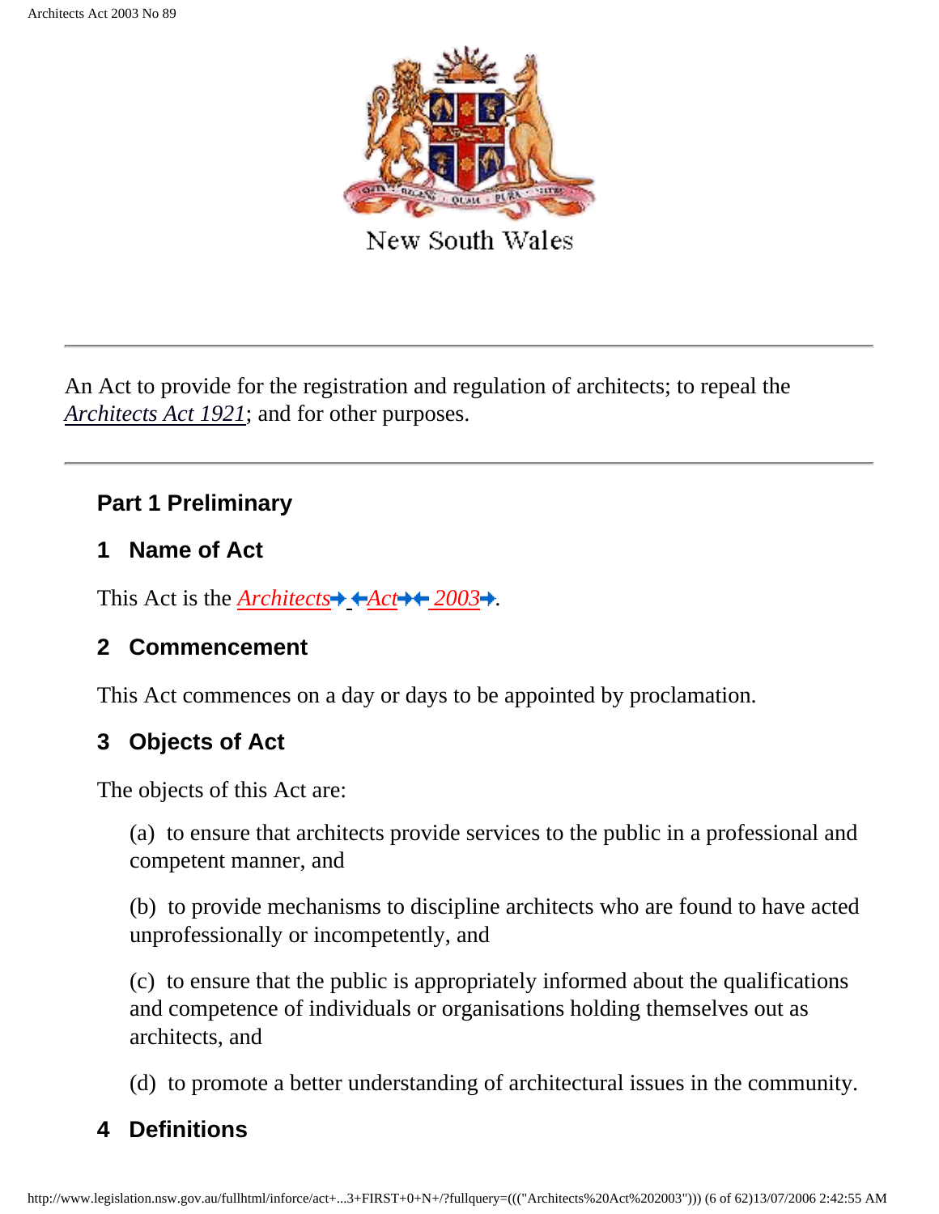New South Wales

---

An Act to provide for the registration and regulation of architects; to repeal the *Architects Act 1921*; and for other purposes.

---

## Part 1 Preliminary

### 1 Name of Act

This Act is the *Architects Act 2003*.

### 2 Commencement

This Act commences on a day or days to be appointed by proclamation.

### 3 Objects of Act

The objects of this Act are:

(a) to ensure that architects provide services to the public in a professional and competent manner, and

(b) to provide mechanisms to discipline architects who are found to have acted unprofessionally or incompetently, and

(c) to ensure that the public is appropriately informed about the qualifications and competence of individuals or organisations holding themselves out as architects, and

(d) to promote a better understanding of architectural issues in the community.

### 4 Definitions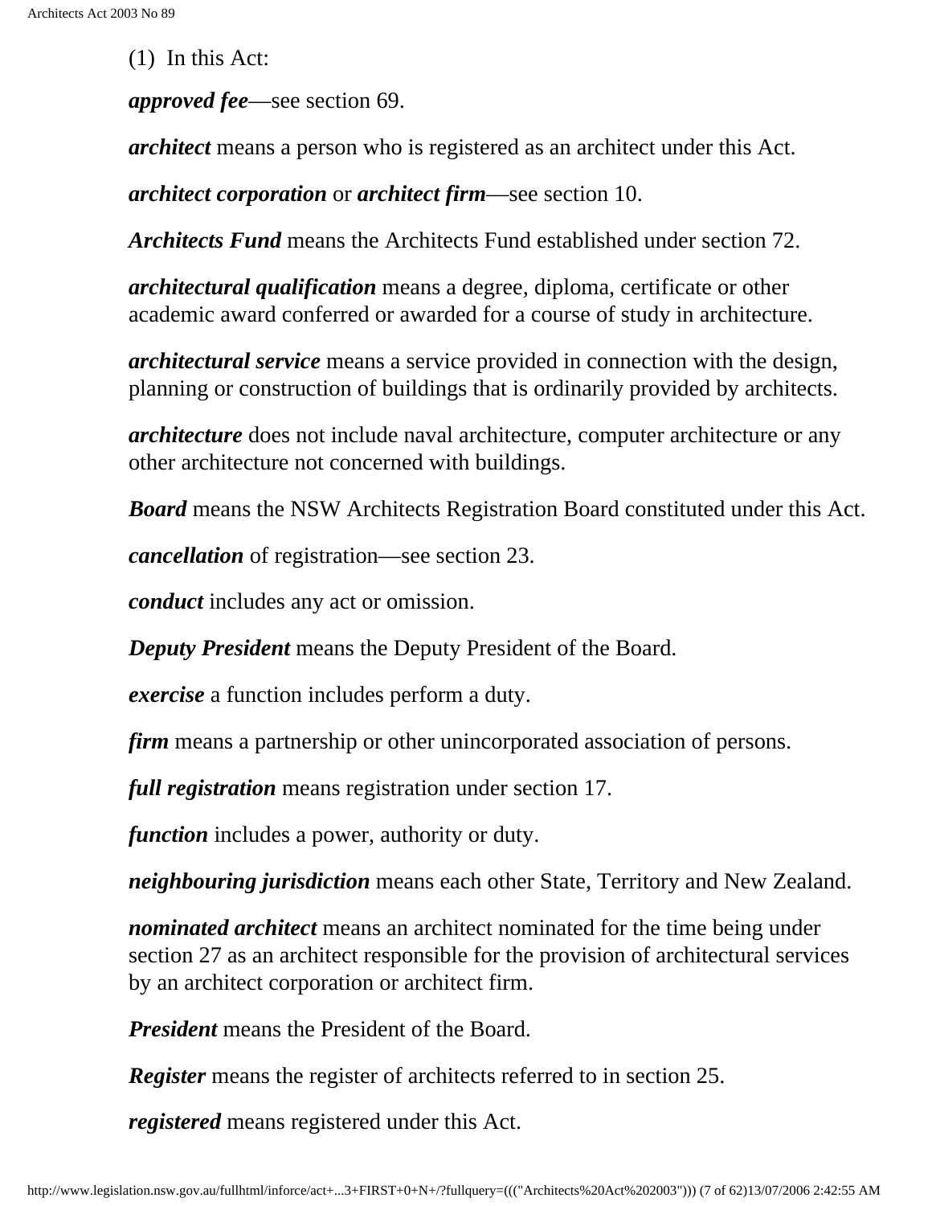(1) In this Act:

***approved fee***—see section 69.

***architect*** means a person who is registered as an architect under this Act.

***architect corporation*** or ***architect firm***—see section 10.

***Architects Fund*** means the Architects Fund established under section 72.

***architectural qualification*** means a degree, diploma, certificate or other academic award conferred or awarded for a course of study in architecture.

***architectural service*** means a service provided in connection with the design, planning or construction of buildings that is ordinarily provided by architects.

***architecture*** does not include naval architecture, computer architecture or any other architecture not concerned with buildings.

***Board*** means the NSW Architects Registration Board constituted under this Act.

***cancellation*** of registration—see section 23.

***conduct*** includes any act or omission.

***Deputy President*** means the Deputy President of the Board.

***exercise*** a function includes perform a duty.

***firm*** means a partnership or other unincorporated association of persons.

***full registration*** means registration under section 17.

***function*** includes a power, authority or duty.

***neighbouring jurisdiction*** means each other State, Territory and New Zealand.

***nominated architect*** means an architect nominated for the time being under section 27 as an architect responsible for the provision of architectural services by an architect corporation or architect firm.

***President*** means the President of the Board.

***Register*** means the register of architects referred to in section 25.

***registered*** means registered under this Act.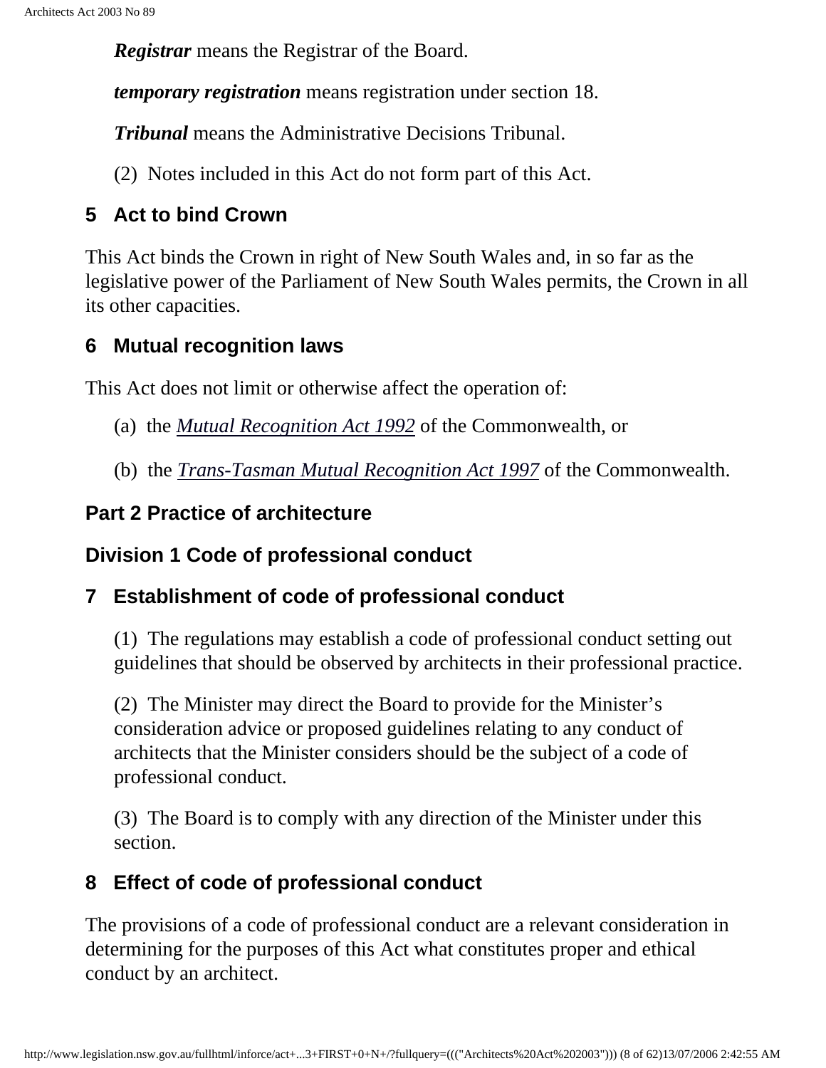***Registrar*** means the Registrar of the Board.

***temporary registration*** means registration under section 18.

***Tribunal*** means the Administrative Decisions Tribunal.

(2) Notes included in this Act do not form part of this Act.

### 5 Act to bind Crown

This Act binds the Crown in right of New South Wales and, in so far as the legislative power of the Parliament of New South Wales permits, the Crown in all its other capacities.

### 6 Mutual recognition laws

This Act does not limit or otherwise affect the operation of:

(a) the *Mutual Recognition Act 1992* of the Commonwealth, or

(b) the *Trans-Tasman Mutual Recognition Act 1997* of the Commonwealth.

## Part 2 Practice of architecture

## Division 1 Code of professional conduct

### 7 Establishment of code of professional conduct

(1) The regulations may establish a code of professional conduct setting out guidelines that should be observed by architects in their professional practice.

(2) The Minister may direct the Board to provide for the Minister's consideration advice or proposed guidelines relating to any conduct of architects that the Minister considers should be the subject of a code of professional conduct.

(3) The Board is to comply with any direction of the Minister under this section.

### 8 Effect of code of professional conduct

The provisions of a code of professional conduct are a relevant consideration in determining for the purposes of this Act what constitutes proper and ethical conduct by an architect.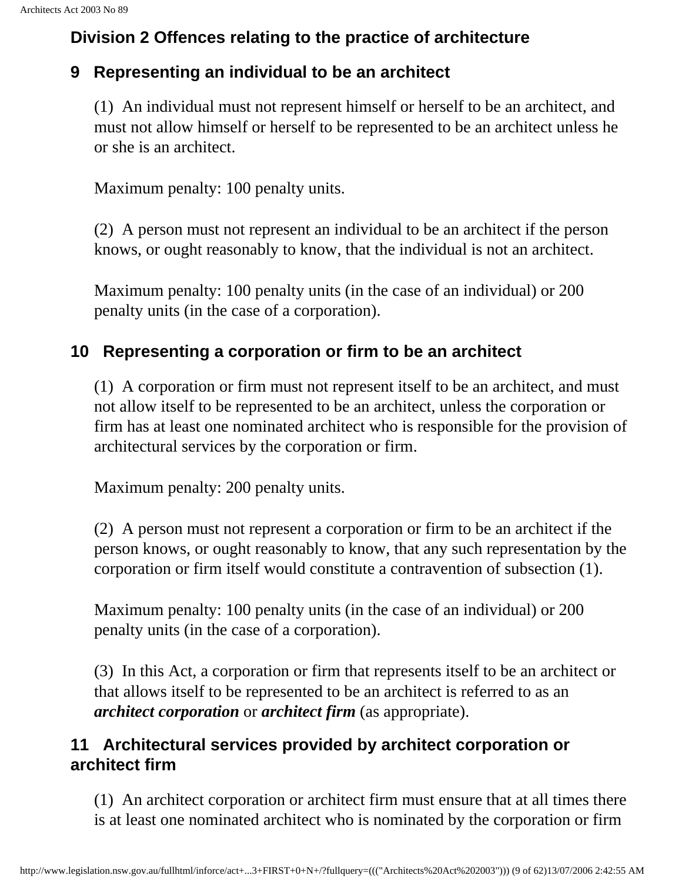## Division 2 Offences relating to the practice of architecture

### 9 Representing an individual to be an architect

(1) An individual must not represent himself or herself to be an architect, and must not allow himself or herself to be represented to be an architect unless he or she is an architect.

Maximum penalty: 100 penalty units.

(2) A person must not represent an individual to be an architect if the person knows, or ought reasonably to know, that the individual is not an architect.

Maximum penalty: 100 penalty units (in the case of an individual) or 200 penalty units (in the case of a corporation).

### 10 Representing a corporation or firm to be an architect

(1) A corporation or firm must not represent itself to be an architect, and must not allow itself to be represented to be an architect, unless the corporation or firm has at least one nominated architect who is responsible for the provision of architectural services by the corporation or firm.

Maximum penalty: 200 penalty units.

(2) A person must not represent a corporation or firm to be an architect if the person knows, or ought reasonably to know, that any such representation by the corporation or firm itself would constitute a contravention of subsection (1).

Maximum penalty: 100 penalty units (in the case of an individual) or 200 penalty units (in the case of a corporation).

(3) In this Act, a corporation or firm that represents itself to be an architect or that allows itself to be represented to be an architect is referred to as an ***architect corporation*** or ***architect firm*** (as appropriate).

### 11 Architectural services provided by architect corporation or architect firm

(1) An architect corporation or architect firm must ensure that at all times there is at least one nominated architect who is nominated by the corporation or firm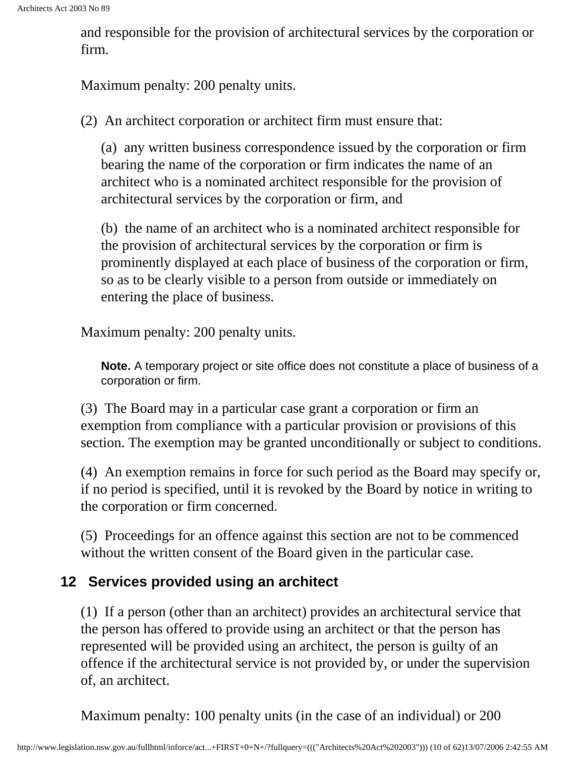and responsible for the provision of architectural services by the corporation or firm.

Maximum penalty: 200 penalty units.

(2) An architect corporation or architect firm must ensure that:

(a) any written business correspondence issued by the corporation or firm bearing the name of the corporation or firm indicates the name of an architect who is a nominated architect responsible for the provision of architectural services by the corporation or firm, and

(b) the name of an architect who is a nominated architect responsible for the provision of architectural services by the corporation or firm is prominently displayed at each place of business of the corporation or firm, so as to be clearly visible to a person from outside or immediately on entering the place of business.

Maximum penalty: 200 penalty units.

**Note.** A temporary project or site office does not constitute a place of business of a corporation or firm.

(3) The Board may in a particular case grant a corporation or firm an exemption from compliance with a particular provision or provisions of this section. The exemption may be granted unconditionally or subject to conditions.

(4) An exemption remains in force for such period as the Board may specify or, if no period is specified, until it is revoked by the Board by notice in writing to the corporation or firm concerned.

(5) Proceedings for an offence against this section are not to be commenced without the written consent of the Board given in the particular case.

## 12 Services provided using an architect

(1) If a person (other than an architect) provides an architectural service that the person has offered to provide using an architect or that the person has represented will be provided using an architect, the person is guilty of an offence if the architectural service is not provided by, or under the supervision of, an architect.

Maximum penalty: 100 penalty units (in the case of an individual) or 200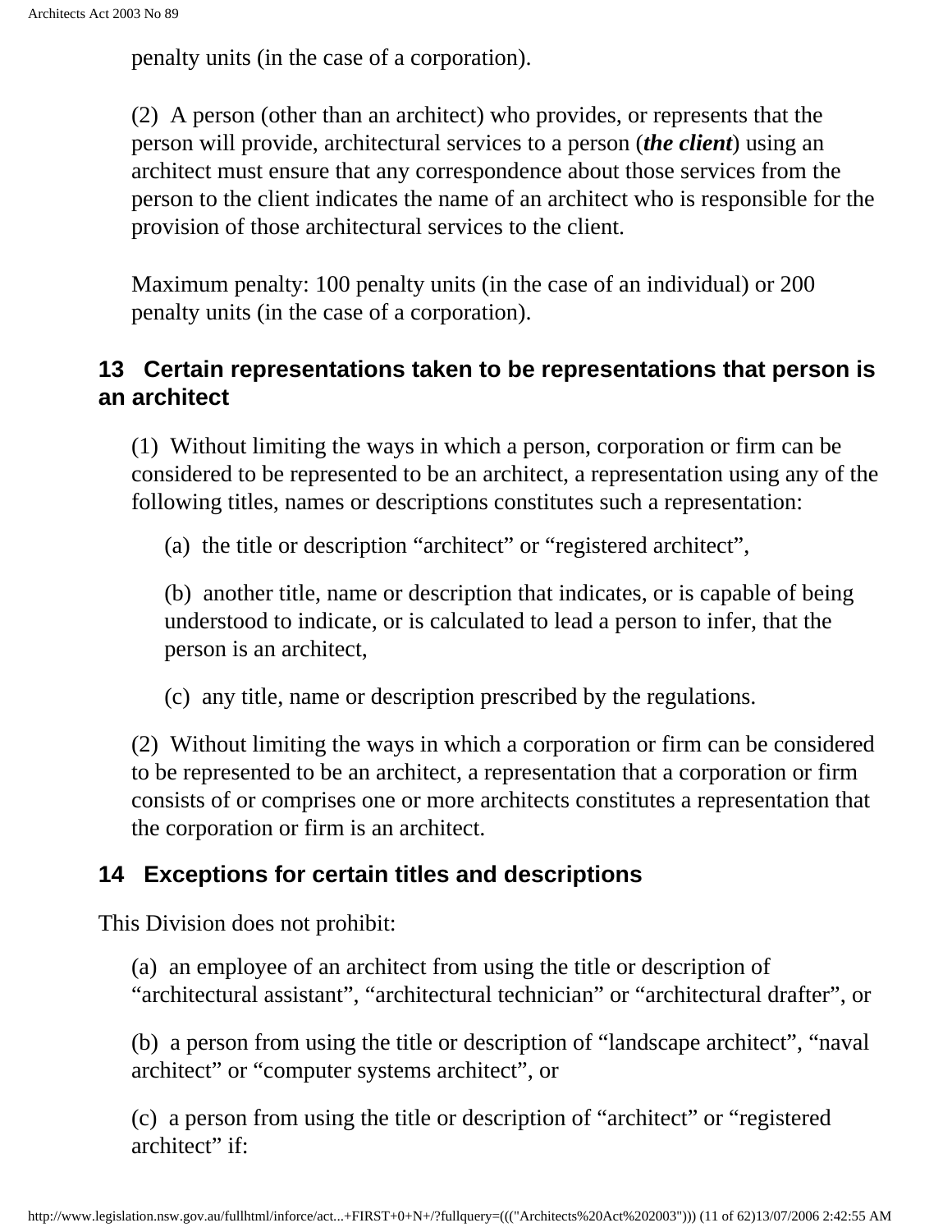penalty units (in the case of a corporation).

(2) A person (other than an architect) who provides, or represents that the person will provide, architectural services to a person (***the client***) using an architect must ensure that any correspondence about those services from the person to the client indicates the name of an architect who is responsible for the provision of those architectural services to the client.

Maximum penalty: 100 penalty units (in the case of an individual) or 200 penalty units (in the case of a corporation).

## 13 Certain representations taken to be representations that person is an architect

(1) Without limiting the ways in which a person, corporation or firm can be considered to be represented to be an architect, a representation using any of the following titles, names or descriptions constitutes such a representation:

(a) the title or description "architect" or "registered architect",

(b) another title, name or description that indicates, or is capable of being understood to indicate, or is calculated to lead a person to infer, that the person is an architect,

(c) any title, name or description prescribed by the regulations.

(2) Without limiting the ways in which a corporation or firm can be considered to be represented to be an architect, a representation that a corporation or firm consists of or comprises one or more architects constitutes a representation that the corporation or firm is an architect.

## 14 Exceptions for certain titles and descriptions

This Division does not prohibit:

(a) an employee of an architect from using the title or description of "architectural assistant", "architectural technician" or "architectural drafter", or

(b) a person from using the title or description of "landscape architect", "naval architect" or "computer systems architect", or

(c) a person from using the title or description of "architect" or "registered architect" if: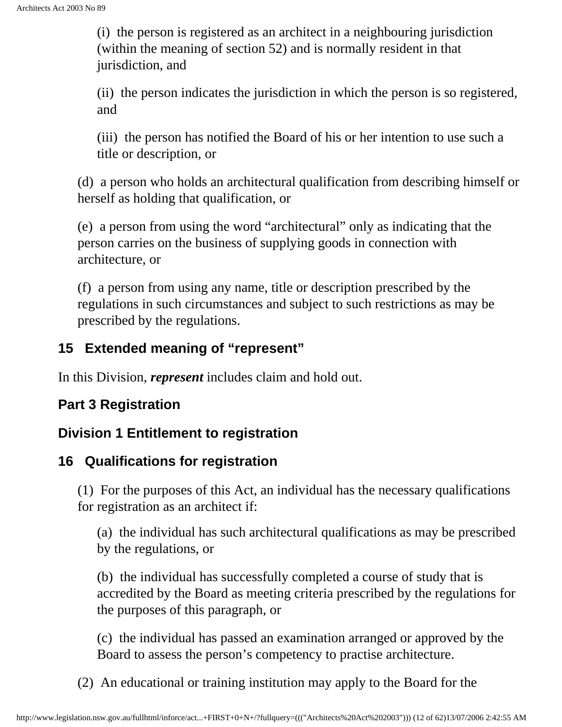(i) the person is registered as an architect in a neighbouring jurisdiction (within the meaning of section 52) and is normally resident in that jurisdiction, and

(ii) the person indicates the jurisdiction in which the person is so registered, and

(iii) the person has notified the Board of his or her intention to use such a title or description, or

(d) a person who holds an architectural qualification from describing himself or herself as holding that qualification, or

(e) a person from using the word "architectural" only as indicating that the person carries on the business of supplying goods in connection with architecture, or

(f) a person from using any name, title or description prescribed by the regulations in such circumstances and subject to such restrictions as may be prescribed by the regulations.

### 15 Extended meaning of "represent"

In this Division, ***represent*** includes claim and hold out.

## Part 3 Registration

## Division 1 Entitlement to registration

### 16 Qualifications for registration

(1) For the purposes of this Act, an individual has the necessary qualifications for registration as an architect if:

(a) the individual has such architectural qualifications as may be prescribed by the regulations, or

(b) the individual has successfully completed a course of study that is accredited by the Board as meeting criteria prescribed by the regulations for the purposes of this paragraph, or

(c) the individual has passed an examination arranged or approved by the Board to assess the person's competency to practise architecture.

(2) An educational or training institution may apply to the Board for the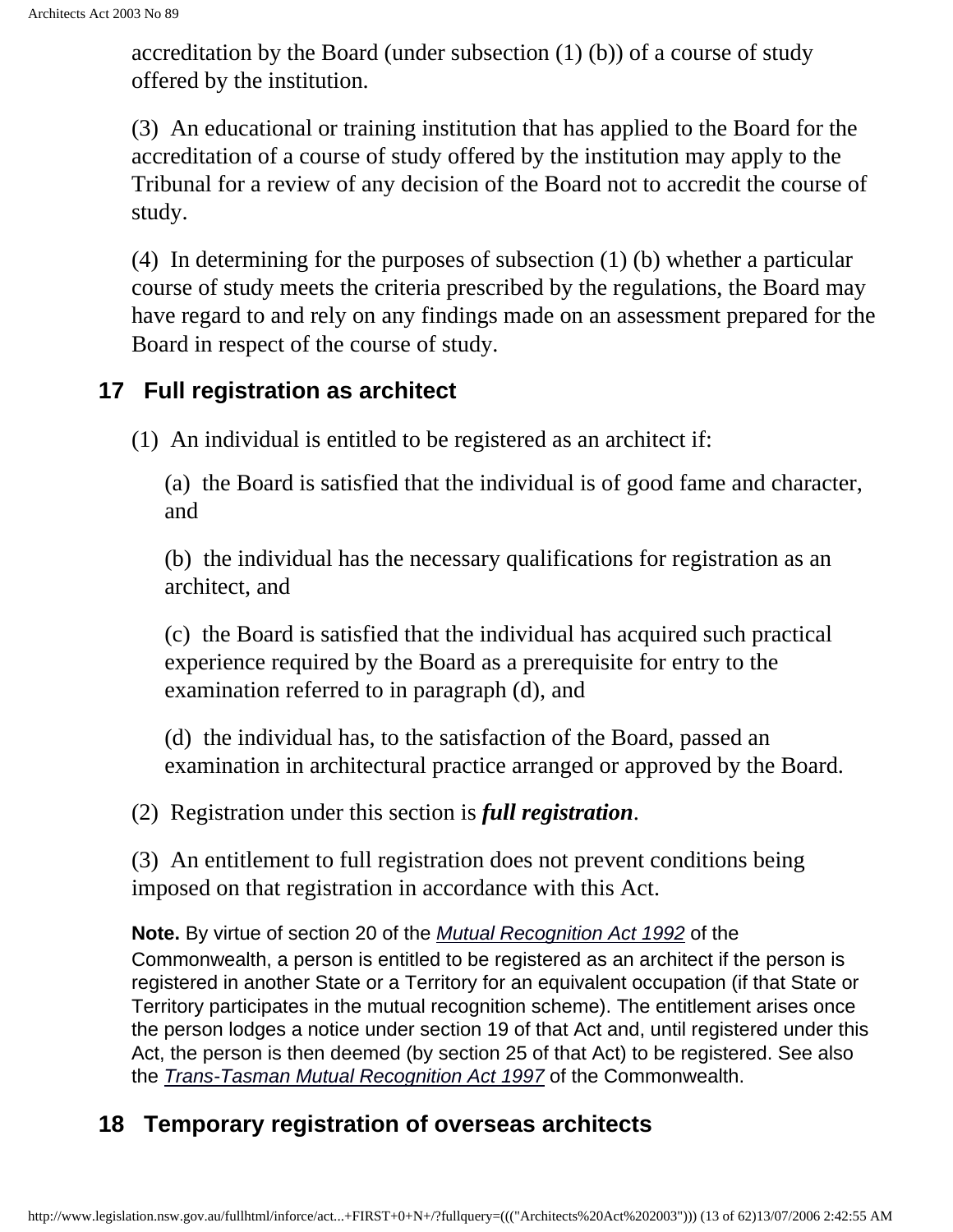accreditation by the Board (under subsection (1) (b)) of a course of study offered by the institution.

(3) An educational or training institution that has applied to the Board for the accreditation of a course of study offered by the institution may apply to the Tribunal for a review of any decision of the Board not to accredit the course of study.

(4) In determining for the purposes of subsection (1) (b) whether a particular course of study meets the criteria prescribed by the regulations, the Board may have regard to and rely on any findings made on an assessment prepared for the Board in respect of the course of study.

## 17 Full registration as architect

(1) An individual is entitled to be registered as an architect if:

(a) the Board is satisfied that the individual is of good fame and character, and

(b) the individual has the necessary qualifications for registration as an architect, and

(c) the Board is satisfied that the individual has acquired such practical experience required by the Board as a prerequisite for entry to the examination referred to in paragraph (d), and

(d) the individual has, to the satisfaction of the Board, passed an examination in architectural practice arranged or approved by the Board.

(2) Registration under this section is ***full registration***.

(3) An entitlement to full registration does not prevent conditions being imposed on that registration in accordance with this Act.

**Note.** By virtue of section 20 of the *Mutual Recognition Act 1992* of the Commonwealth, a person is entitled to be registered as an architect if the person is registered in another State or a Territory for an equivalent occupation (if that State or Territory participates in the mutual recognition scheme). The entitlement arises once the person lodges a notice under section 19 of that Act and, until registered under this Act, the person is then deemed (by section 25 of that Act) to be registered. See also the *Trans-Tasman Mutual Recognition Act 1997* of the Commonwealth.

## 18 Temporary registration of overseas architects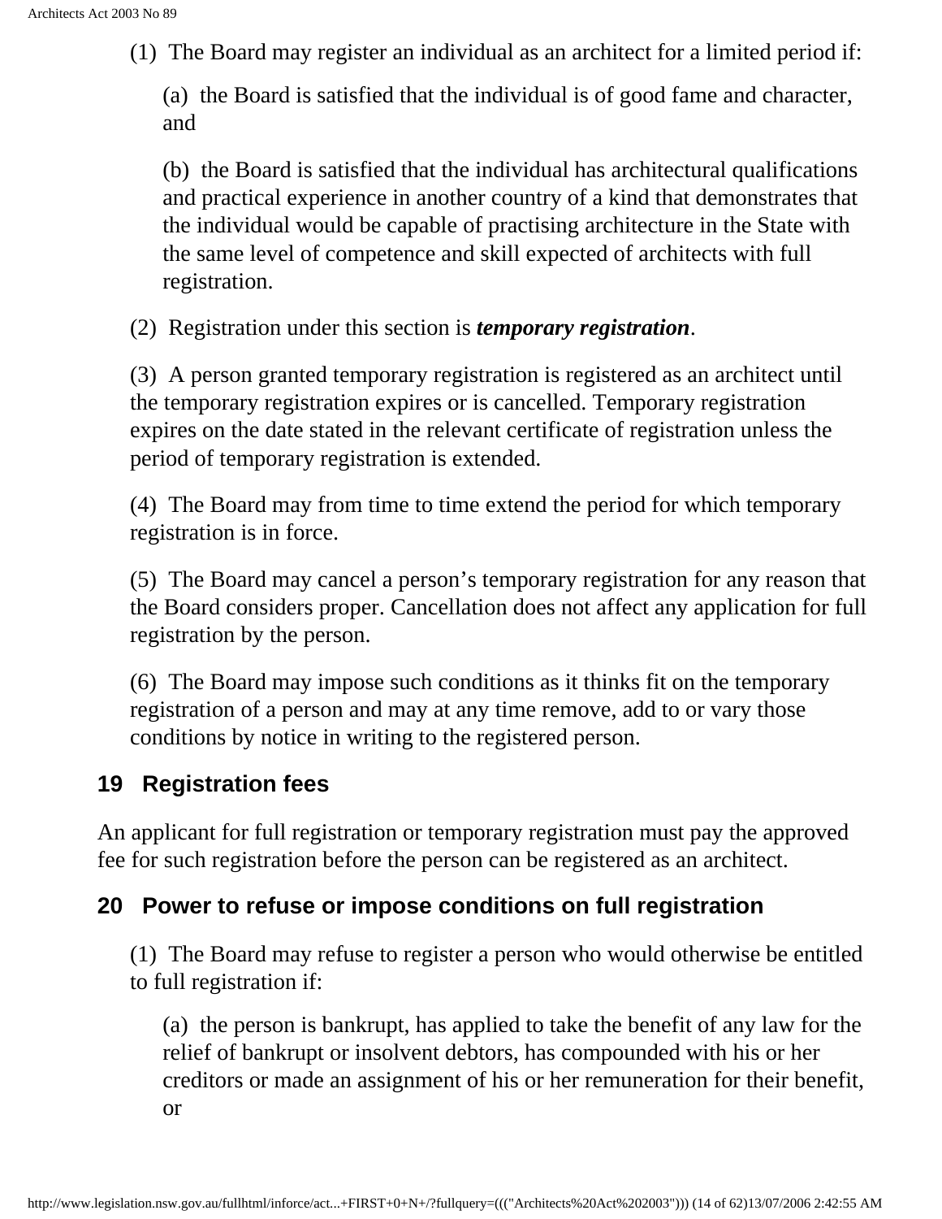(1) The Board may register an individual as an architect for a limited period if:

(a) the Board is satisfied that the individual is of good fame and character, and

(b) the Board is satisfied that the individual has architectural qualifications and practical experience in another country of a kind that demonstrates that the individual would be capable of practising architecture in the State with the same level of competence and skill expected of architects with full registration.

(2) Registration under this section is ***temporary registration***.

(3) A person granted temporary registration is registered as an architect until the temporary registration expires or is cancelled. Temporary registration expires on the date stated in the relevant certificate of registration unless the period of temporary registration is extended.

(4) The Board may from time to time extend the period for which temporary registration is in force.

(5) The Board may cancel a person's temporary registration for any reason that the Board considers proper. Cancellation does not affect any application for full registration by the person.

(6) The Board may impose such conditions as it thinks fit on the temporary registration of a person and may at any time remove, add to or vary those conditions by notice in writing to the registered person.

## 19 Registration fees

An applicant for full registration or temporary registration must pay the approved fee for such registration before the person can be registered as an architect.

## 20 Power to refuse or impose conditions on full registration

(1) The Board may refuse to register a person who would otherwise be entitled to full registration if:

(a) the person is bankrupt, has applied to take the benefit of any law for the relief of bankrupt or insolvent debtors, has compounded with his or her creditors or made an assignment of his or her remuneration for their benefit, or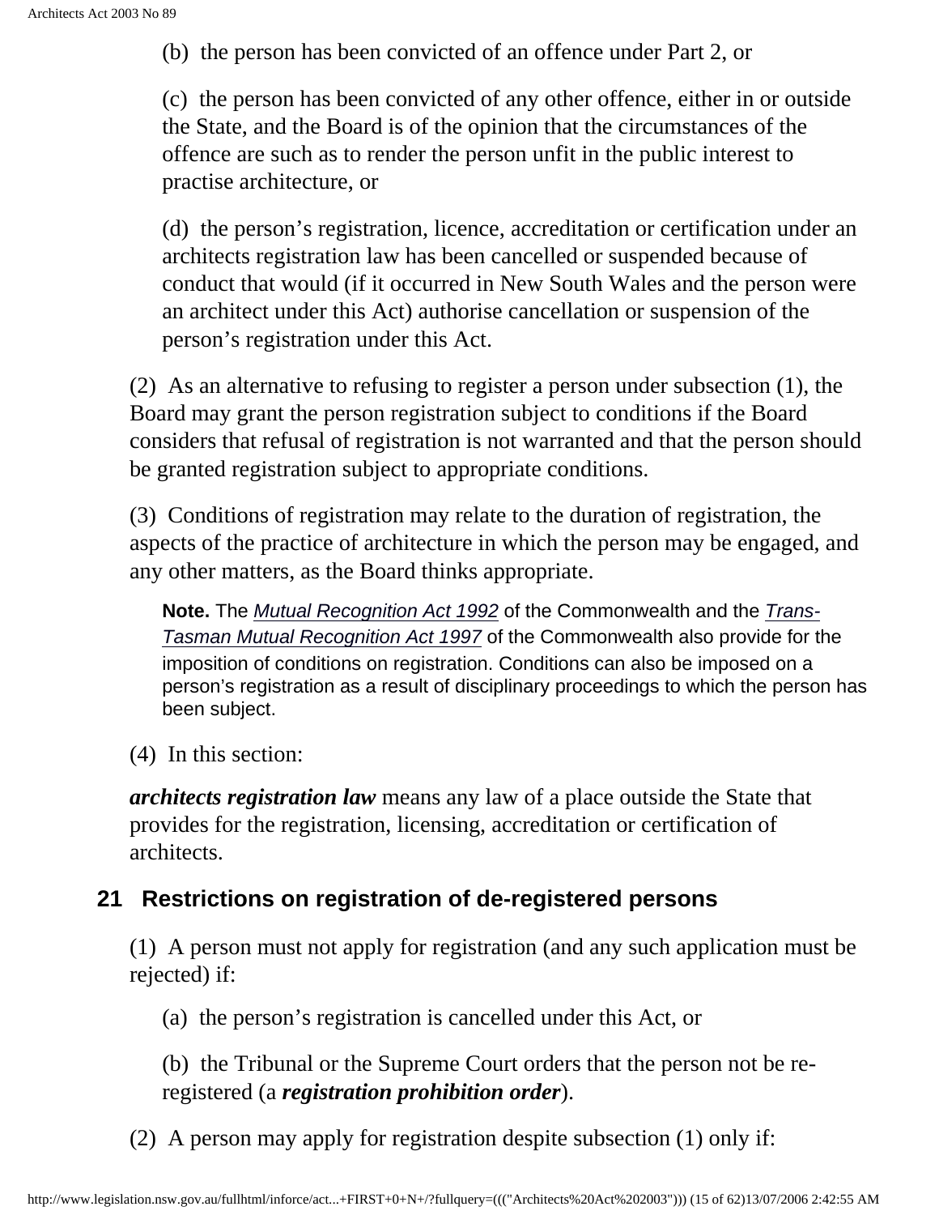(b) the person has been convicted of an offence under Part 2, or

(c) the person has been convicted of any other offence, either in or outside the State, and the Board is of the opinion that the circumstances of the offence are such as to render the person unfit in the public interest to practise architecture, or

(d) the person's registration, licence, accreditation or certification under an architects registration law has been cancelled or suspended because of conduct that would (if it occurred in New South Wales and the person were an architect under this Act) authorise cancellation or suspension of the person's registration under this Act.

(2) As an alternative to refusing to register a person under subsection (1), the Board may grant the person registration subject to conditions if the Board considers that refusal of registration is not warranted and that the person should be granted registration subject to appropriate conditions.

(3) Conditions of registration may relate to the duration of registration, the aspects of the practice of architecture in which the person may be engaged, and any other matters, as the Board thinks appropriate.

**Note.** The *Mutual Recognition Act 1992* of the Commonwealth and the *Trans-Tasman Mutual Recognition Act 1997* of the Commonwealth also provide for the imposition of conditions on registration. Conditions can also be imposed on a person's registration as a result of disciplinary proceedings to which the person has been subject.

(4) In this section:

***architects registration law*** means any law of a place outside the State that provides for the registration, licensing, accreditation or certification of architects.

## 21 Restrictions on registration of de-registered persons

(1) A person must not apply for registration (and any such application must be rejected) if:

(a) the person's registration is cancelled under this Act, or

(b) the Tribunal or the Supreme Court orders that the person not be re-registered (a ***registration prohibition order***).

(2) A person may apply for registration despite subsection (1) only if: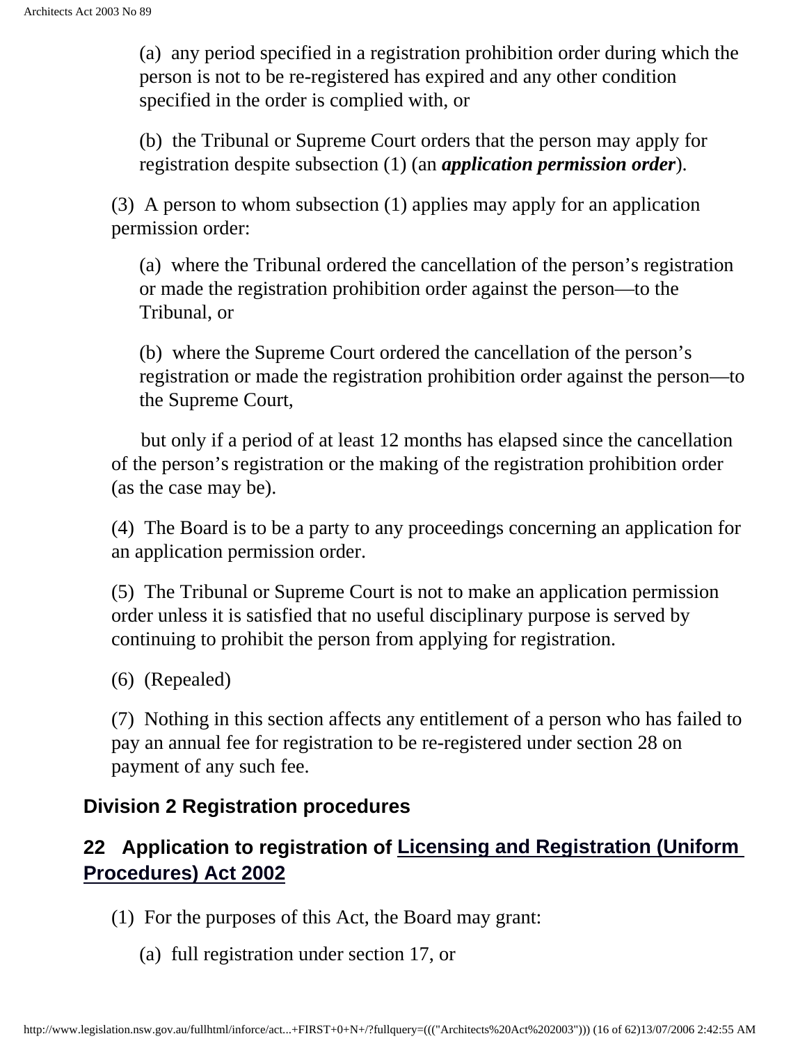(a) any period specified in a registration prohibition order during which the person is not to be re-registered has expired and any other condition specified in the order is complied with, or

(b) the Tribunal or Supreme Court orders that the person may apply for registration despite subsection (1) (an ***application permission order***).

(3) A person to whom subsection (1) applies may apply for an application permission order:

(a) where the Tribunal ordered the cancellation of the person's registration or made the registration prohibition order against the person—to the Tribunal, or

(b) where the Supreme Court ordered the cancellation of the person's registration or made the registration prohibition order against the person—to the Supreme Court,

but only if a period of at least 12 months has elapsed since the cancellation of the person's registration or the making of the registration prohibition order (as the case may be).

(4) The Board is to be a party to any proceedings concerning an application for an application permission order.

(5) The Tribunal or Supreme Court is not to make an application permission order unless it is satisfied that no useful disciplinary purpose is served by continuing to prohibit the person from applying for registration.

(6) (Repealed)

(7) Nothing in this section affects any entitlement of a person who has failed to pay an annual fee for registration to be re-registered under section 28 on payment of any such fee.

## Division 2 Registration procedures

### 22 Application to registration of Licensing and Registration (Uniform Procedures) Act 2002

(1) For the purposes of this Act, the Board may grant:

(a) full registration under section 17, or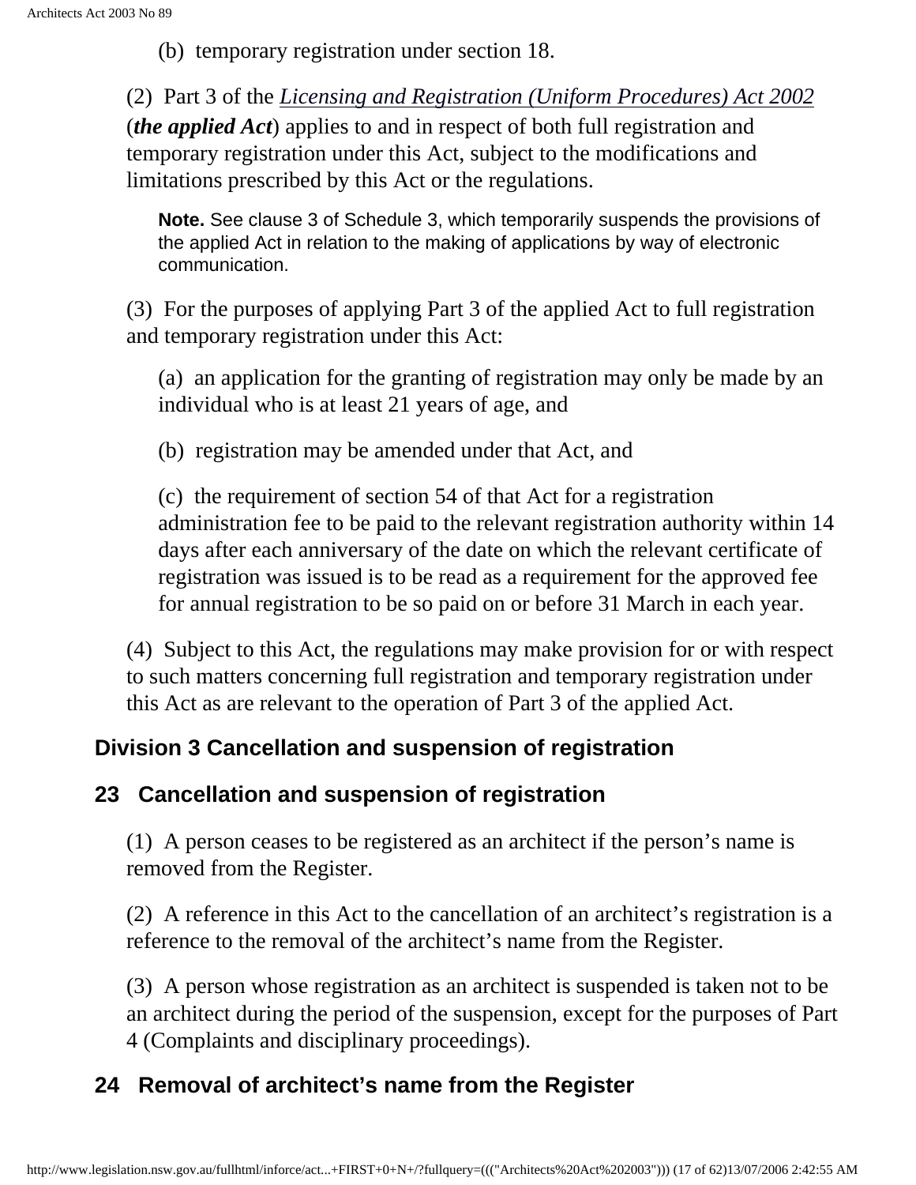(b) temporary registration under section 18.

(2) Part 3 of the *Licensing and Registration (Uniform Procedures) Act 2002* (***the applied Act***) applies to and in respect of both full registration and temporary registration under this Act, subject to the modifications and limitations prescribed by this Act or the regulations.

**Note.** See clause 3 of Schedule 3, which temporarily suspends the provisions of the applied Act in relation to the making of applications by way of electronic communication.

(3) For the purposes of applying Part 3 of the applied Act to full registration and temporary registration under this Act:

(a) an application for the granting of registration may only be made by an individual who is at least 21 years of age, and

(b) registration may be amended under that Act, and

(c) the requirement of section 54 of that Act for a registration administration fee to be paid to the relevant registration authority within 14 days after each anniversary of the date on which the relevant certificate of registration was issued is to be read as a requirement for the approved fee for annual registration to be so paid on or before 31 March in each year.

(4) Subject to this Act, the regulations may make provision for or with respect to such matters concerning full registration and temporary registration under this Act as are relevant to the operation of Part 3 of the applied Act.

## Division 3 Cancellation and suspension of registration

### 23 Cancellation and suspension of registration

(1) A person ceases to be registered as an architect if the person's name is removed from the Register.

(2) A reference in this Act to the cancellation of an architect's registration is a reference to the removal of the architect's name from the Register.

(3) A person whose registration as an architect is suspended is taken not to be an architect during the period of the suspension, except for the purposes of Part 4 (Complaints and disciplinary proceedings).

### 24 Removal of architect's name from the Register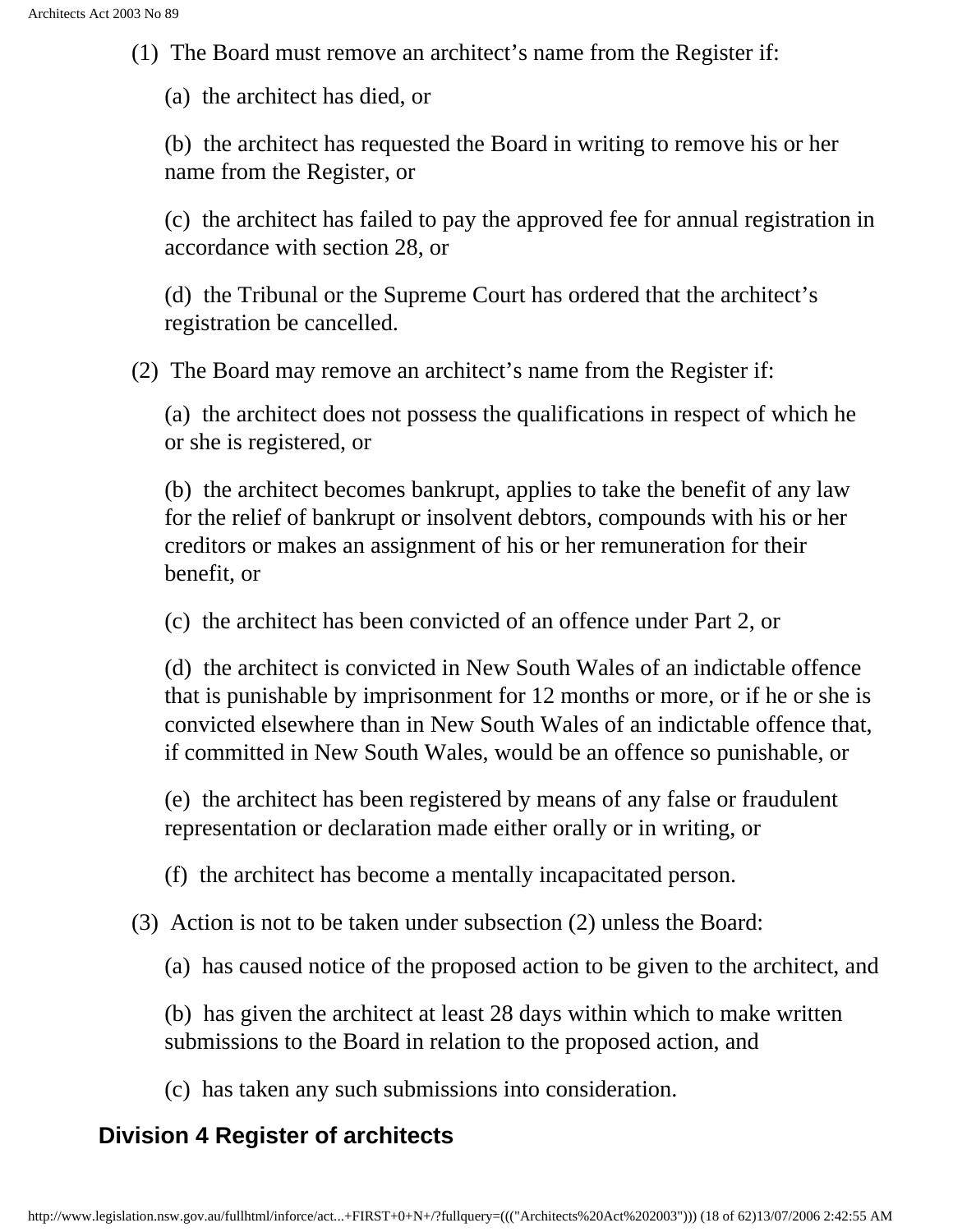(1) The Board must remove an architect's name from the Register if:

(a) the architect has died, or

(b) the architect has requested the Board in writing to remove his or her name from the Register, or

(c) the architect has failed to pay the approved fee for annual registration in accordance with section 28, or

(d) the Tribunal or the Supreme Court has ordered that the architect's registration be cancelled.

(2) The Board may remove an architect's name from the Register if:

(a) the architect does not possess the qualifications in respect of which he or she is registered, or

(b) the architect becomes bankrupt, applies to take the benefit of any law for the relief of bankrupt or insolvent debtors, compounds with his or her creditors or makes an assignment of his or her remuneration for their benefit, or

(c) the architect has been convicted of an offence under Part 2, or

(d) the architect is convicted in New South Wales of an indictable offence that is punishable by imprisonment for 12 months or more, or if he or she is convicted elsewhere than in New South Wales of an indictable offence that, if committed in New South Wales, would be an offence so punishable, or

(e) the architect has been registered by means of any false or fraudulent representation or declaration made either orally or in writing, or

(f) the architect has become a mentally incapacitated person.

(3) Action is not to be taken under subsection (2) unless the Board:

(a) has caused notice of the proposed action to be given to the architect, and

(b) has given the architect at least 28 days within which to make written submissions to the Board in relation to the proposed action, and

(c) has taken any such submissions into consideration.

## Division 4 Register of architects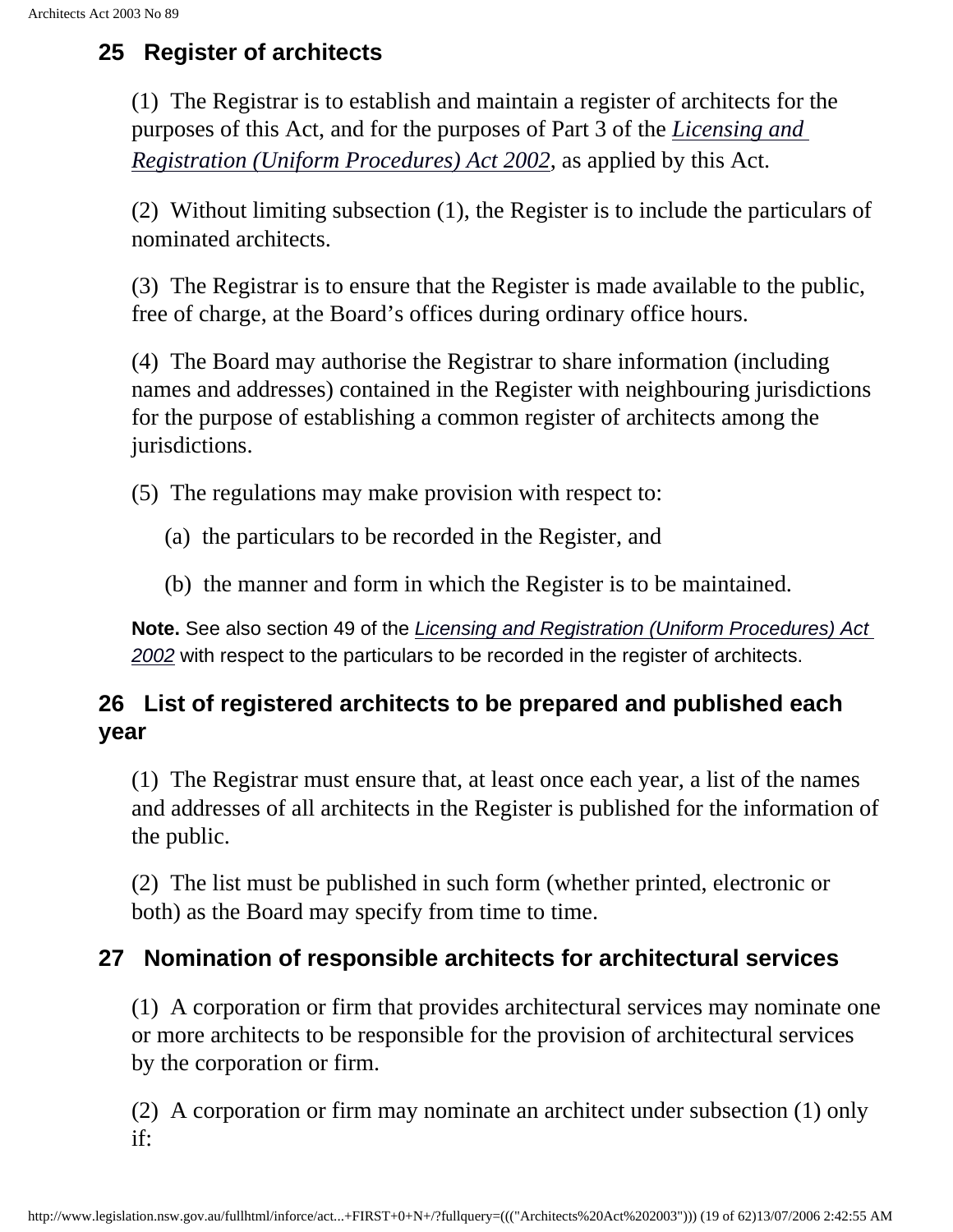## 25 Register of architects

(1) The Registrar is to establish and maintain a register of architects for the purposes of this Act, and for the purposes of Part 3 of the *Licensing and Registration (Uniform Procedures) Act 2002*, as applied by this Act.

(2) Without limiting subsection (1), the Register is to include the particulars of nominated architects.

(3) The Registrar is to ensure that the Register is made available to the public, free of charge, at the Board's offices during ordinary office hours.

(4) The Board may authorise the Registrar to share information (including names and addresses) contained in the Register with neighbouring jurisdictions for the purpose of establishing a common register of architects among the jurisdictions.

(5) The regulations may make provision with respect to:

(a) the particulars to be recorded in the Register, and

(b) the manner and form in which the Register is to be maintained.

**Note.** See also section 49 of the *Licensing and Registration (Uniform Procedures) Act 2002* with respect to the particulars to be recorded in the register of architects.

## 26 List of registered architects to be prepared and published each year

(1) The Registrar must ensure that, at least once each year, a list of the names and addresses of all architects in the Register is published for the information of the public.

(2) The list must be published in such form (whether printed, electronic or both) as the Board may specify from time to time.

## 27 Nomination of responsible architects for architectural services

(1) A corporation or firm that provides architectural services may nominate one or more architects to be responsible for the provision of architectural services by the corporation or firm.

(2) A corporation or firm may nominate an architect under subsection (1) only if: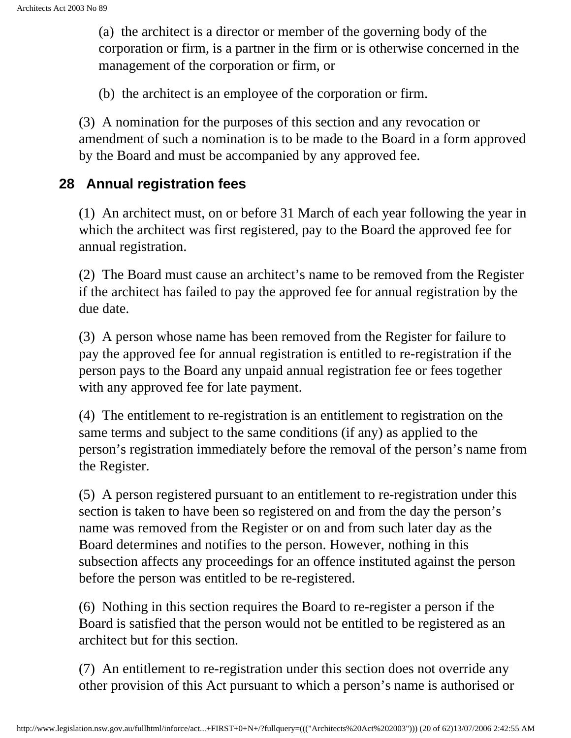(a) the architect is a director or member of the governing body of the corporation or firm, is a partner in the firm or is otherwise concerned in the management of the corporation or firm, or

(b) the architect is an employee of the corporation or firm.

(3) A nomination for the purposes of this section and any revocation or amendment of such a nomination is to be made to the Board in a form approved by the Board and must be accompanied by any approved fee.

## 28 Annual registration fees

(1) An architect must, on or before 31 March of each year following the year in which the architect was first registered, pay to the Board the approved fee for annual registration.

(2) The Board must cause an architect's name to be removed from the Register if the architect has failed to pay the approved fee for annual registration by the due date.

(3) A person whose name has been removed from the Register for failure to pay the approved fee for annual registration is entitled to re-registration if the person pays to the Board any unpaid annual registration fee or fees together with any approved fee for late payment.

(4) The entitlement to re-registration is an entitlement to registration on the same terms and subject to the same conditions (if any) as applied to the person's registration immediately before the removal of the person's name from the Register.

(5) A person registered pursuant to an entitlement to re-registration under this section is taken to have been so registered on and from the day the person's name was removed from the Register or on and from such later day as the Board determines and notifies to the person. However, nothing in this subsection affects any proceedings for an offence instituted against the person before the person was entitled to be re-registered.

(6) Nothing in this section requires the Board to re-register a person if the Board is satisfied that the person would not be entitled to be registered as an architect but for this section.

(7) An entitlement to re-registration under this section does not override any other provision of this Act pursuant to which a person's name is authorised or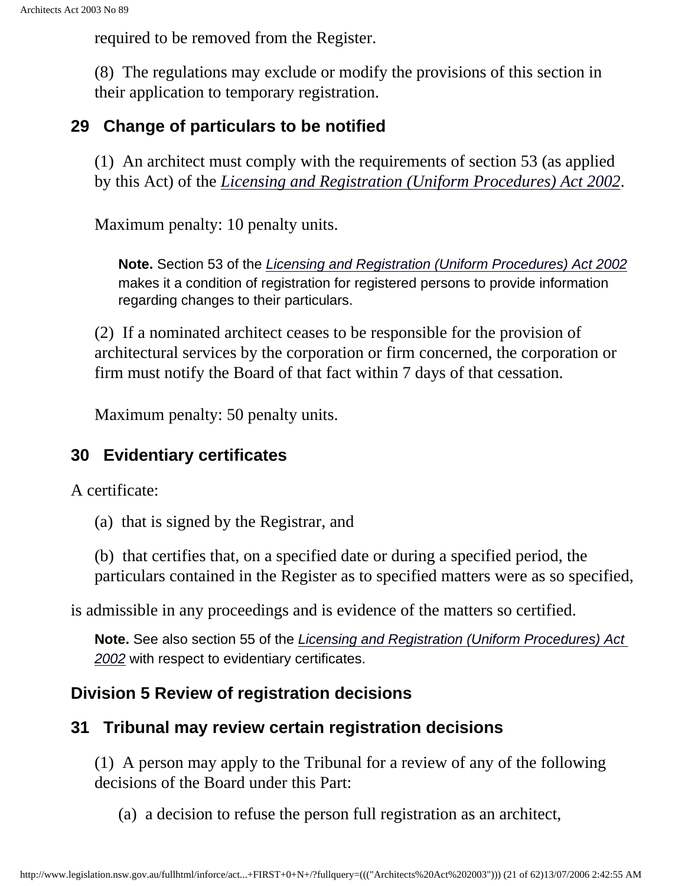required to be removed from the Register.

(8) The regulations may exclude or modify the provisions of this section in their application to temporary registration.

### 29 Change of particulars to be notified

(1) An architect must comply with the requirements of section 53 (as applied by this Act) of the *Licensing and Registration (Uniform Procedures) Act 2002*.

Maximum penalty: 10 penalty units.

> **Note.** Section 53 of the *Licensing and Registration (Uniform Procedures) Act 2002* makes it a condition of registration for registered persons to provide information regarding changes to their particulars.

(2) If a nominated architect ceases to be responsible for the provision of architectural services by the corporation or firm concerned, the corporation or firm must notify the Board of that fact within 7 days of that cessation.

Maximum penalty: 50 penalty units.

### 30 Evidentiary certificates

A certificate:

(a) that is signed by the Registrar, and

(b) that certifies that, on a specified date or during a specified period, the particulars contained in the Register as to specified matters were as so specified,

is admissible in any proceedings and is evidence of the matters so certified.

> **Note.** See also section 55 of the *Licensing and Registration (Uniform Procedures) Act 2002* with respect to evidentiary certificates.

## Division 5 Review of registration decisions

### 31 Tribunal may review certain registration decisions

(1) A person may apply to the Tribunal for a review of any of the following decisions of the Board under this Part:

(a) a decision to refuse the person full registration as an architect,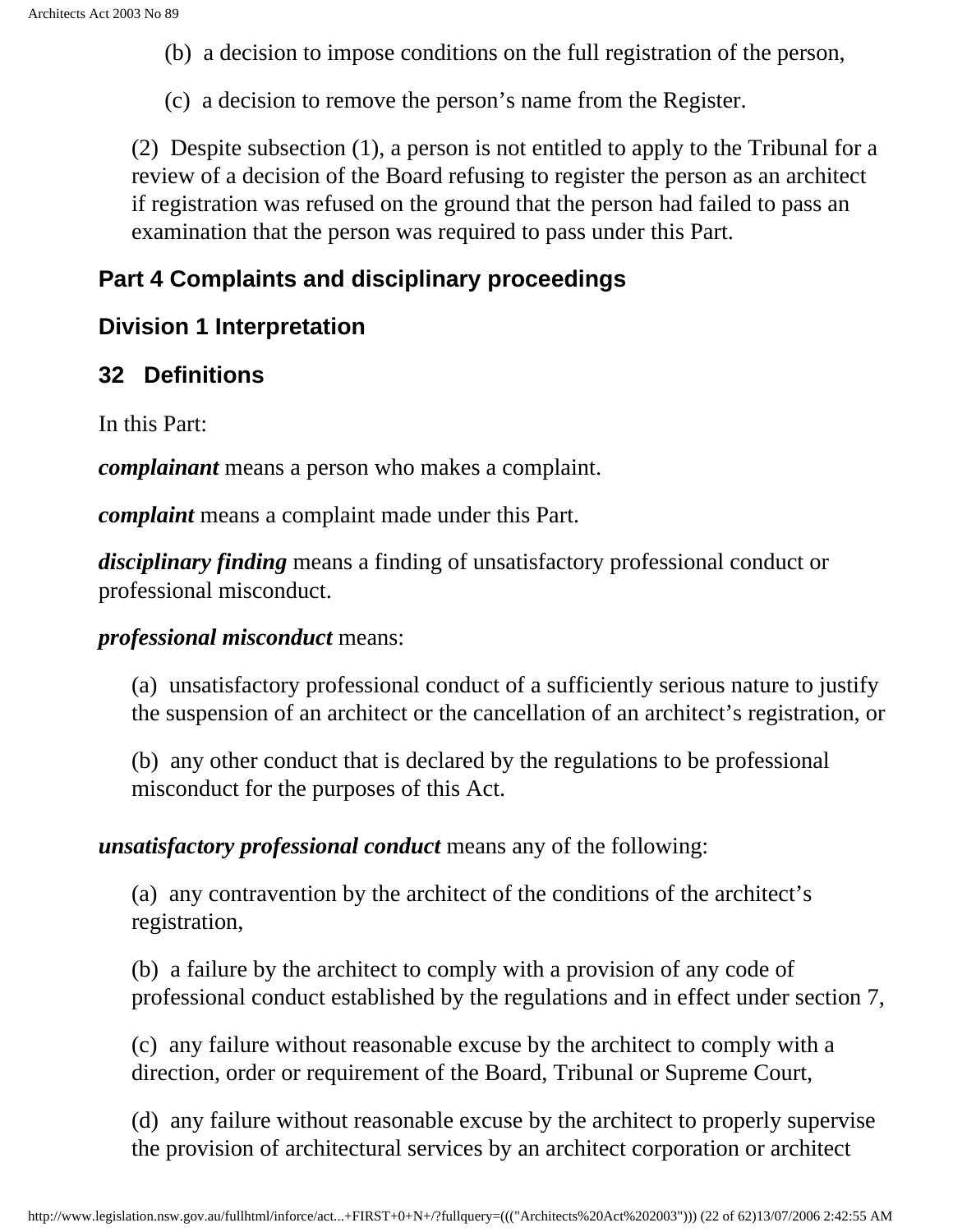(b) a decision to impose conditions on the full registration of the person,

(c) a decision to remove the person's name from the Register.

(2) Despite subsection (1), a person is not entitled to apply to the Tribunal for a review of a decision of the Board refusing to register the person as an architect if registration was refused on the ground that the person had failed to pass an examination that the person was required to pass under this Part.

## Part 4 Complaints and disciplinary proceedings

### Division 1 Interpretation

### 32 Definitions

In this Part:

***complainant*** means a person who makes a complaint.

***complaint*** means a complaint made under this Part.

***disciplinary finding*** means a finding of unsatisfactory professional conduct or professional misconduct.

***professional misconduct*** means:

(a) unsatisfactory professional conduct of a sufficiently serious nature to justify the suspension of an architect or the cancellation of an architect's registration, or

(b) any other conduct that is declared by the regulations to be professional misconduct for the purposes of this Act.

***unsatisfactory professional conduct*** means any of the following:

(a) any contravention by the architect of the conditions of the architect's registration,

(b) a failure by the architect to comply with a provision of any code of professional conduct established by the regulations and in effect under section 7,

(c) any failure without reasonable excuse by the architect to comply with a direction, order or requirement of the Board, Tribunal or Supreme Court,

(d) any failure without reasonable excuse by the architect to properly supervise the provision of architectural services by an architect corporation or architect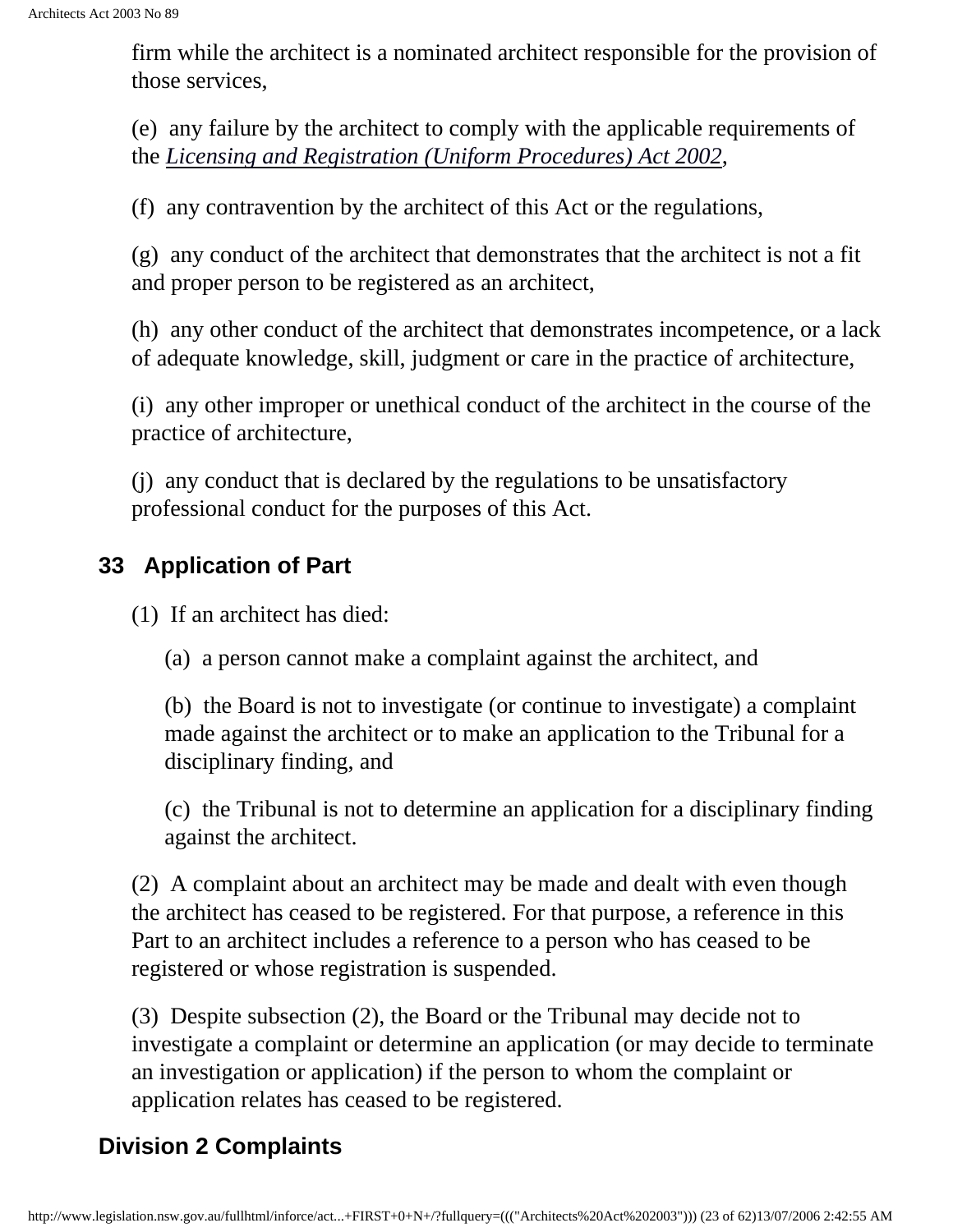firm while the architect is a nominated architect responsible for the provision of those services,

(e) any failure by the architect to comply with the applicable requirements of the *Licensing and Registration (Uniform Procedures) Act 2002*,

(f) any contravention by the architect of this Act or the regulations,

(g) any conduct of the architect that demonstrates that the architect is not a fit and proper person to be registered as an architect,

(h) any other conduct of the architect that demonstrates incompetence, or a lack of adequate knowledge, skill, judgment or care in the practice of architecture,

(i) any other improper or unethical conduct of the architect in the course of the practice of architecture,

(j) any conduct that is declared by the regulations to be unsatisfactory professional conduct for the purposes of this Act.

## 33 Application of Part

(1) If an architect has died:

(a) a person cannot make a complaint against the architect, and

(b) the Board is not to investigate (or continue to investigate) a complaint made against the architect or to make an application to the Tribunal for a disciplinary finding, and

(c) the Tribunal is not to determine an application for a disciplinary finding against the architect.

(2) A complaint about an architect may be made and dealt with even though the architect has ceased to be registered. For that purpose, a reference in this Part to an architect includes a reference to a person who has ceased to be registered or whose registration is suspended.

(3) Despite subsection (2), the Board or the Tribunal may decide not to investigate a complaint or determine an application (or may decide to terminate an investigation or application) if the person to whom the complaint or application relates has ceased to be registered.

## Division 2 Complaints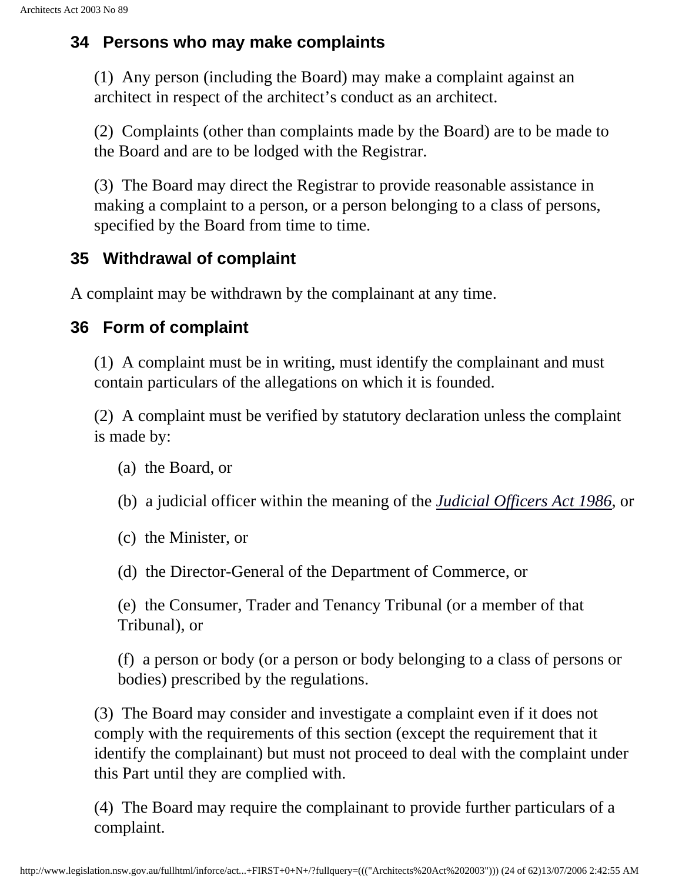### 34 Persons who may make complaints

(1) Any person (including the Board) may make a complaint against an architect in respect of the architect's conduct as an architect.

(2) Complaints (other than complaints made by the Board) are to be made to the Board and are to be lodged with the Registrar.

(3) The Board may direct the Registrar to provide reasonable assistance in making a complaint to a person, or a person belonging to a class of persons, specified by the Board from time to time.

### 35 Withdrawal of complaint

A complaint may be withdrawn by the complainant at any time.

### 36 Form of complaint

(1) A complaint must be in writing, must identify the complainant and must contain particulars of the allegations on which it is founded.

(2) A complaint must be verified by statutory declaration unless the complaint is made by:

(a) the Board, or

(b) a judicial officer within the meaning of the *Judicial Officers Act 1986*, or

(c) the Minister, or

(d) the Director-General of the Department of Commerce, or

(e) the Consumer, Trader and Tenancy Tribunal (or a member of that Tribunal), or

(f) a person or body (or a person or body belonging to a class of persons or bodies) prescribed by the regulations.

(3) The Board may consider and investigate a complaint even if it does not comply with the requirements of this section (except the requirement that it identify the complainant) but must not proceed to deal with the complaint under this Part until they are complied with.

(4) The Board may require the complainant to provide further particulars of a complaint.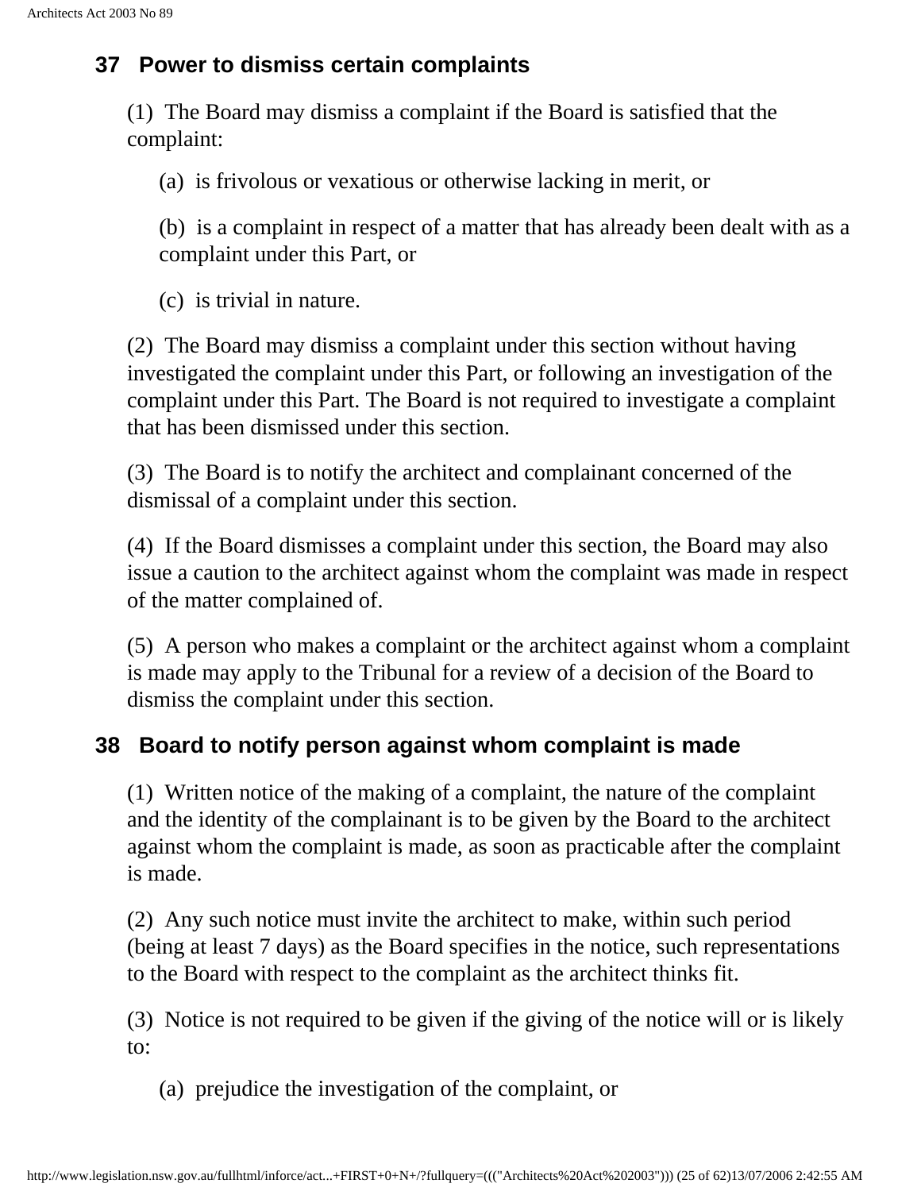## 37 Power to dismiss certain complaints

(1) The Board may dismiss a complaint if the Board is satisfied that the complaint:

(a) is frivolous or vexatious or otherwise lacking in merit, or

(b) is a complaint in respect of a matter that has already been dealt with as a complaint under this Part, or

(c) is trivial in nature.

(2) The Board may dismiss a complaint under this section without having investigated the complaint under this Part, or following an investigation of the complaint under this Part. The Board is not required to investigate a complaint that has been dismissed under this section.

(3) The Board is to notify the architect and complainant concerned of the dismissal of a complaint under this section.

(4) If the Board dismisses a complaint under this section, the Board may also issue a caution to the architect against whom the complaint was made in respect of the matter complained of.

(5) A person who makes a complaint or the architect against whom a complaint is made may apply to the Tribunal for a review of a decision of the Board to dismiss the complaint under this section.

## 38 Board to notify person against whom complaint is made

(1) Written notice of the making of a complaint, the nature of the complaint and the identity of the complainant is to be given by the Board to the architect against whom the complaint is made, as soon as practicable after the complaint is made.

(2) Any such notice must invite the architect to make, within such period (being at least 7 days) as the Board specifies in the notice, such representations to the Board with respect to the complaint as the architect thinks fit.

(3) Notice is not required to be given if the giving of the notice will or is likely to:

(a) prejudice the investigation of the complaint, or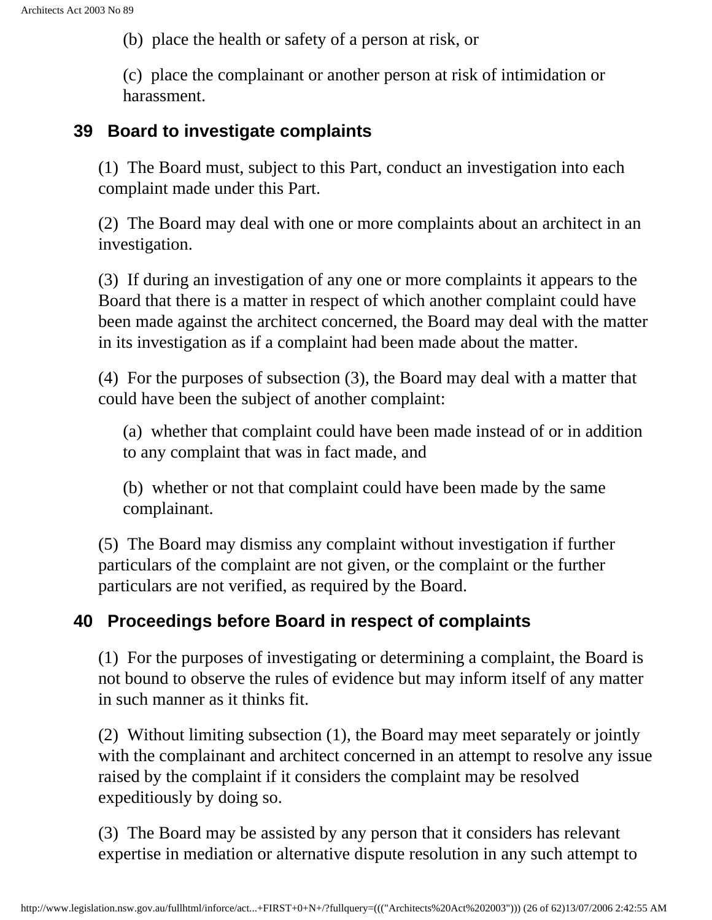(b) place the health or safety of a person at risk, or

(c) place the complainant or another person at risk of intimidation or harassment.

## 39 Board to investigate complaints

(1) The Board must, subject to this Part, conduct an investigation into each complaint made under this Part.

(2) The Board may deal with one or more complaints about an architect in an investigation.

(3) If during an investigation of any one or more complaints it appears to the Board that there is a matter in respect of which another complaint could have been made against the architect concerned, the Board may deal with the matter in its investigation as if a complaint had been made about the matter.

(4) For the purposes of subsection (3), the Board may deal with a matter that could have been the subject of another complaint:

(a) whether that complaint could have been made instead of or in addition to any complaint that was in fact made, and

(b) whether or not that complaint could have been made by the same complainant.

(5) The Board may dismiss any complaint without investigation if further particulars of the complaint are not given, or the complaint or the further particulars are not verified, as required by the Board.

## 40 Proceedings before Board in respect of complaints

(1) For the purposes of investigating or determining a complaint, the Board is not bound to observe the rules of evidence but may inform itself of any matter in such manner as it thinks fit.

(2) Without limiting subsection (1), the Board may meet separately or jointly with the complainant and architect concerned in an attempt to resolve any issue raised by the complaint if it considers the complaint may be resolved expeditiously by doing so.

(3) The Board may be assisted by any person that it considers has relevant expertise in mediation or alternative dispute resolution in any such attempt to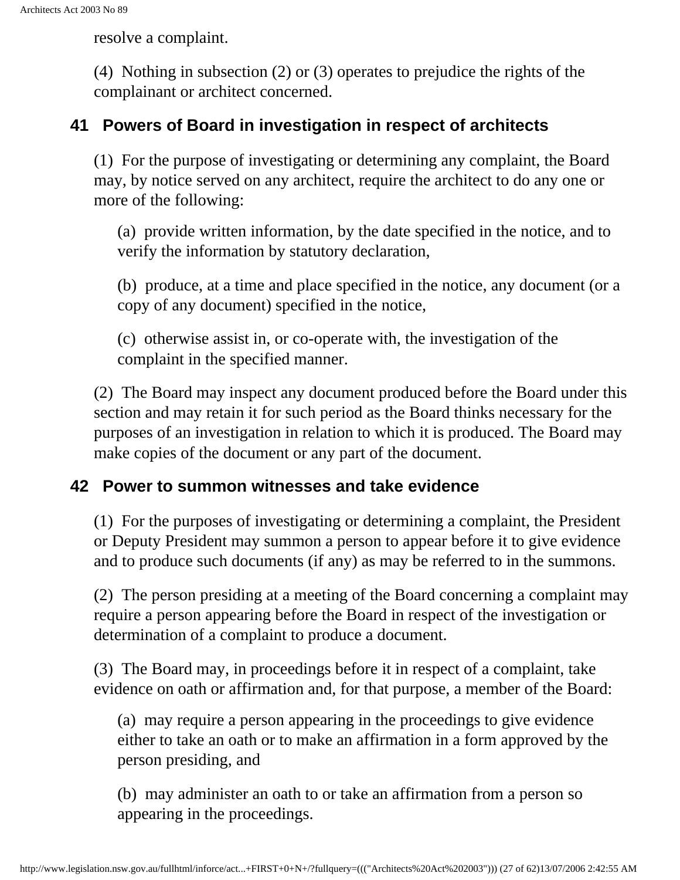resolve a complaint.

(4) Nothing in subsection (2) or (3) operates to prejudice the rights of the complainant or architect concerned.

### 41 Powers of Board in investigation in respect of architects

(1) For the purpose of investigating or determining any complaint, the Board may, by notice served on any architect, require the architect to do any one or more of the following:

(a) provide written information, by the date specified in the notice, and to verify the information by statutory declaration,

(b) produce, at a time and place specified in the notice, any document (or a copy of any document) specified in the notice,

(c) otherwise assist in, or co-operate with, the investigation of the complaint in the specified manner.

(2) The Board may inspect any document produced before the Board under this section and may retain it for such period as the Board thinks necessary for the purposes of an investigation in relation to which it is produced. The Board may make copies of the document or any part of the document.

### 42 Power to summon witnesses and take evidence

(1) For the purposes of investigating or determining a complaint, the President or Deputy President may summon a person to appear before it to give evidence and to produce such documents (if any) as may be referred to in the summons.

(2) The person presiding at a meeting of the Board concerning a complaint may require a person appearing before the Board in respect of the investigation or determination of a complaint to produce a document.

(3) The Board may, in proceedings before it in respect of a complaint, take evidence on oath or affirmation and, for that purpose, a member of the Board:

(a) may require a person appearing in the proceedings to give evidence either to take an oath or to make an affirmation in a form approved by the person presiding, and

(b) may administer an oath to or take an affirmation from a person so appearing in the proceedings.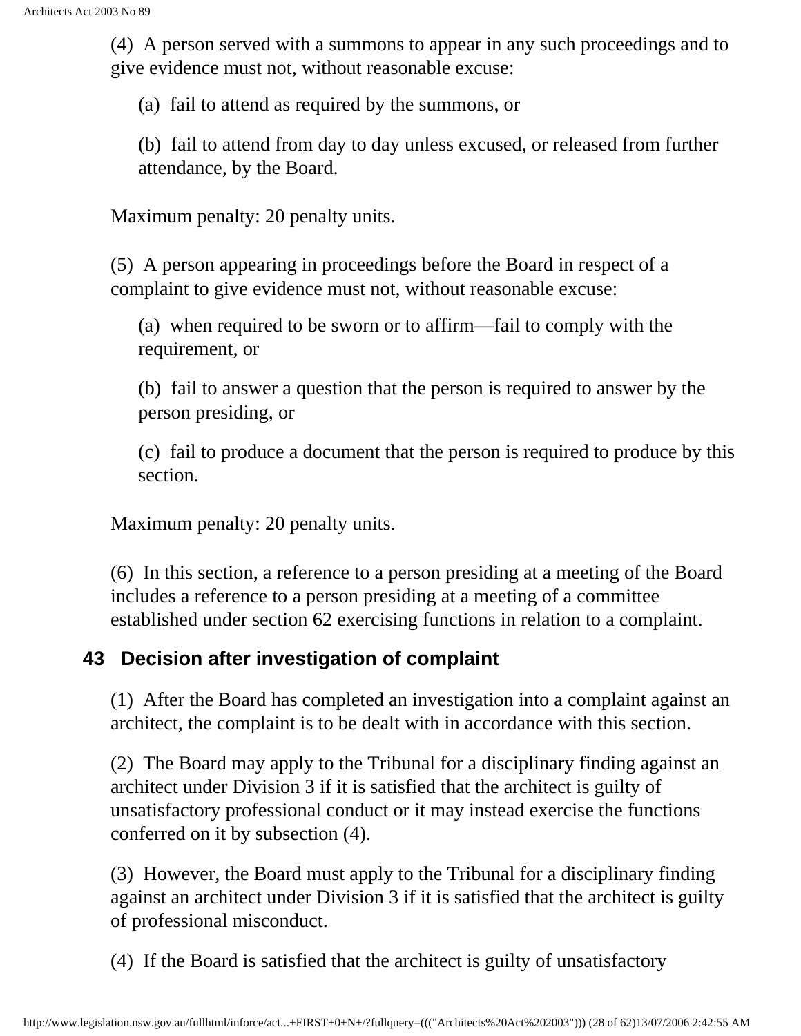(4) A person served with a summons to appear in any such proceedings and to give evidence must not, without reasonable excuse:

(a) fail to attend as required by the summons, or

(b) fail to attend from day to day unless excused, or released from further attendance, by the Board.

Maximum penalty: 20 penalty units.

(5) A person appearing in proceedings before the Board in respect of a complaint to give evidence must not, without reasonable excuse:

(a) when required to be sworn or to affirm—fail to comply with the requirement, or

(b) fail to answer a question that the person is required to answer by the person presiding, or

(c) fail to produce a document that the person is required to produce by this section.

Maximum penalty: 20 penalty units.

(6) In this section, a reference to a person presiding at a meeting of the Board includes a reference to a person presiding at a meeting of a committee established under section 62 exercising functions in relation to a complaint.

## 43 Decision after investigation of complaint

(1) After the Board has completed an investigation into a complaint against an architect, the complaint is to be dealt with in accordance with this section.

(2) The Board may apply to the Tribunal for a disciplinary finding against an architect under Division 3 if it is satisfied that the architect is guilty of unsatisfactory professional conduct or it may instead exercise the functions conferred on it by subsection (4).

(3) However, the Board must apply to the Tribunal for a disciplinary finding against an architect under Division 3 if it is satisfied that the architect is guilty of professional misconduct.

(4) If the Board is satisfied that the architect is guilty of unsatisfactory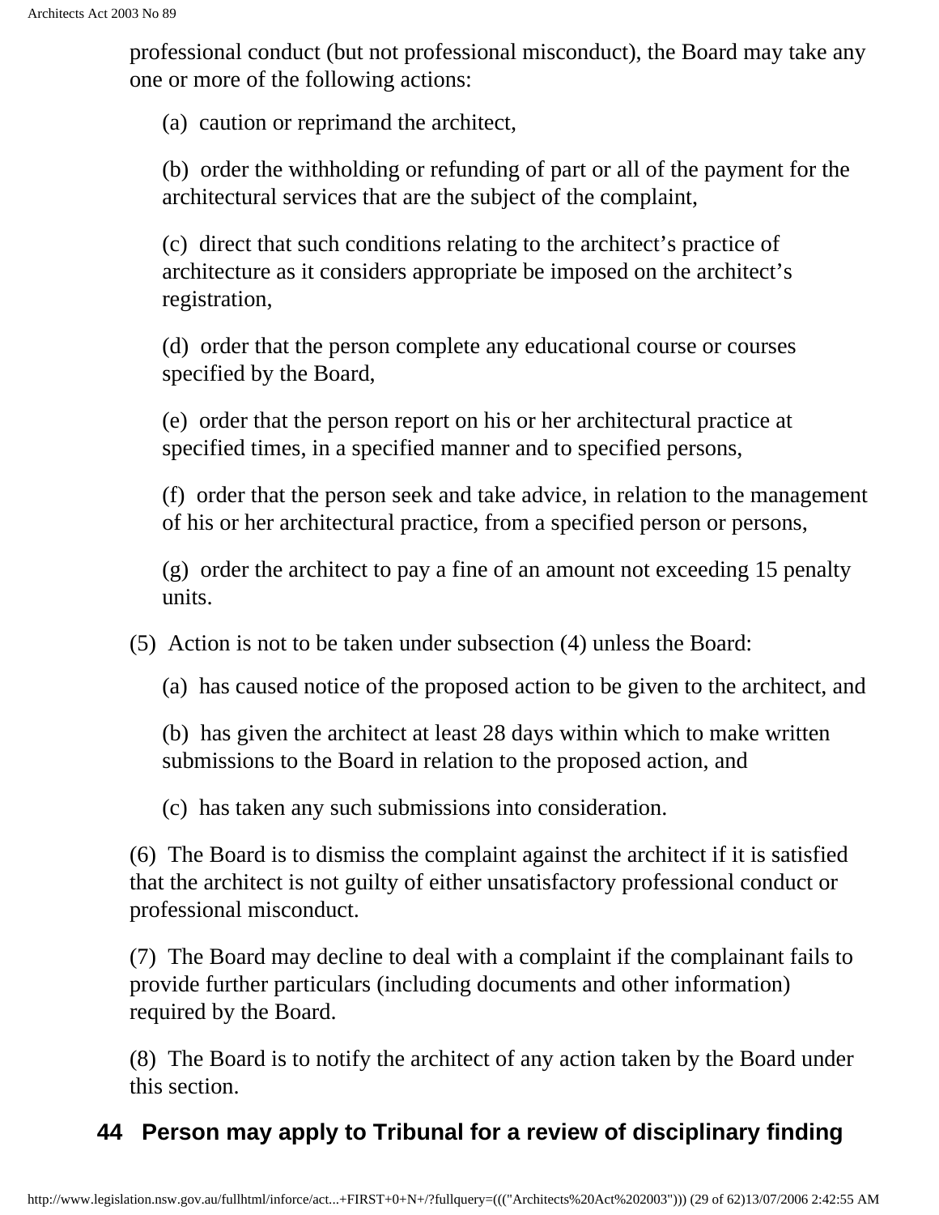professional conduct (but not professional misconduct), the Board may take any one or more of the following actions:

(a) caution or reprimand the architect,

(b) order the withholding or refunding of part or all of the payment for the architectural services that are the subject of the complaint,

(c) direct that such conditions relating to the architect's practice of architecture as it considers appropriate be imposed on the architect's registration,

(d) order that the person complete any educational course or courses specified by the Board,

(e) order that the person report on his or her architectural practice at specified times, in a specified manner and to specified persons,

(f) order that the person seek and take advice, in relation to the management of his or her architectural practice, from a specified person or persons,

(g) order the architect to pay a fine of an amount not exceeding 15 penalty units.

(5) Action is not to be taken under subsection (4) unless the Board:

(a) has caused notice of the proposed action to be given to the architect, and

(b) has given the architect at least 28 days within which to make written submissions to the Board in relation to the proposed action, and

(c) has taken any such submissions into consideration.

(6) The Board is to dismiss the complaint against the architect if it is satisfied that the architect is not guilty of either unsatisfactory professional conduct or professional misconduct.

(7) The Board may decline to deal with a complaint if the complainant fails to provide further particulars (including documents and other information) required by the Board.

(8) The Board is to notify the architect of any action taken by the Board under this section.

## 44 Person may apply to Tribunal for a review of disciplinary finding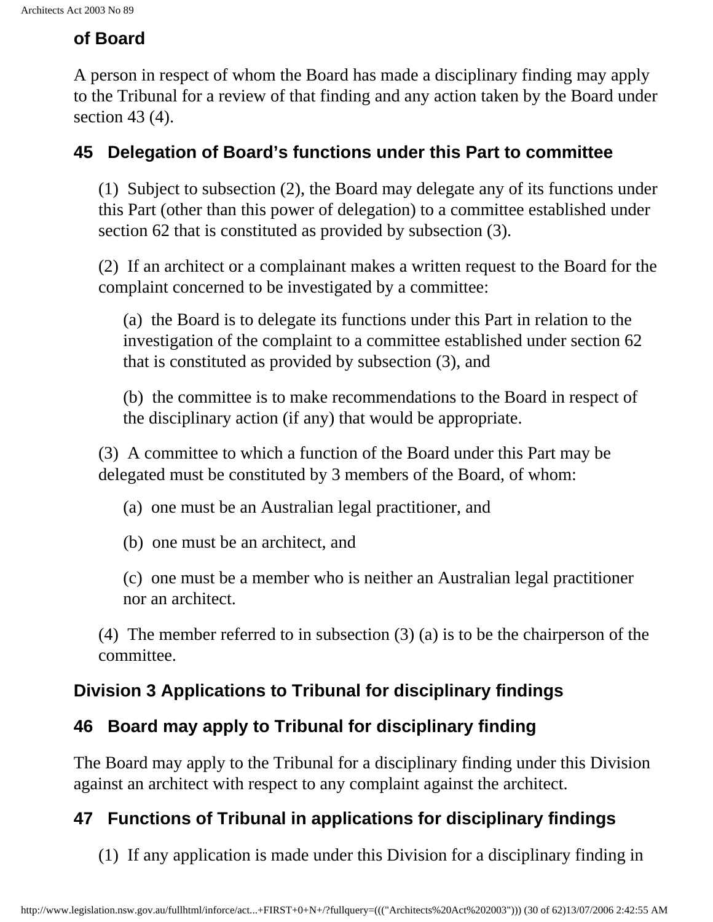**of Board**

A person in respect of whom the Board has made a disciplinary finding may apply to the Tribunal for a review of that finding and any action taken by the Board under section 43 (4).

### 45 Delegation of Board's functions under this Part to committee

(1) Subject to subsection (2), the Board may delegate any of its functions under this Part (other than this power of delegation) to a committee established under section 62 that is constituted as provided by subsection (3).

(2) If an architect or a complainant makes a written request to the Board for the complaint concerned to be investigated by a committee:

(a) the Board is to delegate its functions under this Part in relation to the investigation of the complaint to a committee established under section 62 that is constituted as provided by subsection (3), and

(b) the committee is to make recommendations to the Board in respect of the disciplinary action (if any) that would be appropriate.

(3) A committee to which a function of the Board under this Part may be delegated must be constituted by 3 members of the Board, of whom:

(a) one must be an Australian legal practitioner, and

(b) one must be an architect, and

(c) one must be a member who is neither an Australian legal practitioner nor an architect.

(4) The member referred to in subsection (3) (a) is to be the chairperson of the committee.

## Division 3 Applications to Tribunal for disciplinary findings

### 46 Board may apply to Tribunal for disciplinary finding

The Board may apply to the Tribunal for a disciplinary finding under this Division against an architect with respect to any complaint against the architect.

### 47 Functions of Tribunal in applications for disciplinary findings

(1) If any application is made under this Division for a disciplinary finding in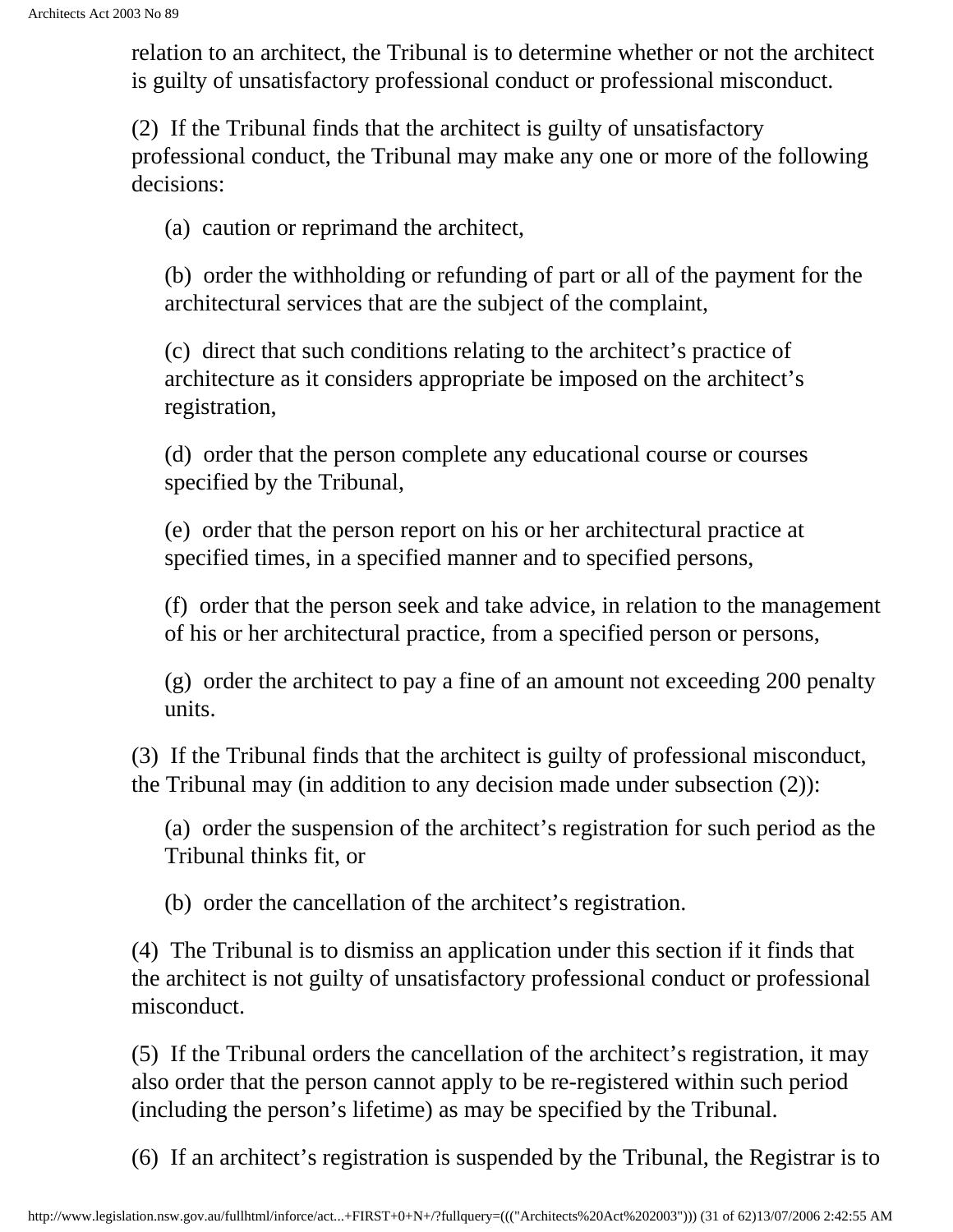relation to an architect, the Tribunal is to determine whether or not the architect is guilty of unsatisfactory professional conduct or professional misconduct.

(2) If the Tribunal finds that the architect is guilty of unsatisfactory professional conduct, the Tribunal may make any one or more of the following decisions:

(a) caution or reprimand the architect,

(b) order the withholding or refunding of part or all of the payment for the architectural services that are the subject of the complaint,

(c) direct that such conditions relating to the architect's practice of architecture as it considers appropriate be imposed on the architect's registration,

(d) order that the person complete any educational course or courses specified by the Tribunal,

(e) order that the person report on his or her architectural practice at specified times, in a specified manner and to specified persons,

(f) order that the person seek and take advice, in relation to the management of his or her architectural practice, from a specified person or persons,

(g) order the architect to pay a fine of an amount not exceeding 200 penalty units.

(3) If the Tribunal finds that the architect is guilty of professional misconduct, the Tribunal may (in addition to any decision made under subsection (2)):

(a) order the suspension of the architect's registration for such period as the Tribunal thinks fit, or

(b) order the cancellation of the architect's registration.

(4) The Tribunal is to dismiss an application under this section if it finds that the architect is not guilty of unsatisfactory professional conduct or professional misconduct.

(5) If the Tribunal orders the cancellation of the architect's registration, it may also order that the person cannot apply to be re-registered within such period (including the person's lifetime) as may be specified by the Tribunal.

(6) If an architect's registration is suspended by the Tribunal, the Registrar is to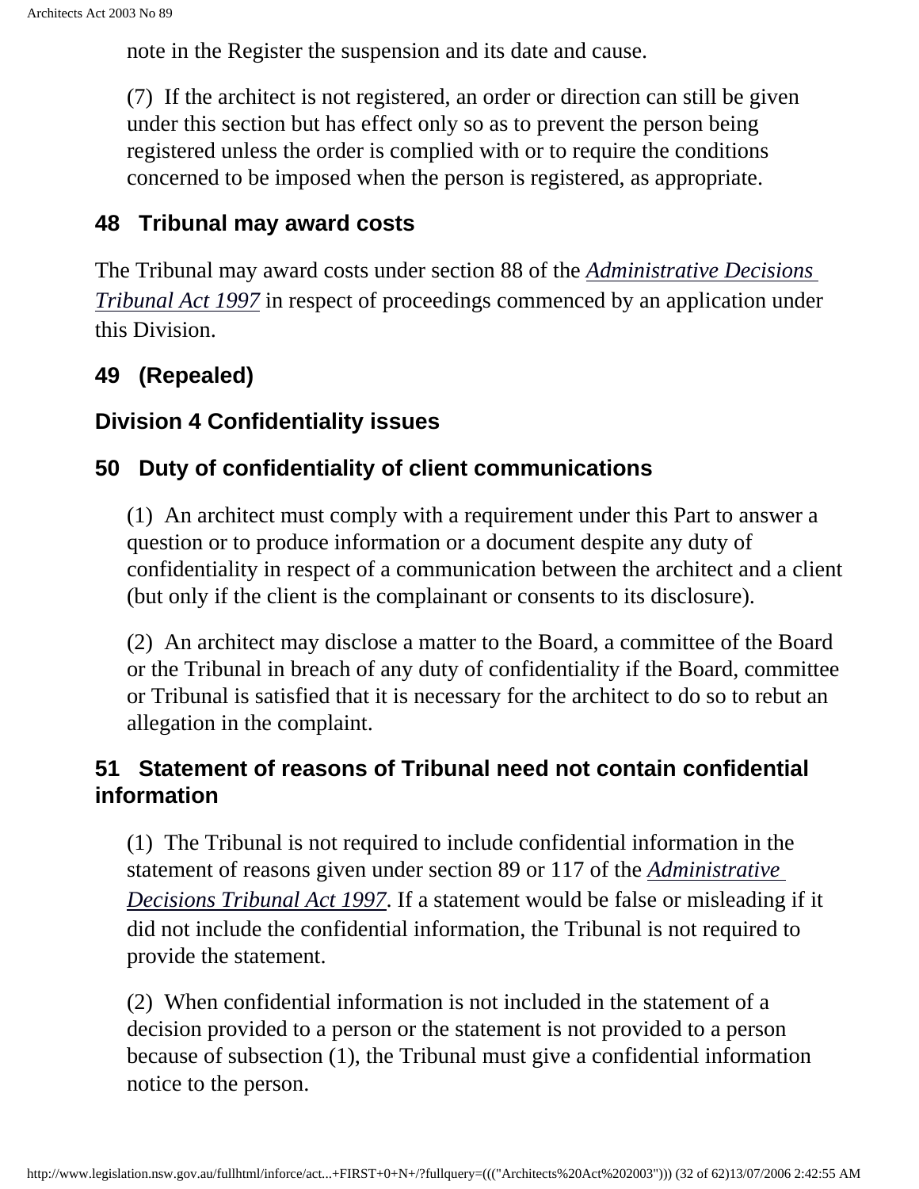note in the Register the suspension and its date and cause.

(7) If the architect is not registered, an order or direction can still be given under this section but has effect only so as to prevent the person being registered unless the order is complied with or to require the conditions concerned to be imposed when the person is registered, as appropriate.

## 48 Tribunal may award costs

The Tribunal may award costs under section 88 of the *Administrative Decisions Tribunal Act 1997* in respect of proceedings commenced by an application under this Division.

## 49 (Repealed)

## Division 4 Confidentiality issues

## 50 Duty of confidentiality of client communications

(1) An architect must comply with a requirement under this Part to answer a question or to produce information or a document despite any duty of confidentiality in respect of a communication between the architect and a client (but only if the client is the complainant or consents to its disclosure).

(2) An architect may disclose a matter to the Board, a committee of the Board or the Tribunal in breach of any duty of confidentiality if the Board, committee or Tribunal is satisfied that it is necessary for the architect to do so to rebut an allegation in the complaint.

## 51 Statement of reasons of Tribunal need not contain confidential information

(1) The Tribunal is not required to include confidential information in the statement of reasons given under section 89 or 117 of the *Administrative Decisions Tribunal Act 1997*. If a statement would be false or misleading if it did not include the confidential information, the Tribunal is not required to provide the statement.

(2) When confidential information is not included in the statement of a decision provided to a person or the statement is not provided to a person because of subsection (1), the Tribunal must give a confidential information notice to the person.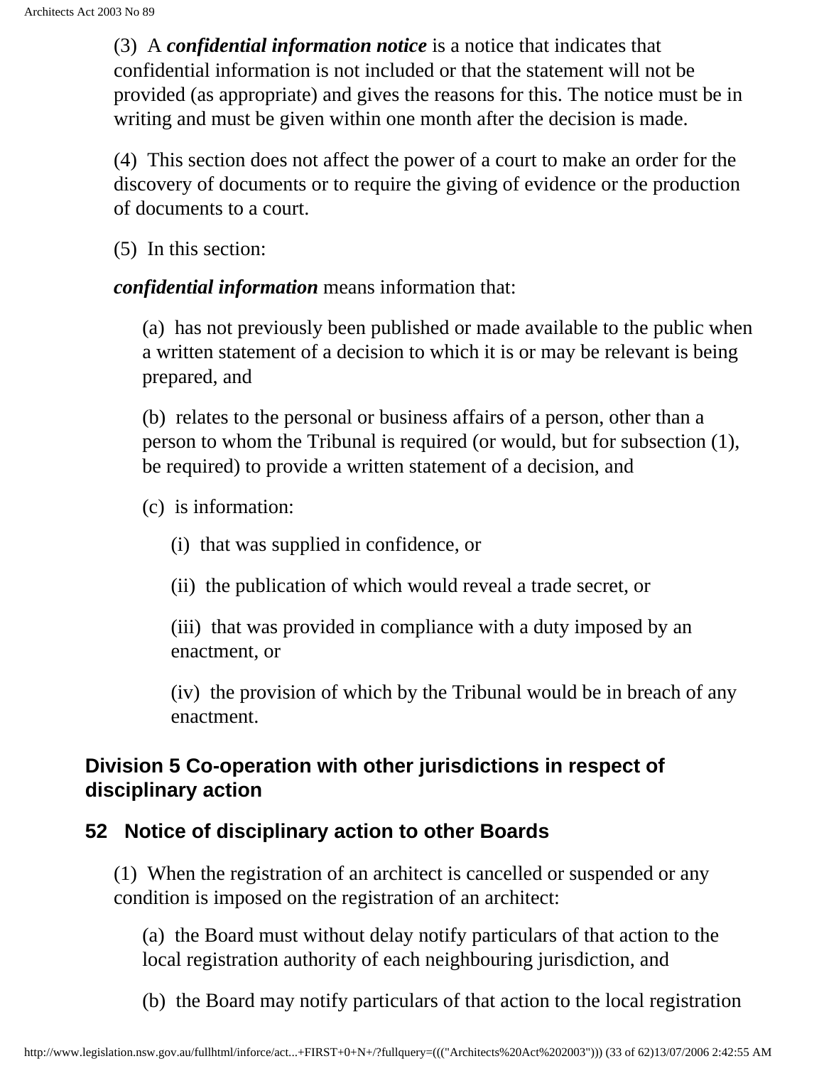(3) A ***confidential information notice*** is a notice that indicates that confidential information is not included or that the statement will not be provided (as appropriate) and gives the reasons for this. The notice must be in writing and must be given within one month after the decision is made.

(4) This section does not affect the power of a court to make an order for the discovery of documents or to require the giving of evidence or the production of documents to a court.

(5) In this section:

***confidential information*** means information that:

(a) has not previously been published or made available to the public when a written statement of a decision to which it is or may be relevant is being prepared, and

(b) relates to the personal or business affairs of a person, other than a person to whom the Tribunal is required (or would, but for subsection (1), be required) to provide a written statement of a decision, and

(c) is information:

(i) that was supplied in confidence, or

(ii) the publication of which would reveal a trade secret, or

(iii) that was provided in compliance with a duty imposed by an enactment, or

(iv) the provision of which by the Tribunal would be in breach of any enactment.

## Division 5 Co-operation with other jurisdictions in respect of disciplinary action

### 52 Notice of disciplinary action to other Boards

(1) When the registration of an architect is cancelled or suspended or any condition is imposed on the registration of an architect:

(a) the Board must without delay notify particulars of that action to the local registration authority of each neighbouring jurisdiction, and

(b) the Board may notify particulars of that action to the local registration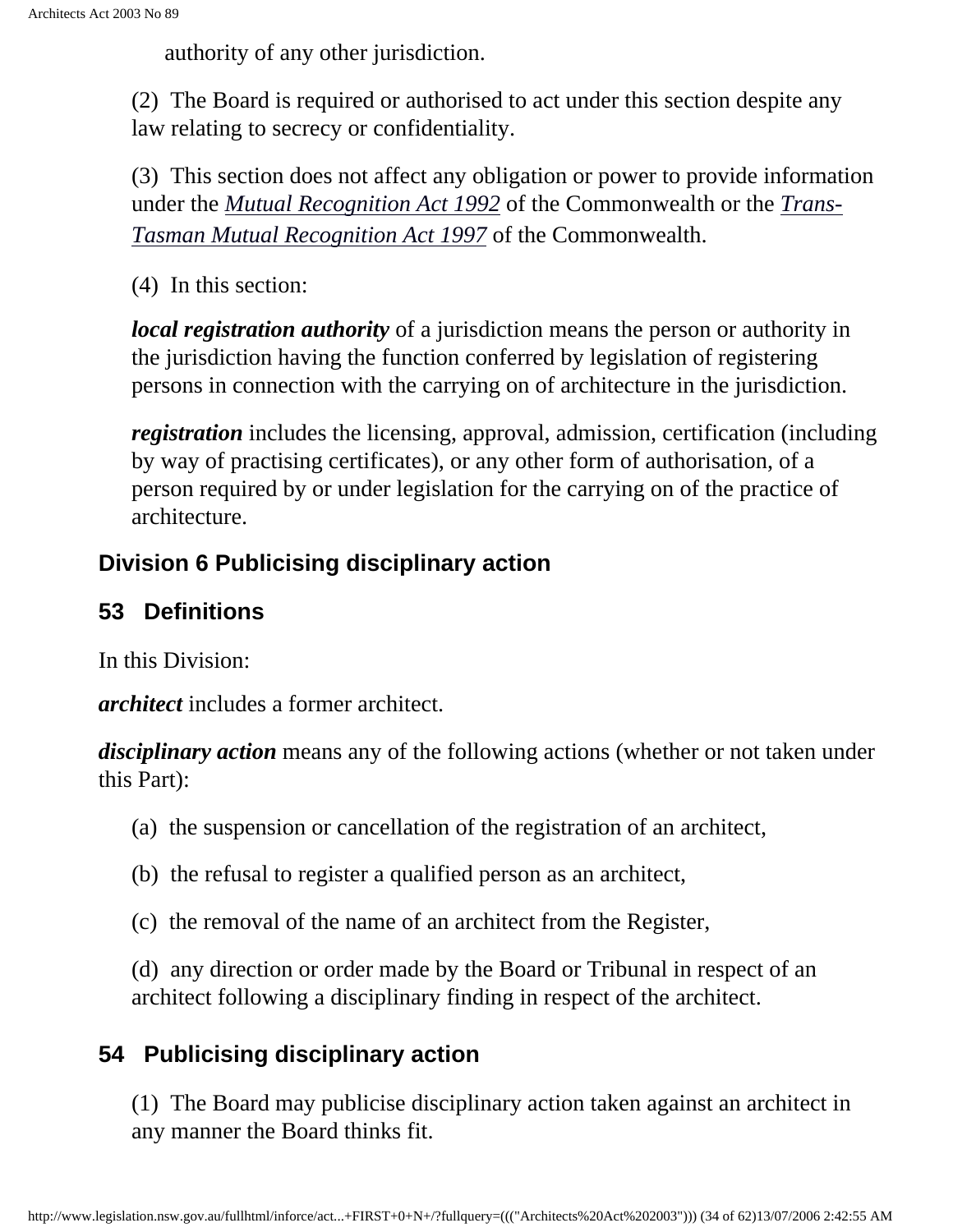authority of any other jurisdiction.

(2) The Board is required or authorised to act under this section despite any law relating to secrecy or confidentiality.

(3) This section does not affect any obligation or power to provide information under the *Mutual Recognition Act 1992* of the Commonwealth or the *Trans-Tasman Mutual Recognition Act 1997* of the Commonwealth.

(4) In this section:

***local registration authority*** of a jurisdiction means the person or authority in the jurisdiction having the function conferred by legislation of registering persons in connection with the carrying on of architecture in the jurisdiction.

***registration*** includes the licensing, approval, admission, certification (including by way of practising certificates), or any other form of authorisation, of a person required by or under legislation for the carrying on of the practice of architecture.

## Division 6 Publicising disciplinary action

### 53 Definitions

In this Division:

***architect*** includes a former architect.

***disciplinary action*** means any of the following actions (whether or not taken under this Part):

(a) the suspension or cancellation of the registration of an architect,

(b) the refusal to register a qualified person as an architect,

(c) the removal of the name of an architect from the Register,

(d) any direction or order made by the Board or Tribunal in respect of an architect following a disciplinary finding in respect of the architect.

### 54 Publicising disciplinary action

(1) The Board may publicise disciplinary action taken against an architect in any manner the Board thinks fit.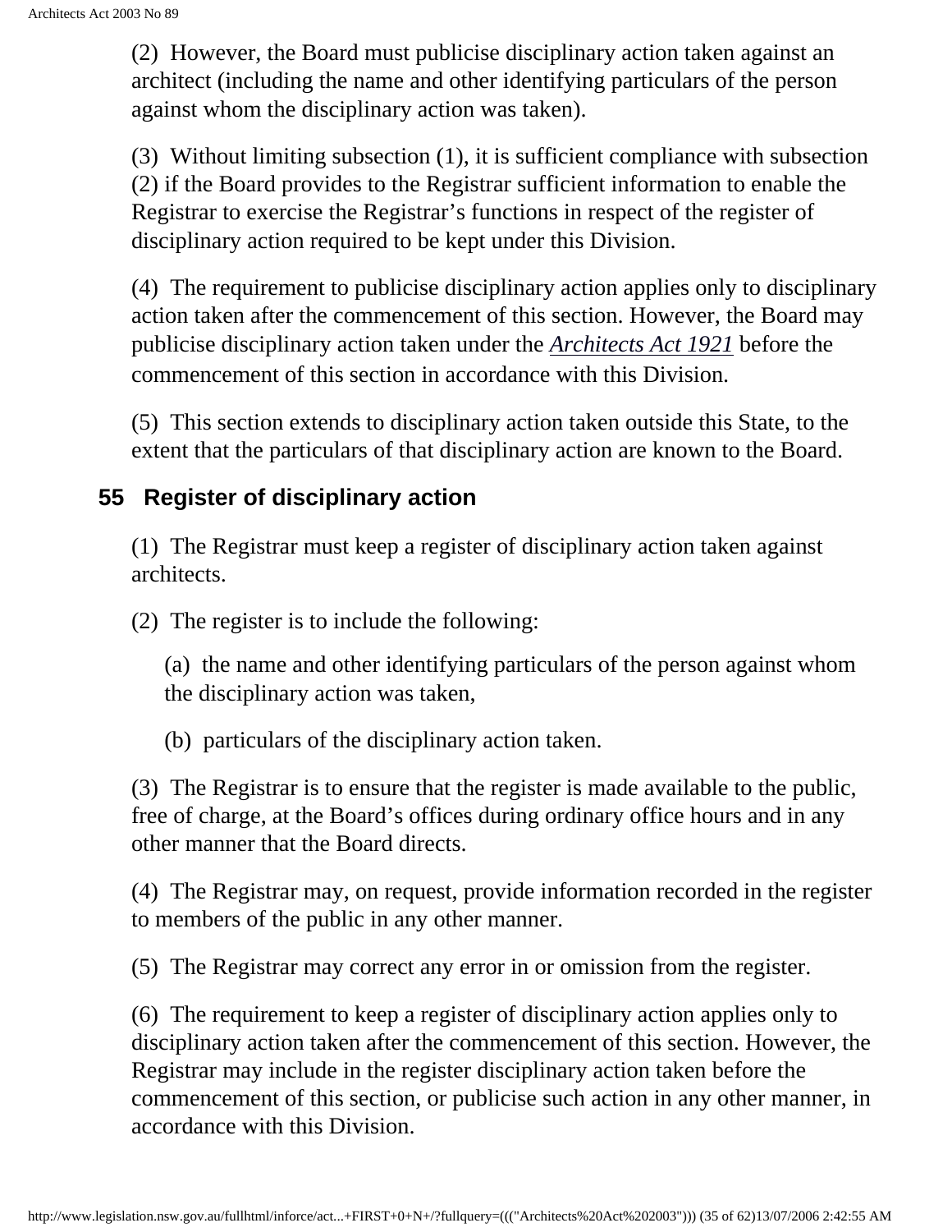(2) However, the Board must publicise disciplinary action taken against an architect (including the name and other identifying particulars of the person against whom the disciplinary action was taken).

(3) Without limiting subsection (1), it is sufficient compliance with subsection (2) if the Board provides to the Registrar sufficient information to enable the Registrar to exercise the Registrar's functions in respect of the register of disciplinary action required to be kept under this Division.

(4) The requirement to publicise disciplinary action applies only to disciplinary action taken after the commencement of this section. However, the Board may publicise disciplinary action taken under the *Architects Act 1921* before the commencement of this section in accordance with this Division.

(5) This section extends to disciplinary action taken outside this State, to the extent that the particulars of that disciplinary action are known to the Board.

## 55 Register of disciplinary action

(1) The Registrar must keep a register of disciplinary action taken against architects.

(2) The register is to include the following:

(a) the name and other identifying particulars of the person against whom the disciplinary action was taken,

(b) particulars of the disciplinary action taken.

(3) The Registrar is to ensure that the register is made available to the public, free of charge, at the Board's offices during ordinary office hours and in any other manner that the Board directs.

(4) The Registrar may, on request, provide information recorded in the register to members of the public in any other manner.

(5) The Registrar may correct any error in or omission from the register.

(6) The requirement to keep a register of disciplinary action applies only to disciplinary action taken after the commencement of this section. However, the Registrar may include in the register disciplinary action taken before the commencement of this section, or publicise such action in any other manner, in accordance with this Division.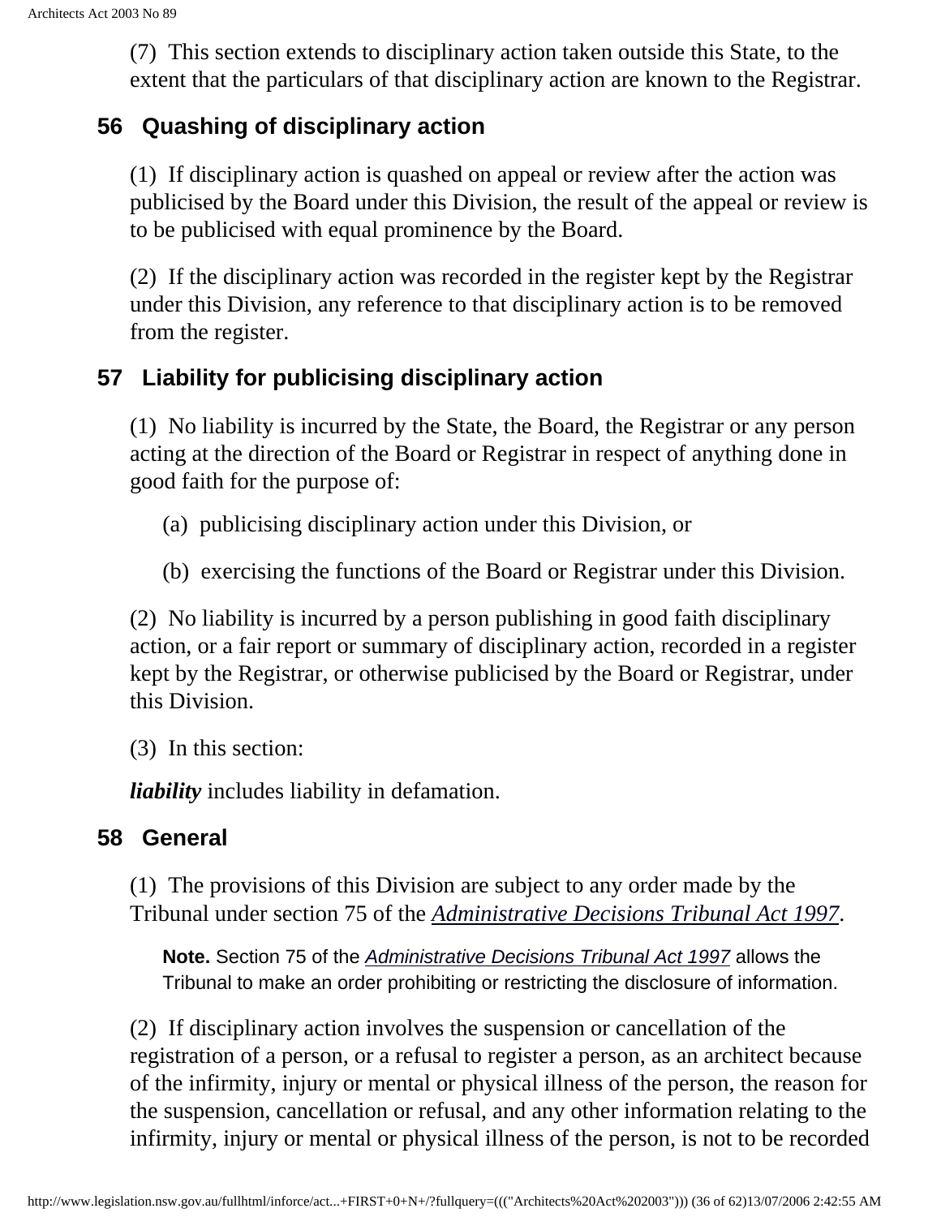(7) This section extends to disciplinary action taken outside this State, to the extent that the particulars of that disciplinary action are known to the Registrar.

## 56 Quashing of disciplinary action

(1) If disciplinary action is quashed on appeal or review after the action was publicised by the Board under this Division, the result of the appeal or review is to be publicised with equal prominence by the Board.

(2) If the disciplinary action was recorded in the register kept by the Registrar under this Division, any reference to that disciplinary action is to be removed from the register.

## 57 Liability for publicising disciplinary action

(1) No liability is incurred by the State, the Board, the Registrar or any person acting at the direction of the Board or Registrar in respect of anything done in good faith for the purpose of:

(a) publicising disciplinary action under this Division, or

(b) exercising the functions of the Board or Registrar under this Division.

(2) No liability is incurred by a person publishing in good faith disciplinary action, or a fair report or summary of disciplinary action, recorded in a register kept by the Registrar, or otherwise publicised by the Board or Registrar, under this Division.

(3) In this section:

***liability*** includes liability in defamation.

## 58 General

(1) The provisions of this Division are subject to any order made by the Tribunal under section 75 of the *Administrative Decisions Tribunal Act 1997*.

**Note.** Section 75 of the *Administrative Decisions Tribunal Act 1997* allows the Tribunal to make an order prohibiting or restricting the disclosure of information.

(2) If disciplinary action involves the suspension or cancellation of the registration of a person, or a refusal to register a person, as an architect because of the infirmity, injury or mental or physical illness of the person, the reason for the suspension, cancellation or refusal, and any other information relating to the infirmity, injury or mental or physical illness of the person, is not to be recorded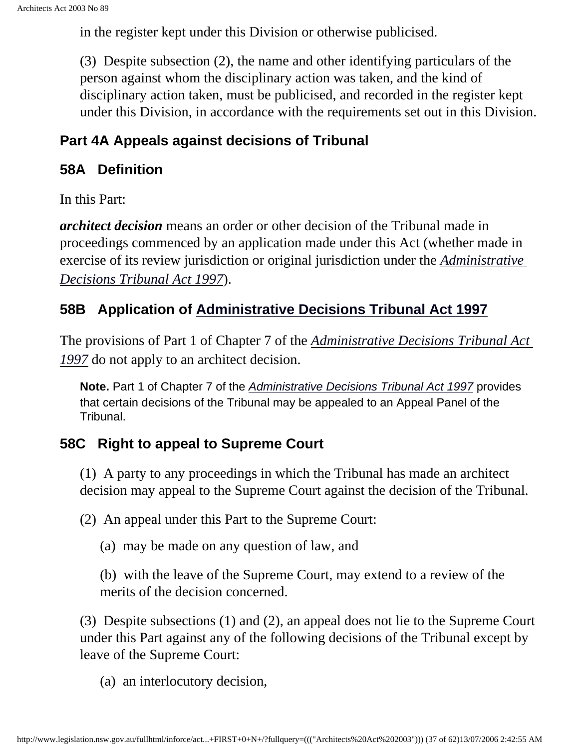in the register kept under this Division or otherwise publicised.

(3) Despite subsection (2), the name and other identifying particulars of the person against whom the disciplinary action was taken, and the kind of disciplinary action taken, must be publicised, and recorded in the register kept under this Division, in accordance with the requirements set out in this Division.

## Part 4A Appeals against decisions of Tribunal

### 58A Definition

In this Part:

***architect decision*** means an order or other decision of the Tribunal made in proceedings commenced by an application made under this Act (whether made in exercise of its review jurisdiction or original jurisdiction under the *Administrative Decisions Tribunal Act 1997*).

### 58B Application of Administrative Decisions Tribunal Act 1997

The provisions of Part 1 of Chapter 7 of the *Administrative Decisions Tribunal Act 1997* do not apply to an architect decision.

**Note.** Part 1 of Chapter 7 of the *Administrative Decisions Tribunal Act 1997* provides that certain decisions of the Tribunal may be appealed to an Appeal Panel of the Tribunal.

### 58C Right to appeal to Supreme Court

(1) A party to any proceedings in which the Tribunal has made an architect decision may appeal to the Supreme Court against the decision of the Tribunal.

(2) An appeal under this Part to the Supreme Court:

(a) may be made on any question of law, and

(b) with the leave of the Supreme Court, may extend to a review of the merits of the decision concerned.

(3) Despite subsections (1) and (2), an appeal does not lie to the Supreme Court under this Part against any of the following decisions of the Tribunal except by leave of the Supreme Court:

(a) an interlocutory decision,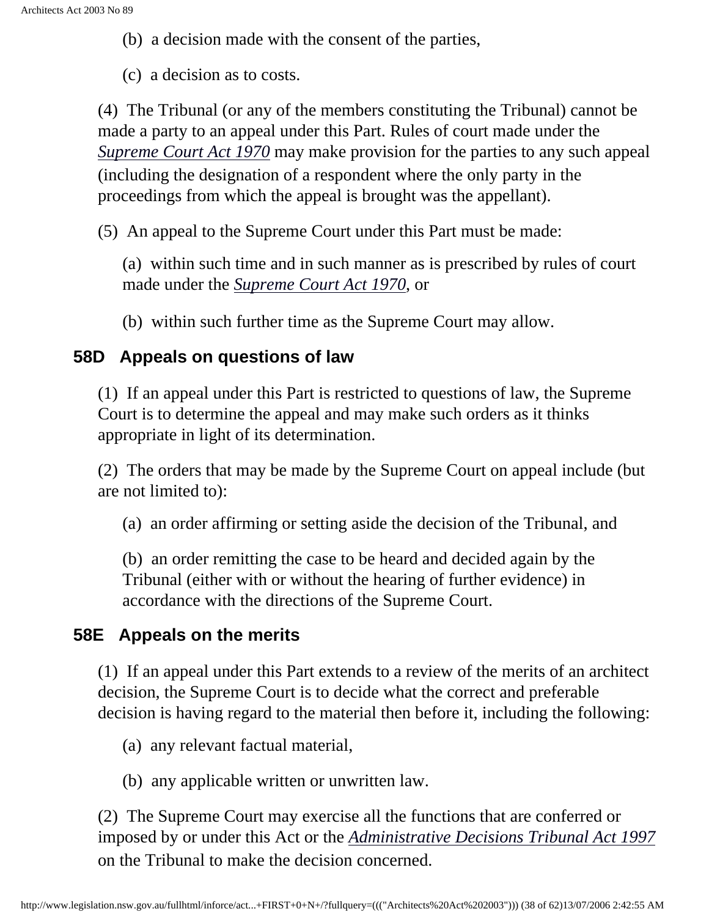(b) a decision made with the consent of the parties,

(c) a decision as to costs.

(4) The Tribunal (or any of the members constituting the Tribunal) cannot be made a party to an appeal under this Part. Rules of court made under the *Supreme Court Act 1970* may make provision for the parties to any such appeal (including the designation of a respondent where the only party in the proceedings from which the appeal is brought was the appellant).

(5) An appeal to the Supreme Court under this Part must be made:

(a) within such time and in such manner as is prescribed by rules of court made under the *Supreme Court Act 1970*, or

(b) within such further time as the Supreme Court may allow.

## 58D Appeals on questions of law

(1) If an appeal under this Part is restricted to questions of law, the Supreme Court is to determine the appeal and may make such orders as it thinks appropriate in light of its determination.

(2) The orders that may be made by the Supreme Court on appeal include (but are not limited to):

(a) an order affirming or setting aside the decision of the Tribunal, and

(b) an order remitting the case to be heard and decided again by the Tribunal (either with or without the hearing of further evidence) in accordance with the directions of the Supreme Court.

## 58E Appeals on the merits

(1) If an appeal under this Part extends to a review of the merits of an architect decision, the Supreme Court is to decide what the correct and preferable decision is having regard to the material then before it, including the following:

(a) any relevant factual material,

(b) any applicable written or unwritten law.

(2) The Supreme Court may exercise all the functions that are conferred or imposed by or under this Act or the *Administrative Decisions Tribunal Act 1997* on the Tribunal to make the decision concerned.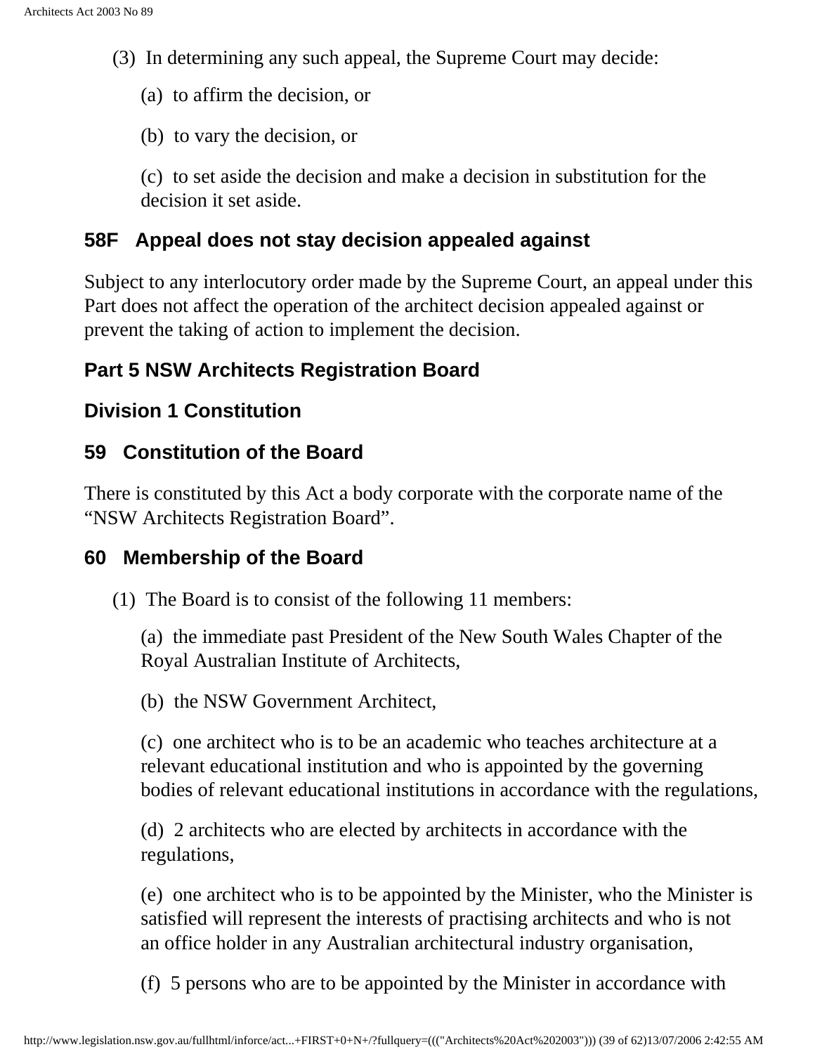(3) In determining any such appeal, the Supreme Court may decide:

(a) to affirm the decision, or

(b) to vary the decision, or

(c) to set aside the decision and make a decision in substitution for the decision it set aside.

### 58F Appeal does not stay decision appealed against

Subject to any interlocutory order made by the Supreme Court, an appeal under this Part does not affect the operation of the architect decision appealed against or prevent the taking of action to implement the decision.

## Part 5 NSW Architects Registration Board

### Division 1 Constitution

### 59 Constitution of the Board

There is constituted by this Act a body corporate with the corporate name of the "NSW Architects Registration Board".

### 60 Membership of the Board

(1) The Board is to consist of the following 11 members:

(a) the immediate past President of the New South Wales Chapter of the Royal Australian Institute of Architects,

(b) the NSW Government Architect,

(c) one architect who is to be an academic who teaches architecture at a relevant educational institution and who is appointed by the governing bodies of relevant educational institutions in accordance with the regulations,

(d) 2 architects who are elected by architects in accordance with the regulations,

(e) one architect who is to be appointed by the Minister, who the Minister is satisfied will represent the interests of practising architects and who is not an office holder in any Australian architectural industry organisation,

(f) 5 persons who are to be appointed by the Minister in accordance with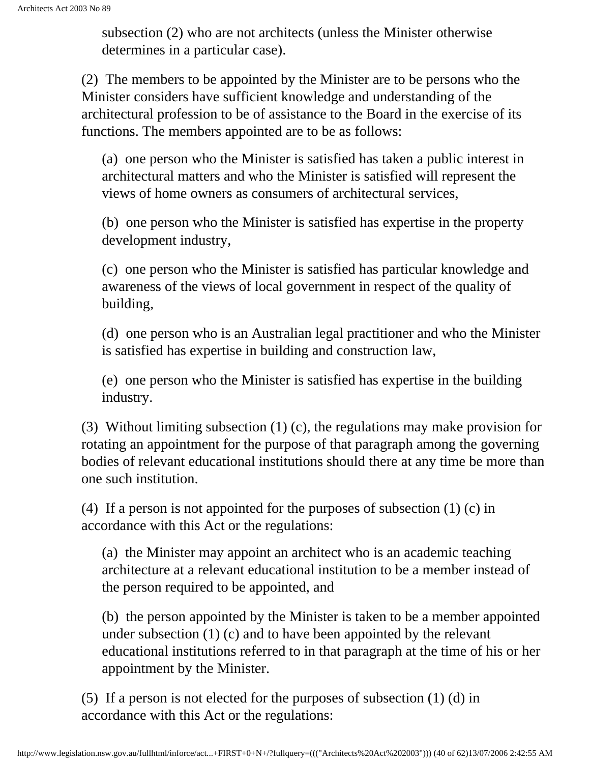subsection (2) who are not architects (unless the Minister otherwise determines in a particular case).

(2) The members to be appointed by the Minister are to be persons who the Minister considers have sufficient knowledge and understanding of the architectural profession to be of assistance to the Board in the exercise of its functions. The members appointed are to be as follows:

(a) one person who the Minister is satisfied has taken a public interest in architectural matters and who the Minister is satisfied will represent the views of home owners as consumers of architectural services,

(b) one person who the Minister is satisfied has expertise in the property development industry,

(c) one person who the Minister is satisfied has particular knowledge and awareness of the views of local government in respect of the quality of building,

(d) one person who is an Australian legal practitioner and who the Minister is satisfied has expertise in building and construction law,

(e) one person who the Minister is satisfied has expertise in the building industry.

(3) Without limiting subsection (1) (c), the regulations may make provision for rotating an appointment for the purpose of that paragraph among the governing bodies of relevant educational institutions should there at any time be more than one such institution.

(4) If a person is not appointed for the purposes of subsection (1) (c) in accordance with this Act or the regulations:

(a) the Minister may appoint an architect who is an academic teaching architecture at a relevant educational institution to be a member instead of the person required to be appointed, and

(b) the person appointed by the Minister is taken to be a member appointed under subsection (1) (c) and to have been appointed by the relevant educational institutions referred to in that paragraph at the time of his or her appointment by the Minister.

(5) If a person is not elected for the purposes of subsection (1) (d) in accordance with this Act or the regulations: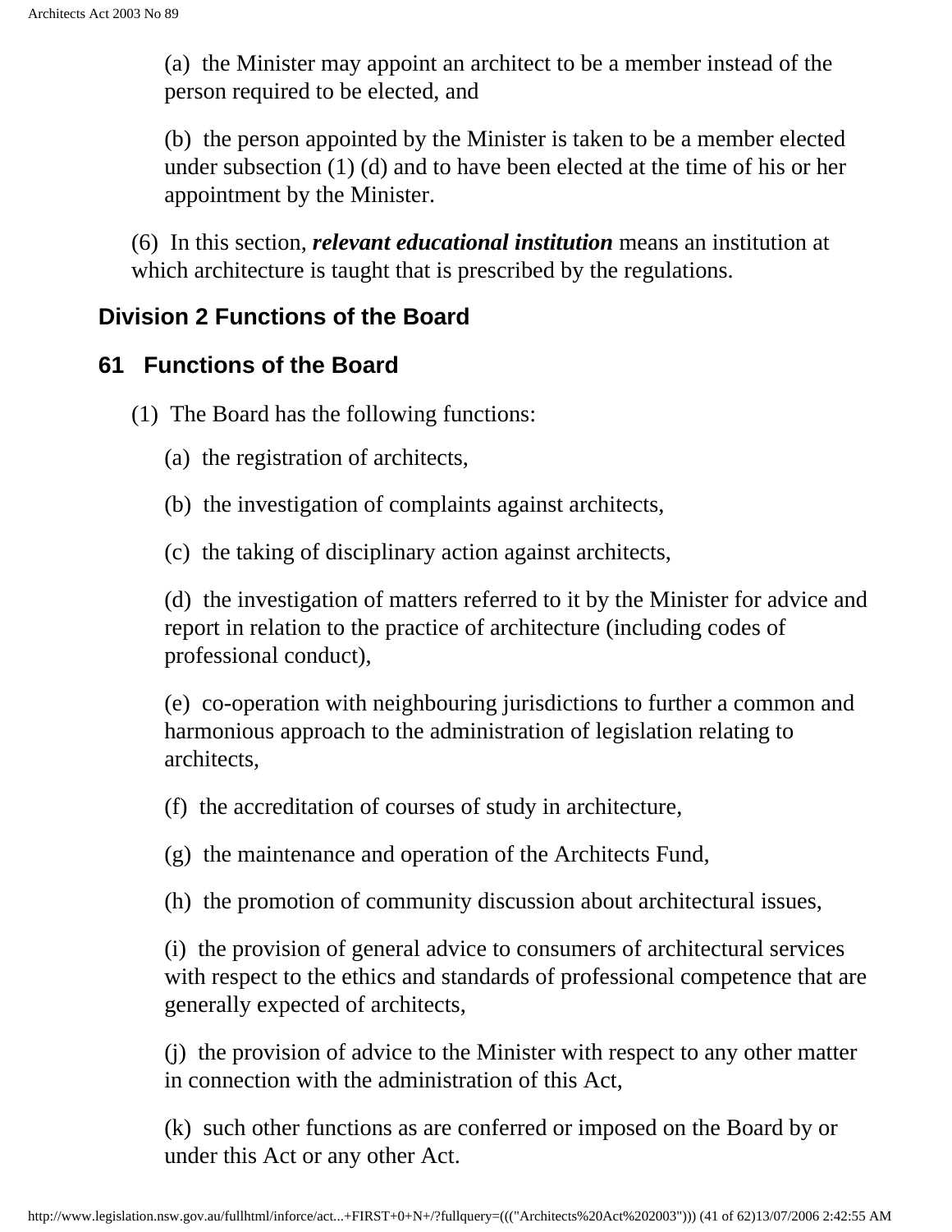(a) the Minister may appoint an architect to be a member instead of the person required to be elected, and

(b) the person appointed by the Minister is taken to be a member elected under subsection (1) (d) and to have been elected at the time of his or her appointment by the Minister.

(6) In this section, ***relevant educational institution*** means an institution at which architecture is taught that is prescribed by the regulations.

## Division 2 Functions of the Board

### 61 Functions of the Board

(1) The Board has the following functions:

(a) the registration of architects,

(b) the investigation of complaints against architects,

(c) the taking of disciplinary action against architects,

(d) the investigation of matters referred to it by the Minister for advice and report in relation to the practice of architecture (including codes of professional conduct),

(e) co-operation with neighbouring jurisdictions to further a common and harmonious approach to the administration of legislation relating to architects,

(f) the accreditation of courses of study in architecture,

(g) the maintenance and operation of the Architects Fund,

(h) the promotion of community discussion about architectural issues,

(i) the provision of general advice to consumers of architectural services with respect to the ethics and standards of professional competence that are generally expected of architects,

(j) the provision of advice to the Minister with respect to any other matter in connection with the administration of this Act,

(k) such other functions as are conferred or imposed on the Board by or under this Act or any other Act.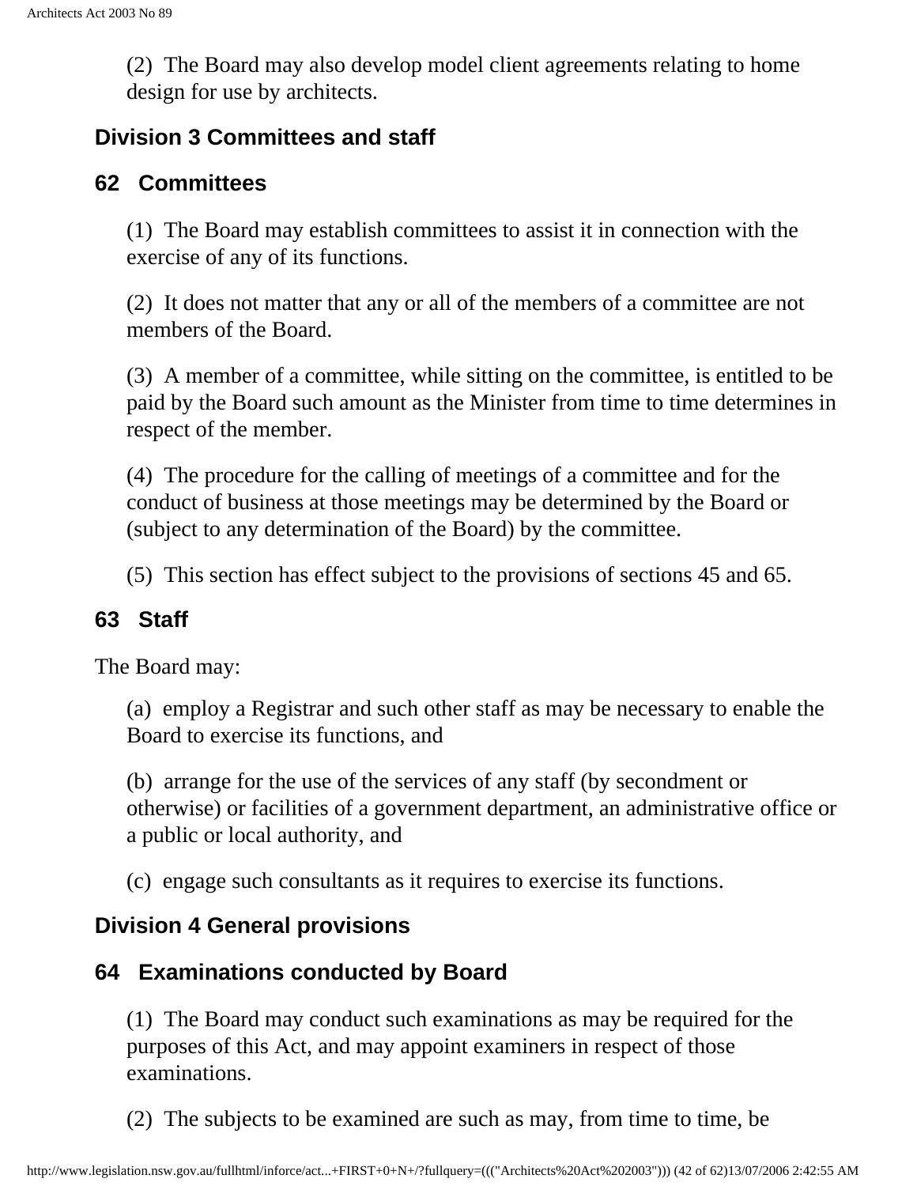(2) The Board may also develop model client agreements relating to home design for use by architects.

## Division 3 Committees and staff

### 62 Committees

(1) The Board may establish committees to assist it in connection with the exercise of any of its functions.

(2) It does not matter that any or all of the members of a committee are not members of the Board.

(3) A member of a committee, while sitting on the committee, is entitled to be paid by the Board such amount as the Minister from time to time determines in respect of the member.

(4) The procedure for the calling of meetings of a committee and for the conduct of business at those meetings may be determined by the Board or (subject to any determination of the Board) by the committee.

(5) This section has effect subject to the provisions of sections 45 and 65.

### 63 Staff

The Board may:

(a) employ a Registrar and such other staff as may be necessary to enable the Board to exercise its functions, and

(b) arrange for the use of the services of any staff (by secondment or otherwise) or facilities of a government department, an administrative office or a public or local authority, and

(c) engage such consultants as it requires to exercise its functions.

## Division 4 General provisions

### 64 Examinations conducted by Board

(1) The Board may conduct such examinations as may be required for the purposes of this Act, and may appoint examiners in respect of those examinations.

(2) The subjects to be examined are such as may, from time to time, be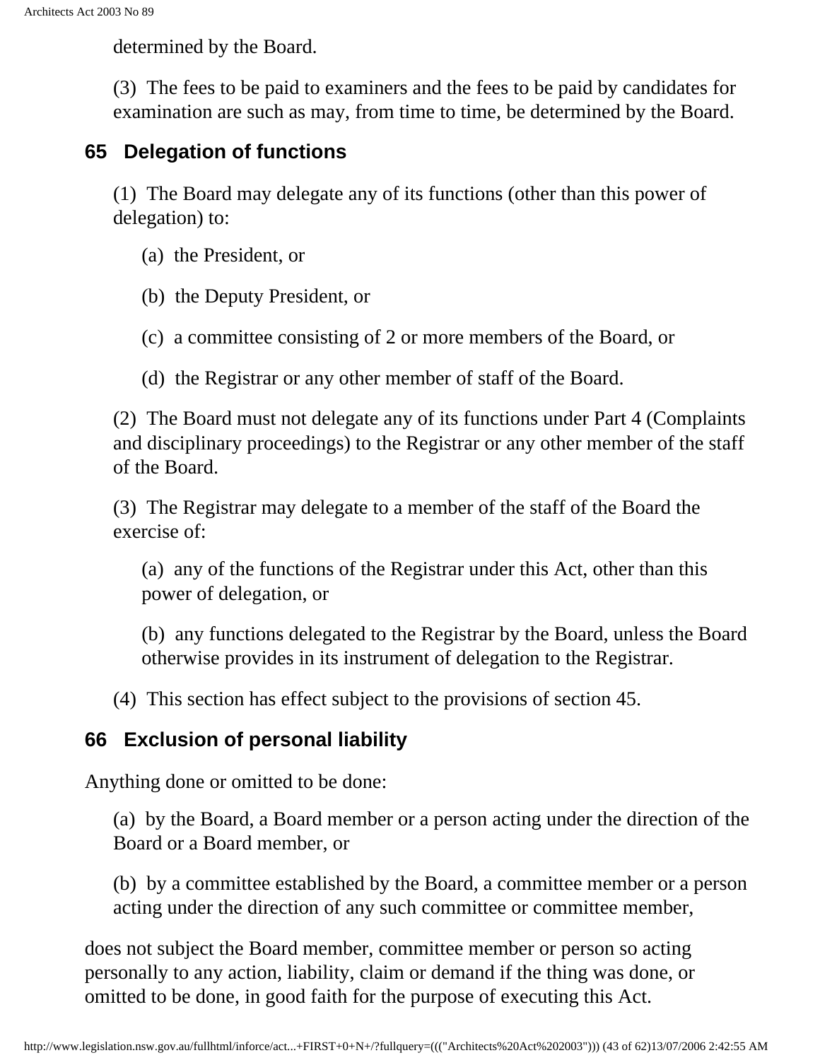determined by the Board.

(3) The fees to be paid to examiners and the fees to be paid by candidates for examination are such as may, from time to time, be determined by the Board.

## 65 Delegation of functions

(1) The Board may delegate any of its functions (other than this power of delegation) to:

(a) the President, or

(b) the Deputy President, or

(c) a committee consisting of 2 or more members of the Board, or

(d) the Registrar or any other member of staff of the Board.

(2) The Board must not delegate any of its functions under Part 4 (Complaints and disciplinary proceedings) to the Registrar or any other member of the staff of the Board.

(3) The Registrar may delegate to a member of the staff of the Board the exercise of:

(a) any of the functions of the Registrar under this Act, other than this power of delegation, or

(b) any functions delegated to the Registrar by the Board, unless the Board otherwise provides in its instrument of delegation to the Registrar.

(4) This section has effect subject to the provisions of section 45.

## 66 Exclusion of personal liability

Anything done or omitted to be done:

(a) by the Board, a Board member or a person acting under the direction of the Board or a Board member, or

(b) by a committee established by the Board, a committee member or a person acting under the direction of any such committee or committee member,

does not subject the Board member, committee member or person so acting personally to any action, liability, claim or demand if the thing was done, or omitted to be done, in good faith for the purpose of executing this Act.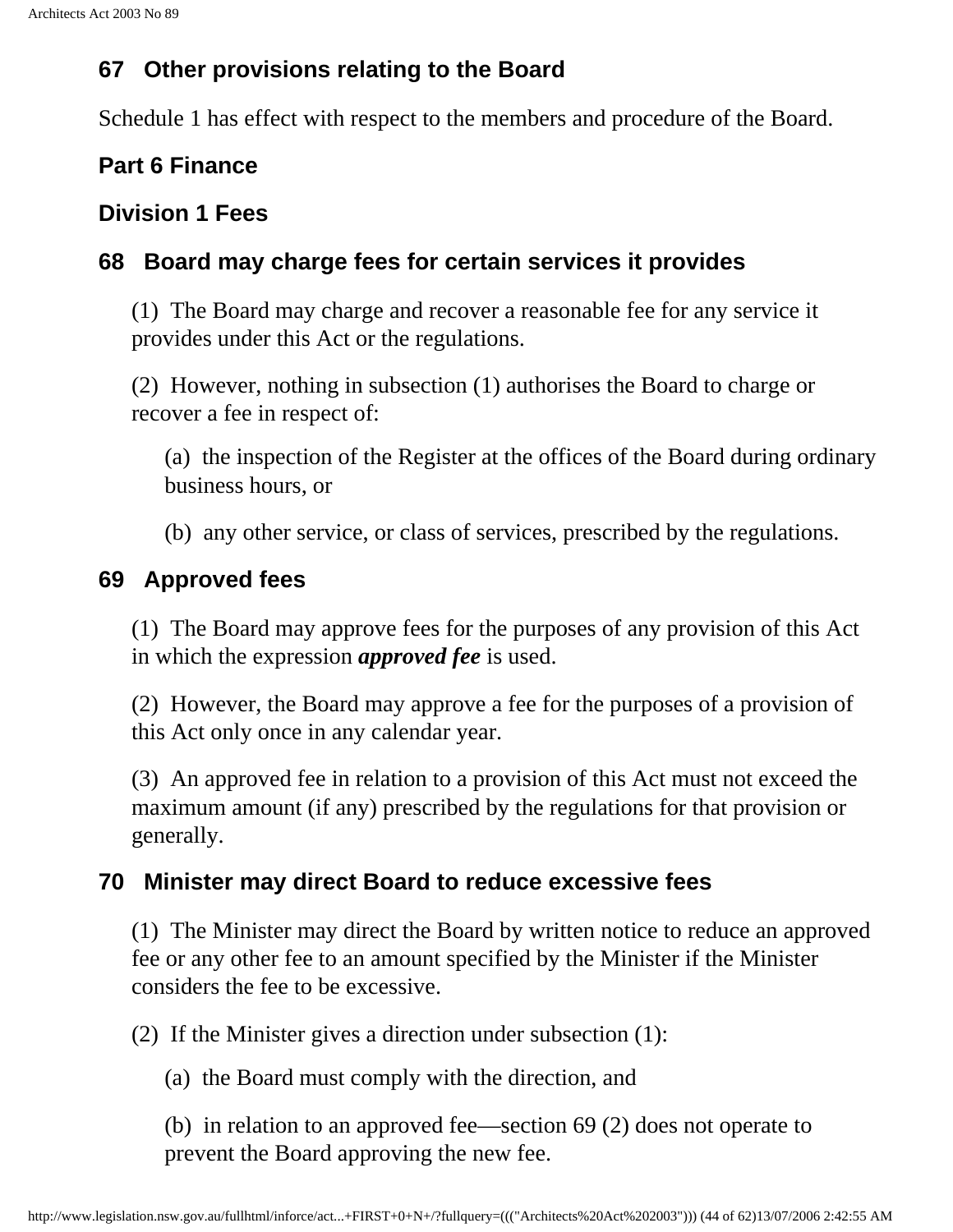## 67 Other provisions relating to the Board

Schedule 1 has effect with respect to the members and procedure of the Board.

## Part 6 Finance

## Division 1 Fees

## 68 Board may charge fees for certain services it provides

(1) The Board may charge and recover a reasonable fee for any service it provides under this Act or the regulations.

(2) However, nothing in subsection (1) authorises the Board to charge or recover a fee in respect of:

(a) the inspection of the Register at the offices of the Board during ordinary business hours, or

(b) any other service, or class of services, prescribed by the regulations.

## 69 Approved fees

(1) The Board may approve fees for the purposes of any provision of this Act in which the expression ***approved fee*** is used.

(2) However, the Board may approve a fee for the purposes of a provision of this Act only once in any calendar year.

(3) An approved fee in relation to a provision of this Act must not exceed the maximum amount (if any) prescribed by the regulations for that provision or generally.

## 70 Minister may direct Board to reduce excessive fees

(1) The Minister may direct the Board by written notice to reduce an approved fee or any other fee to an amount specified by the Minister if the Minister considers the fee to be excessive.

(2) If the Minister gives a direction under subsection (1):

(a) the Board must comply with the direction, and

(b) in relation to an approved fee—section 69 (2) does not operate to prevent the Board approving the new fee.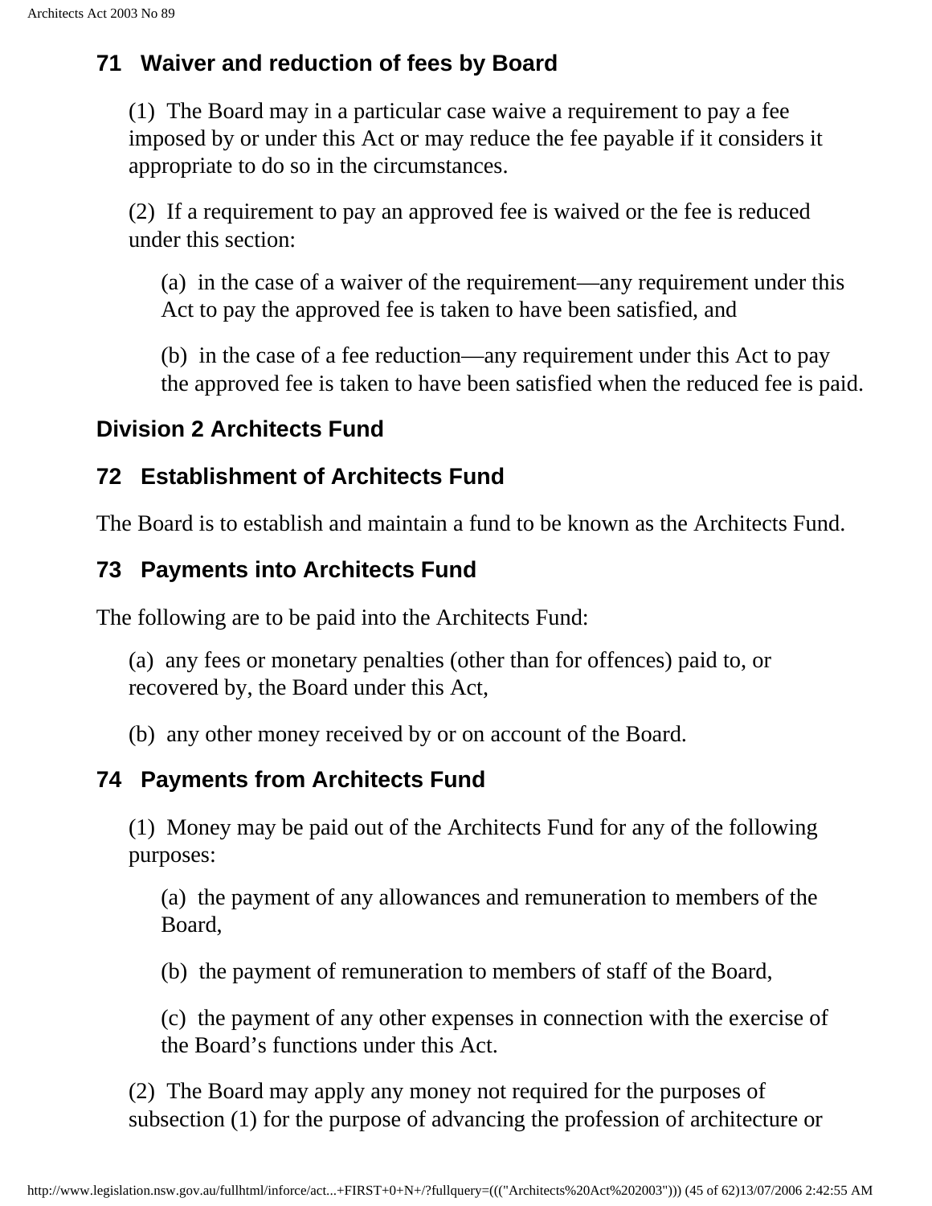## 71 Waiver and reduction of fees by Board

(1) The Board may in a particular case waive a requirement to pay a fee imposed by or under this Act or may reduce the fee payable if it considers it appropriate to do so in the circumstances.

(2) If a requirement to pay an approved fee is waived or the fee is reduced under this section:

(a) in the case of a waiver of the requirement—any requirement under this Act to pay the approved fee is taken to have been satisfied, and

(b) in the case of a fee reduction—any requirement under this Act to pay the approved fee is taken to have been satisfied when the reduced fee is paid.

## Division 2 Architects Fund

## 72 Establishment of Architects Fund

The Board is to establish and maintain a fund to be known as the Architects Fund.

## 73 Payments into Architects Fund

The following are to be paid into the Architects Fund:

(a) any fees or monetary penalties (other than for offences) paid to, or recovered by, the Board under this Act,

(b) any other money received by or on account of the Board.

## 74 Payments from Architects Fund

(1) Money may be paid out of the Architects Fund for any of the following purposes:

(a) the payment of any allowances and remuneration to members of the Board,

(b) the payment of remuneration to members of staff of the Board,

(c) the payment of any other expenses in connection with the exercise of the Board's functions under this Act.

(2) The Board may apply any money not required for the purposes of subsection (1) for the purpose of advancing the profession of architecture or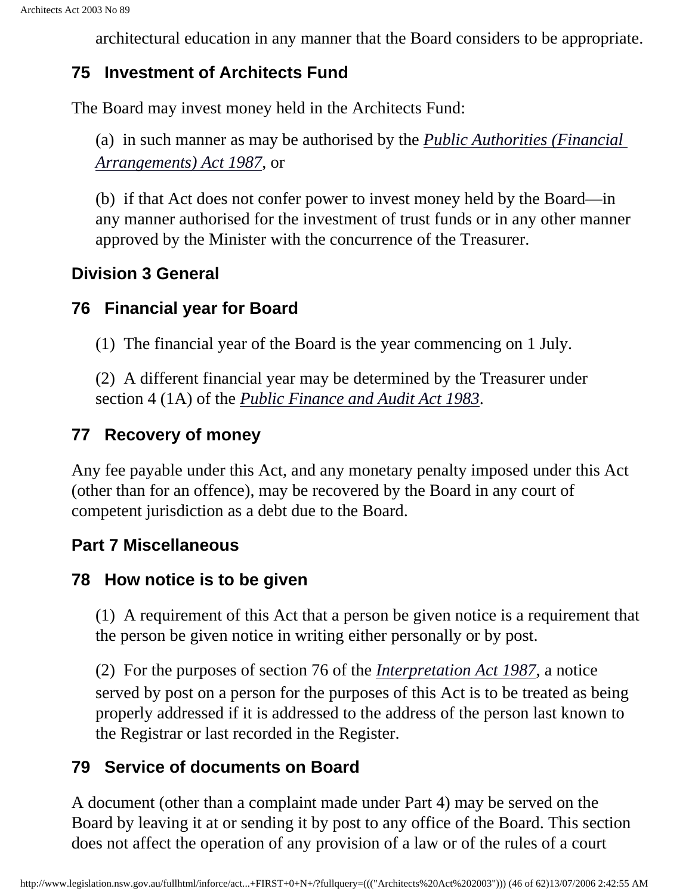architectural education in any manner that the Board considers to be appropriate.

### 75 Investment of Architects Fund

The Board may invest money held in the Architects Fund:

(a) in such manner as may be authorised by the *Public Authorities (Financial Arrangements) Act 1987*, or

(b) if that Act does not confer power to invest money held by the Board—in any manner authorised for the investment of trust funds or in any other manner approved by the Minister with the concurrence of the Treasurer.

## Division 3 General

### 76 Financial year for Board

(1) The financial year of the Board is the year commencing on 1 July.

(2) A different financial year may be determined by the Treasurer under section 4 (1A) of the *Public Finance and Audit Act 1983*.

### 77 Recovery of money

Any fee payable under this Act, and any monetary penalty imposed under this Act (other than for an offence), may be recovered by the Board in any court of competent jurisdiction as a debt due to the Board.

## Part 7 Miscellaneous

### 78 How notice is to be given

(1) A requirement of this Act that a person be given notice is a requirement that the person be given notice in writing either personally or by post.

(2) For the purposes of section 76 of the *Interpretation Act 1987*, a notice served by post on a person for the purposes of this Act is to be treated as being properly addressed if it is addressed to the address of the person last known to the Registrar or last recorded in the Register.

### 79 Service of documents on Board

A document (other than a complaint made under Part 4) may be served on the Board by leaving it at or sending it by post to any office of the Board. This section does not affect the operation of any provision of a law or of the rules of a court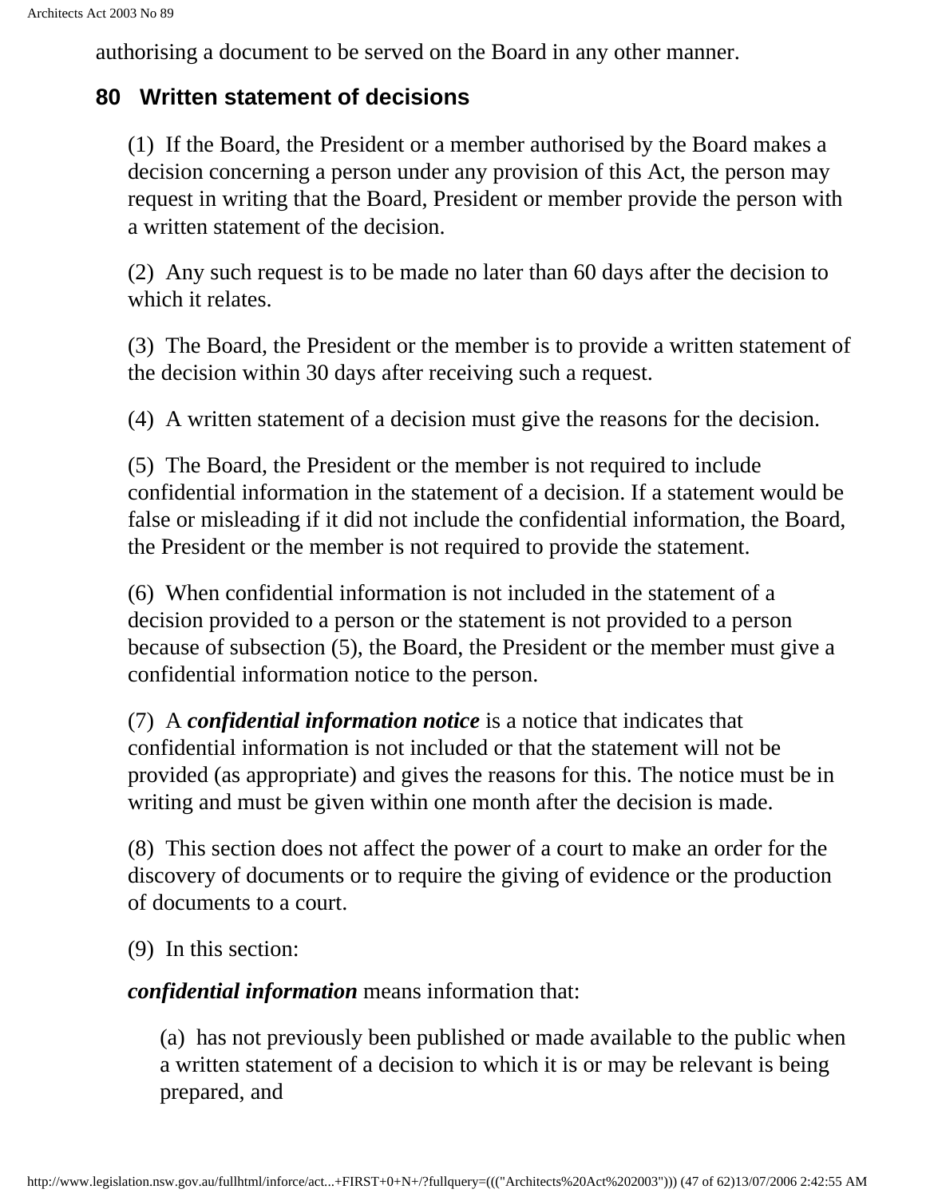authorising a document to be served on the Board in any other manner.

## 80 Written statement of decisions

(1) If the Board, the President or a member authorised by the Board makes a decision concerning a person under any provision of this Act, the person may request in writing that the Board, President or member provide the person with a written statement of the decision.

(2) Any such request is to be made no later than 60 days after the decision to which it relates.

(3) The Board, the President or the member is to provide a written statement of the decision within 30 days after receiving such a request.

(4) A written statement of a decision must give the reasons for the decision.

(5) The Board, the President or the member is not required to include confidential information in the statement of a decision. If a statement would be false or misleading if it did not include the confidential information, the Board, the President or the member is not required to provide the statement.

(6) When confidential information is not included in the statement of a decision provided to a person or the statement is not provided to a person because of subsection (5), the Board, the President or the member must give a confidential information notice to the person.

(7) A ***confidential information notice*** is a notice that indicates that confidential information is not included or that the statement will not be provided (as appropriate) and gives the reasons for this. The notice must be in writing and must be given within one month after the decision is made.

(8) This section does not affect the power of a court to make an order for the discovery of documents or to require the giving of evidence or the production of documents to a court.

(9) In this section:

***confidential information*** means information that:

(a) has not previously been published or made available to the public when a written statement of a decision to which it is or may be relevant is being prepared, and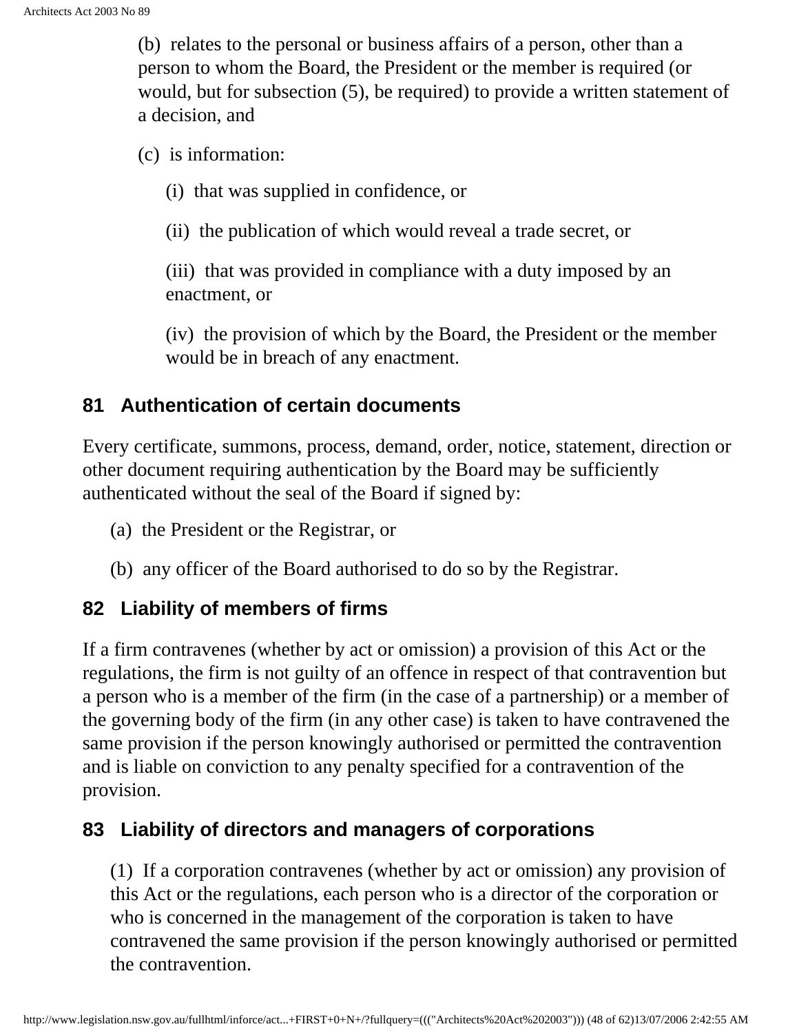(b) relates to the personal or business affairs of a person, other than a person to whom the Board, the President or the member is required (or would, but for subsection (5), be required) to provide a written statement of a decision, and

(c) is information:

(i) that was supplied in confidence, or

(ii) the publication of which would reveal a trade secret, or

(iii) that was provided in compliance with a duty imposed by an enactment, or

(iv) the provision of which by the Board, the President or the member would be in breach of any enactment.

## 81 Authentication of certain documents

Every certificate, summons, process, demand, order, notice, statement, direction or other document requiring authentication by the Board may be sufficiently authenticated without the seal of the Board if signed by:

(a) the President or the Registrar, or

(b) any officer of the Board authorised to do so by the Registrar.

## 82 Liability of members of firms

If a firm contravenes (whether by act or omission) a provision of this Act or the regulations, the firm is not guilty of an offence in respect of that contravention but a person who is a member of the firm (in the case of a partnership) or a member of the governing body of the firm (in any other case) is taken to have contravened the same provision if the person knowingly authorised or permitted the contravention and is liable on conviction to any penalty specified for a contravention of the provision.

## 83 Liability of directors and managers of corporations

(1) If a corporation contravenes (whether by act or omission) any provision of this Act or the regulations, each person who is a director of the corporation or who is concerned in the management of the corporation is taken to have contravened the same provision if the person knowingly authorised or permitted the contravention.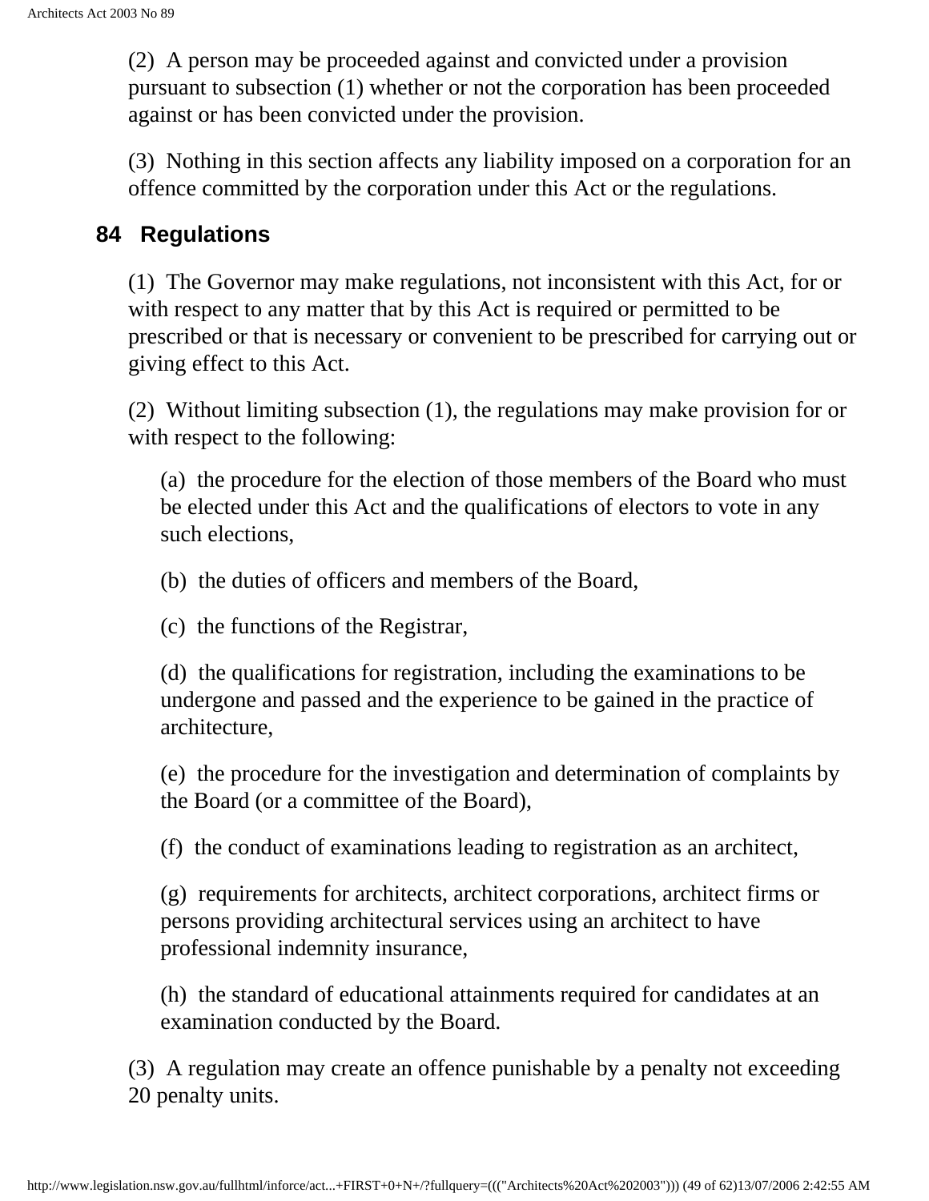(2) A person may be proceeded against and convicted under a provision pursuant to subsection (1) whether or not the corporation has been proceeded against or has been convicted under the provision.

(3) Nothing in this section affects any liability imposed on a corporation for an offence committed by the corporation under this Act or the regulations.

## 84 Regulations

(1) The Governor may make regulations, not inconsistent with this Act, for or with respect to any matter that by this Act is required or permitted to be prescribed or that is necessary or convenient to be prescribed for carrying out or giving effect to this Act.

(2) Without limiting subsection (1), the regulations may make provision for or with respect to the following:

(a) the procedure for the election of those members of the Board who must be elected under this Act and the qualifications of electors to vote in any such elections,

(b) the duties of officers and members of the Board,

(c) the functions of the Registrar,

(d) the qualifications for registration, including the examinations to be undergone and passed and the experience to be gained in the practice of architecture,

(e) the procedure for the investigation and determination of complaints by the Board (or a committee of the Board),

(f) the conduct of examinations leading to registration as an architect,

(g) requirements for architects, architect corporations, architect firms or persons providing architectural services using an architect to have professional indemnity insurance,

(h) the standard of educational attainments required for candidates at an examination conducted by the Board.

(3) A regulation may create an offence punishable by a penalty not exceeding 20 penalty units.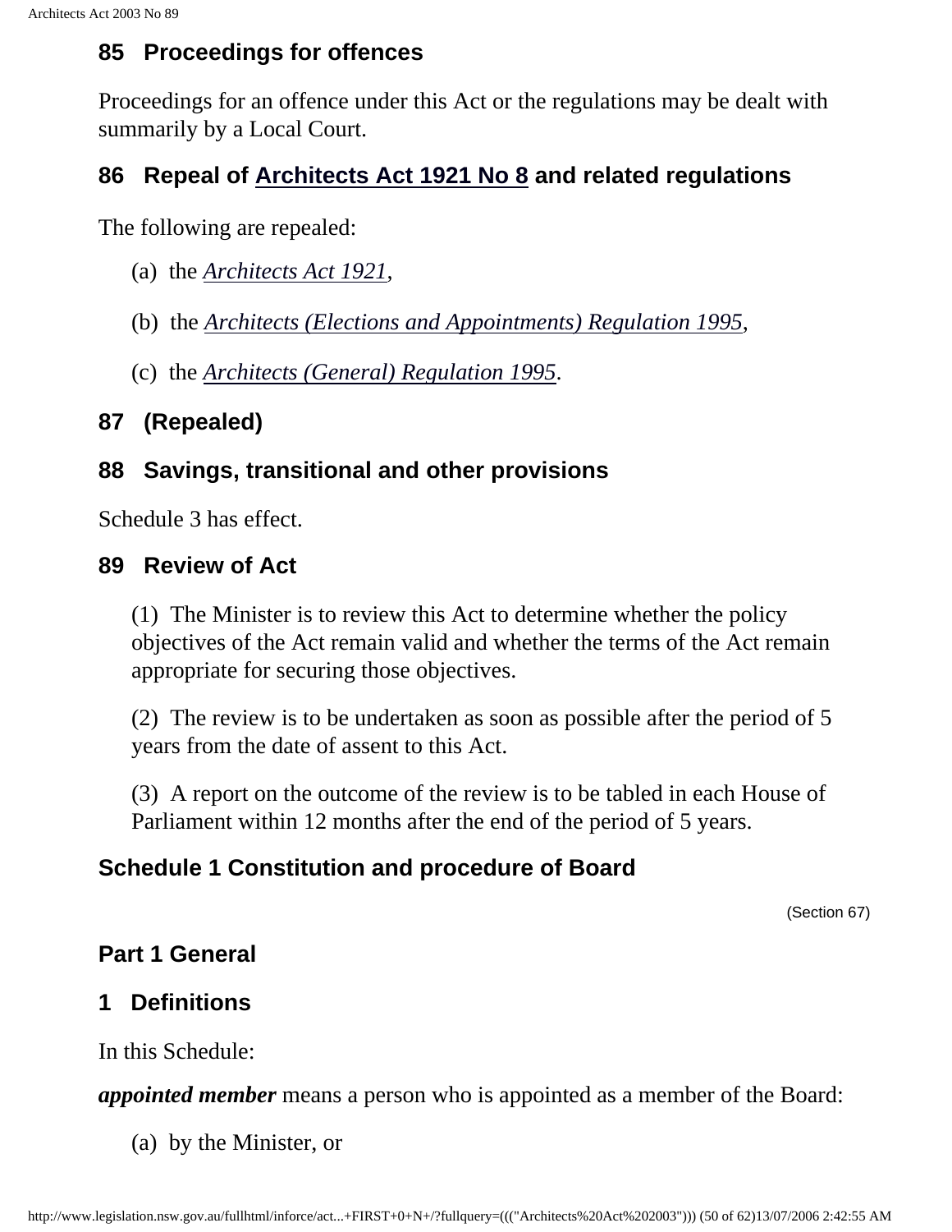## 85 Proceedings for offences

Proceedings for an offence under this Act or the regulations may be dealt with summarily by a Local Court.

## 86 Repeal of Architects Act 1921 No 8 and related regulations

The following are repealed:

(a) the *Architects Act 1921*,

(b) the *Architects (Elections and Appointments) Regulation 1995*,

(c) the *Architects (General) Regulation 1995*.

## 87 (Repealed)

## 88 Savings, transitional and other provisions

Schedule 3 has effect.

## 89 Review of Act

(1) The Minister is to review this Act to determine whether the policy objectives of the Act remain valid and whether the terms of the Act remain appropriate for securing those objectives.

(2) The review is to be undertaken as soon as possible after the period of 5 years from the date of assent to this Act.

(3) A report on the outcome of the review is to be tabled in each House of Parliament within 12 months after the end of the period of 5 years.

# Schedule 1 Constitution and procedure of Board

(Section 67)

## Part 1 General

## 1 Definitions

In this Schedule:

***appointed member*** means a person who is appointed as a member of the Board:

(a) by the Minister, or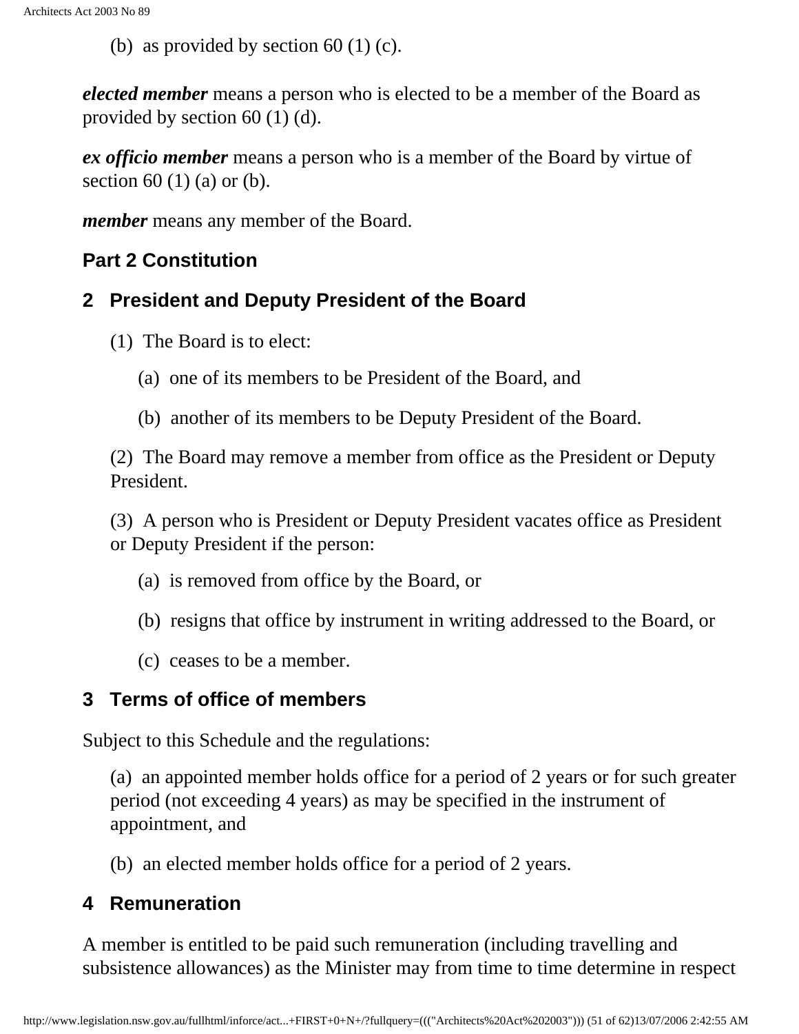(b) as provided by section 60 (1) (c).

***elected member*** means a person who is elected to be a member of the Board as provided by section 60 (1) (d).

***ex officio member*** means a person who is a member of the Board by virtue of section 60 (1) (a) or (b).

***member*** means any member of the Board.

## Part 2 Constitution

### 2 President and Deputy President of the Board

(1) The Board is to elect:

(a) one of its members to be President of the Board, and

(b) another of its members to be Deputy President of the Board.

(2) The Board may remove a member from office as the President or Deputy President.

(3) A person who is President or Deputy President vacates office as President or Deputy President if the person:

(a) is removed from office by the Board, or

(b) resigns that office by instrument in writing addressed to the Board, or

(c) ceases to be a member.

### 3 Terms of office of members

Subject to this Schedule and the regulations:

(a) an appointed member holds office for a period of 2 years or for such greater period (not exceeding 4 years) as may be specified in the instrument of appointment, and

(b) an elected member holds office for a period of 2 years.

### 4 Remuneration

A member is entitled to be paid such remuneration (including travelling and subsistence allowances) as the Minister may from time to time determine in respect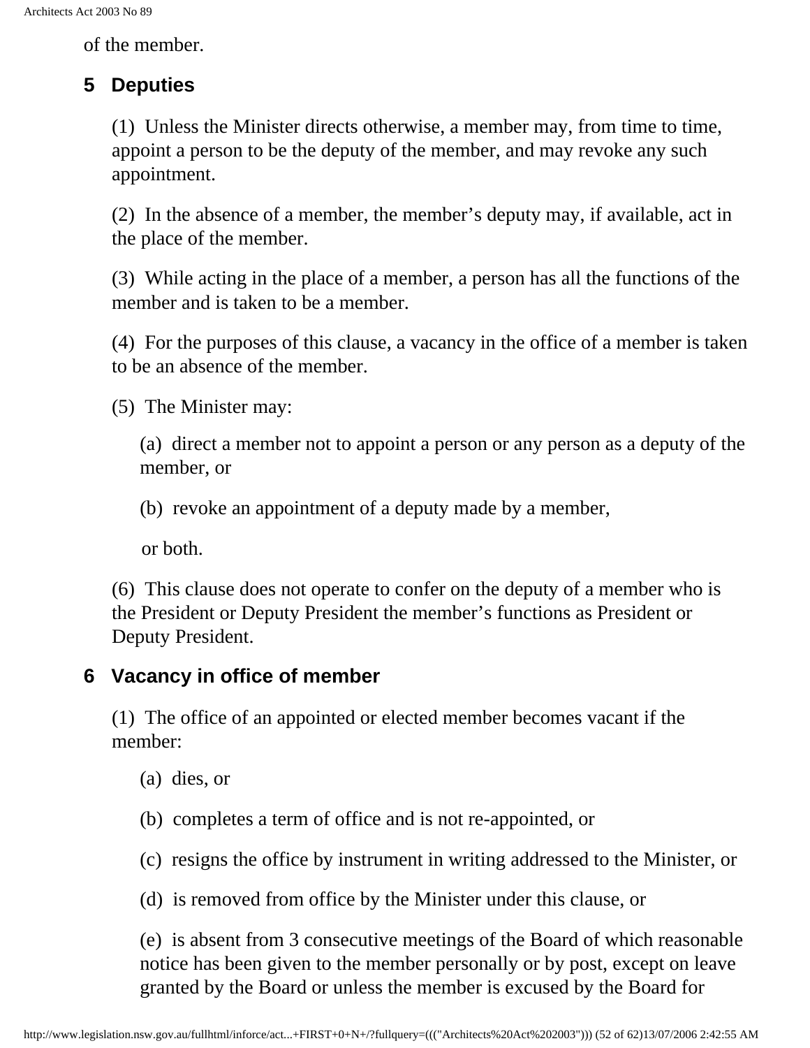of the member.

## 5 Deputies

(1) Unless the Minister directs otherwise, a member may, from time to time, appoint a person to be the deputy of the member, and may revoke any such appointment.

(2) In the absence of a member, the member's deputy may, if available, act in the place of the member.

(3) While acting in the place of a member, a person has all the functions of the member and is taken to be a member.

(4) For the purposes of this clause, a vacancy in the office of a member is taken to be an absence of the member.

(5) The Minister may:

(a) direct a member not to appoint a person or any person as a deputy of the member, or

(b) revoke an appointment of a deputy made by a member,

or both.

(6) This clause does not operate to confer on the deputy of a member who is the President or Deputy President the member's functions as President or Deputy President.

## 6 Vacancy in office of member

(1) The office of an appointed or elected member becomes vacant if the member:

(a) dies, or

(b) completes a term of office and is not re-appointed, or

(c) resigns the office by instrument in writing addressed to the Minister, or

(d) is removed from office by the Minister under this clause, or

(e) is absent from 3 consecutive meetings of the Board of which reasonable notice has been given to the member personally or by post, except on leave granted by the Board or unless the member is excused by the Board for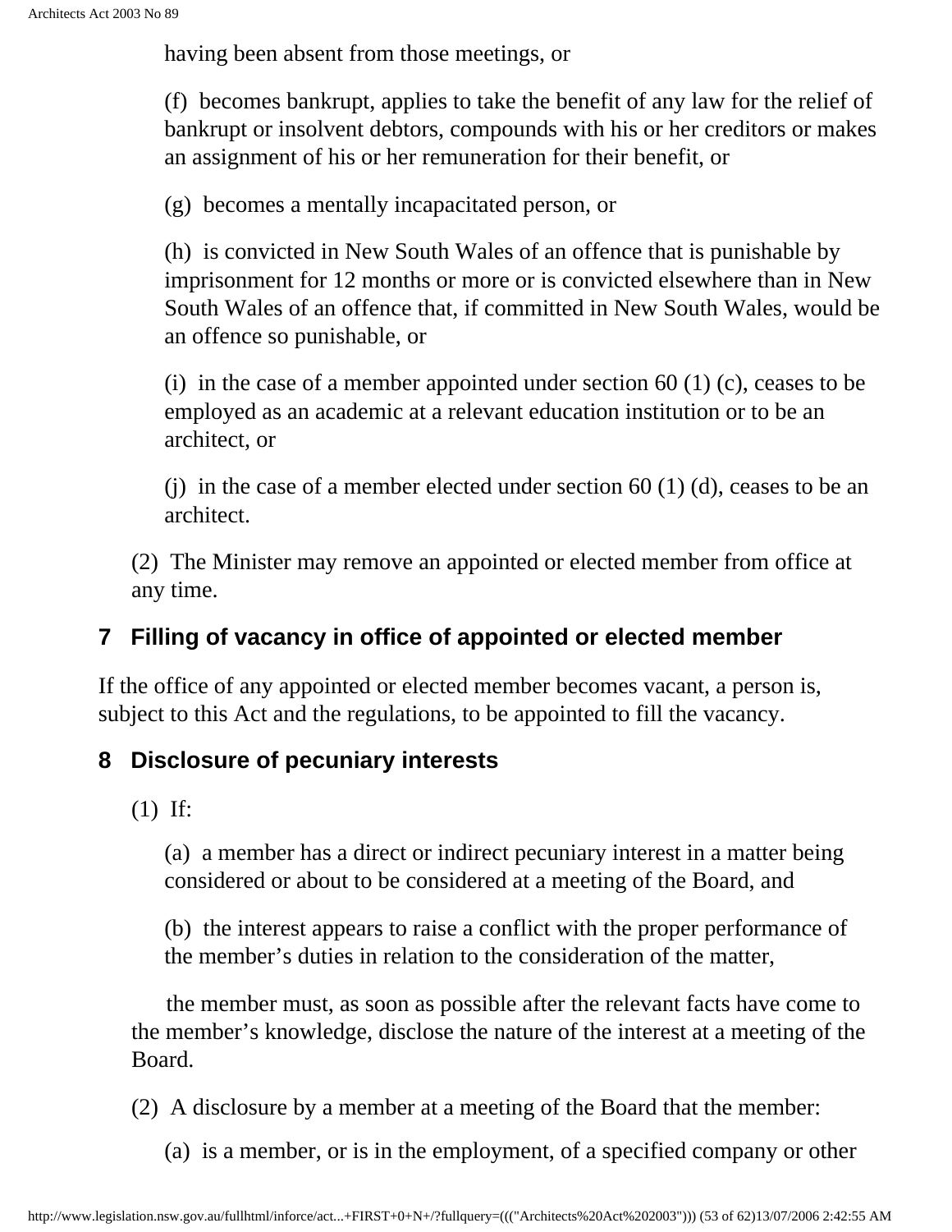having been absent from those meetings, or

(f) becomes bankrupt, applies to take the benefit of any law for the relief of bankrupt or insolvent debtors, compounds with his or her creditors or makes an assignment of his or her remuneration for their benefit, or

(g) becomes a mentally incapacitated person, or

(h) is convicted in New South Wales of an offence that is punishable by imprisonment for 12 months or more or is convicted elsewhere than in New South Wales of an offence that, if committed in New South Wales, would be an offence so punishable, or

(i) in the case of a member appointed under section 60 (1) (c), ceases to be employed as an academic at a relevant education institution or to be an architect, or

(j) in the case of a member elected under section 60 (1) (d), ceases to be an architect.

(2) The Minister may remove an appointed or elected member from office at any time.

## 7 Filling of vacancy in office of appointed or elected member

If the office of any appointed or elected member becomes vacant, a person is, subject to this Act and the regulations, to be appointed to fill the vacancy.

## 8 Disclosure of pecuniary interests

(1) If:

(a) a member has a direct or indirect pecuniary interest in a matter being considered or about to be considered at a meeting of the Board, and

(b) the interest appears to raise a conflict with the proper performance of the member's duties in relation to the consideration of the matter,

the member must, as soon as possible after the relevant facts have come to the member's knowledge, disclose the nature of the interest at a meeting of the Board.

(2) A disclosure by a member at a meeting of the Board that the member:

(a) is a member, or is in the employment, of a specified company or other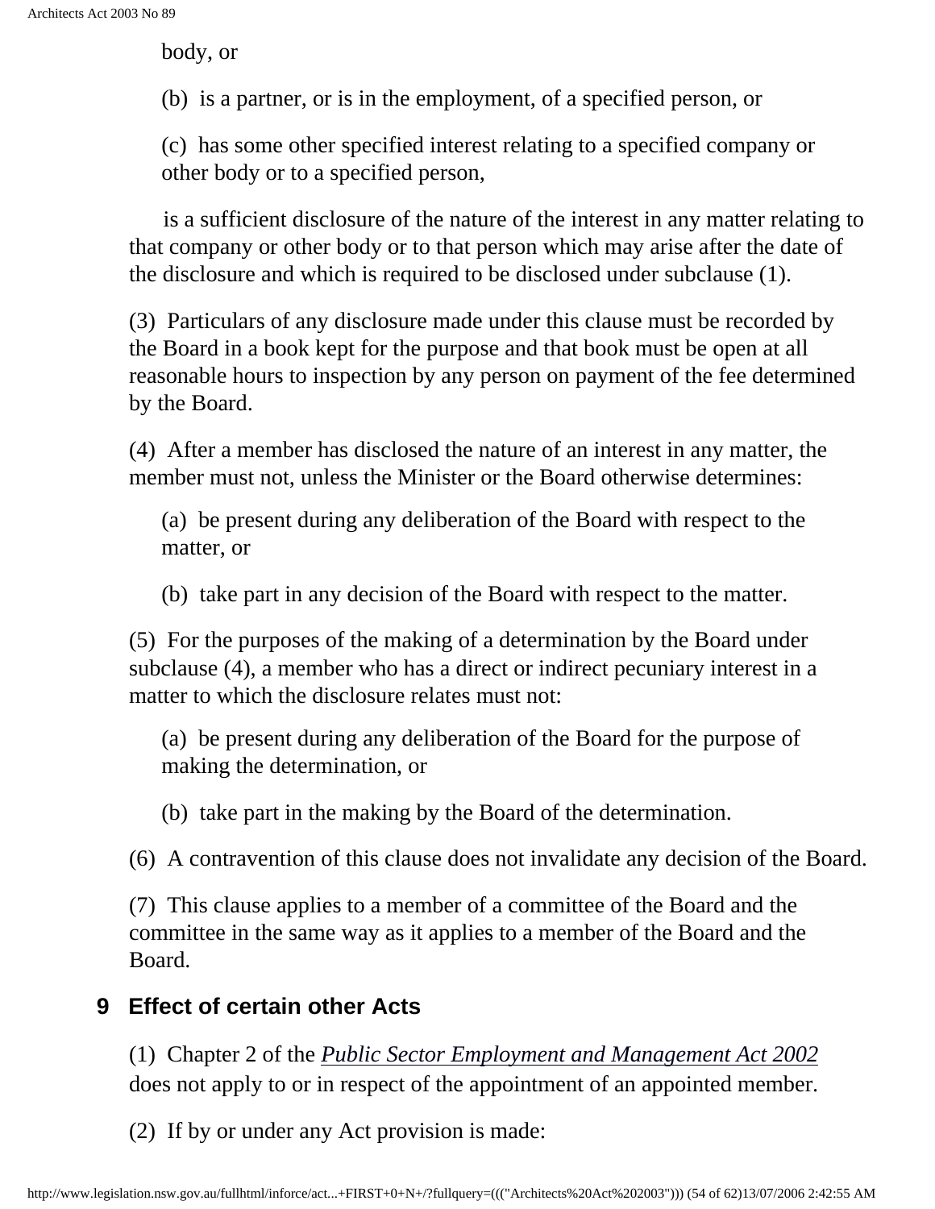body, or

(b) is a partner, or is in the employment, of a specified person, or

(c) has some other specified interest relating to a specified company or other body or to a specified person,

is a sufficient disclosure of the nature of the interest in any matter relating to that company or other body or to that person which may arise after the date of the disclosure and which is required to be disclosed under subclause (1).

(3) Particulars of any disclosure made under this clause must be recorded by the Board in a book kept for the purpose and that book must be open at all reasonable hours to inspection by any person on payment of the fee determined by the Board.

(4) After a member has disclosed the nature of an interest in any matter, the member must not, unless the Minister or the Board otherwise determines:

(a) be present during any deliberation of the Board with respect to the matter, or

(b) take part in any decision of the Board with respect to the matter.

(5) For the purposes of the making of a determination by the Board under subclause (4), a member who has a direct or indirect pecuniary interest in a matter to which the disclosure relates must not:

(a) be present during any deliberation of the Board for the purpose of making the determination, or

(b) take part in the making by the Board of the determination.

(6) A contravention of this clause does not invalidate any decision of the Board.

(7) This clause applies to a member of a committee of the Board and the committee in the same way as it applies to a member of the Board and the Board.

## 9 Effect of certain other Acts

(1) Chapter 2 of the *Public Sector Employment and Management Act 2002* does not apply to or in respect of the appointment of an appointed member.

(2) If by or under any Act provision is made: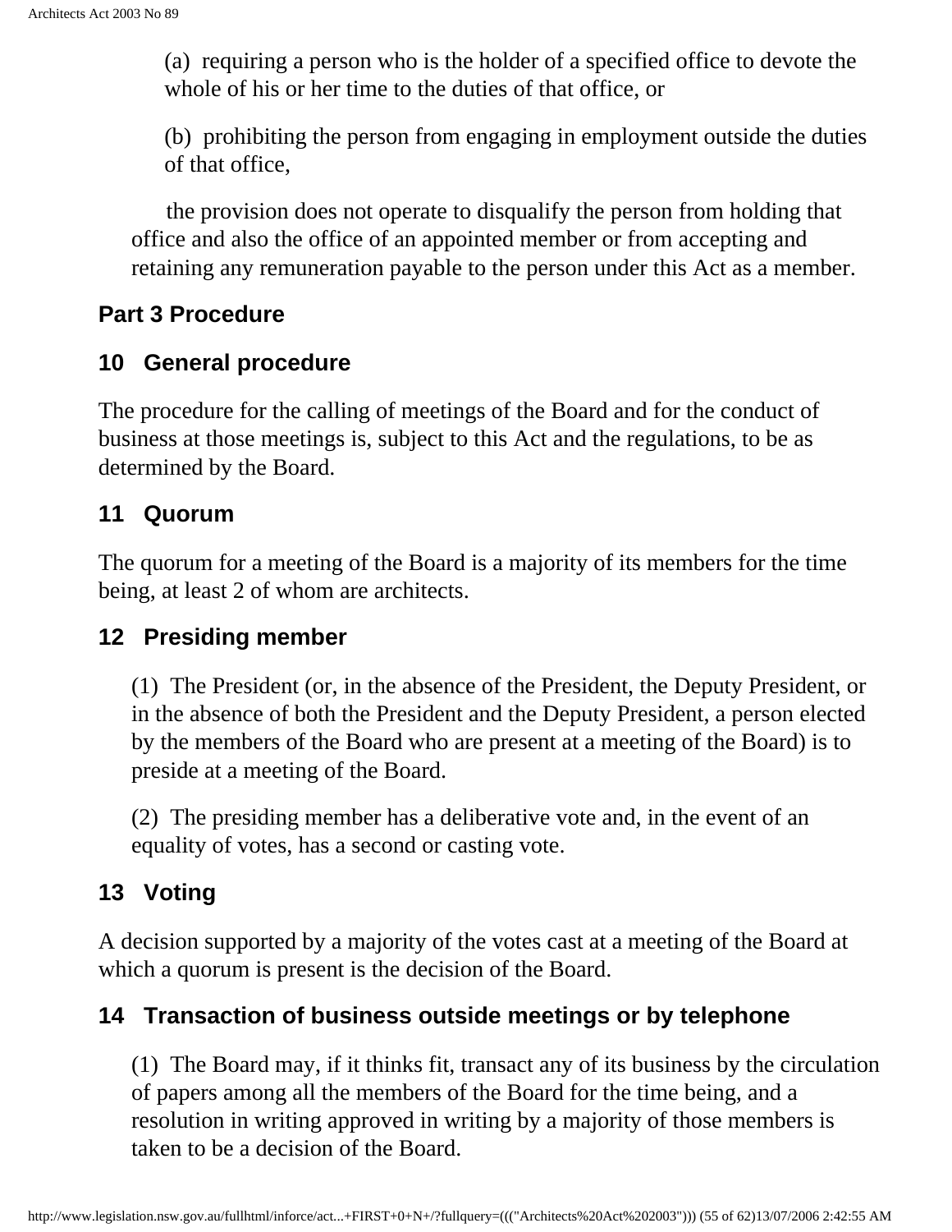(a) requiring a person who is the holder of a specified office to devote the whole of his or her time to the duties of that office, or

(b) prohibiting the person from engaging in employment outside the duties of that office,

the provision does not operate to disqualify the person from holding that office and also the office of an appointed member or from accepting and retaining any remuneration payable to the person under this Act as a member.

## Part 3 Procedure

### 10 General procedure

The procedure for the calling of meetings of the Board and for the conduct of business at those meetings is, subject to this Act and the regulations, to be as determined by the Board.

### 11 Quorum

The quorum for a meeting of the Board is a majority of its members for the time being, at least 2 of whom are architects.

### 12 Presiding member

(1) The President (or, in the absence of the President, the Deputy President, or in the absence of both the President and the Deputy President, a person elected by the members of the Board who are present at a meeting of the Board) is to preside at a meeting of the Board.

(2) The presiding member has a deliberative vote and, in the event of an equality of votes, has a second or casting vote.

### 13 Voting

A decision supported by a majority of the votes cast at a meeting of the Board at which a quorum is present is the decision of the Board.

### 14 Transaction of business outside meetings or by telephone

(1) The Board may, if it thinks fit, transact any of its business by the circulation of papers among all the members of the Board for the time being, and a resolution in writing approved in writing by a majority of those members is taken to be a decision of the Board.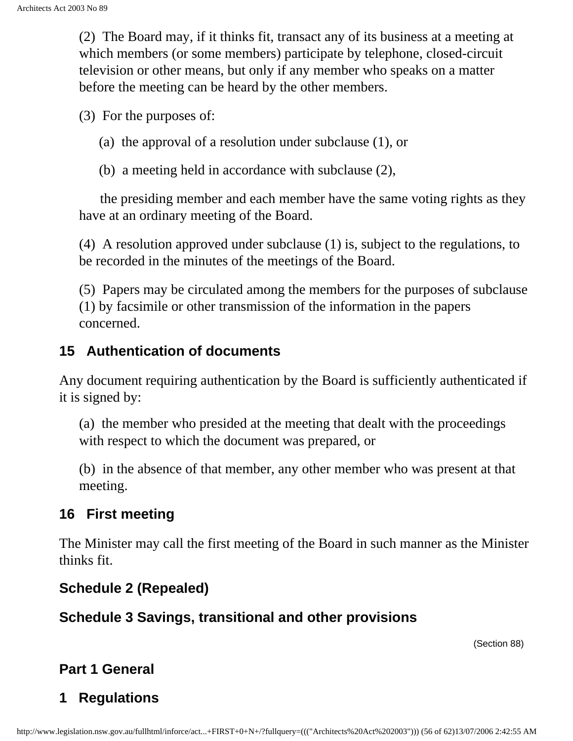(2) The Board may, if it thinks fit, transact any of its business at a meeting at which members (or some members) participate by telephone, closed-circuit television or other means, but only if any member who speaks on a matter before the meeting can be heard by the other members.

(3) For the purposes of:

(a) the approval of a resolution under subclause (1), or

(b) a meeting held in accordance with subclause (2),

the presiding member and each member have the same voting rights as they have at an ordinary meeting of the Board.

(4) A resolution approved under subclause (1) is, subject to the regulations, to be recorded in the minutes of the meetings of the Board.

(5) Papers may be circulated among the members for the purposes of subclause (1) by facsimile or other transmission of the information in the papers concerned.

### 15 Authentication of documents

Any document requiring authentication by the Board is sufficiently authenticated if it is signed by:

(a) the member who presided at the meeting that dealt with the proceedings with respect to which the document was prepared, or

(b) in the absence of that member, any other member who was present at that meeting.

### 16 First meeting

The Minister may call the first meeting of the Board in such manner as the Minister thinks fit.

## Schedule 2 (Repealed)

## Schedule 3 Savings, transitional and other provisions

(Section 88)

### Part 1 General

### 1 Regulations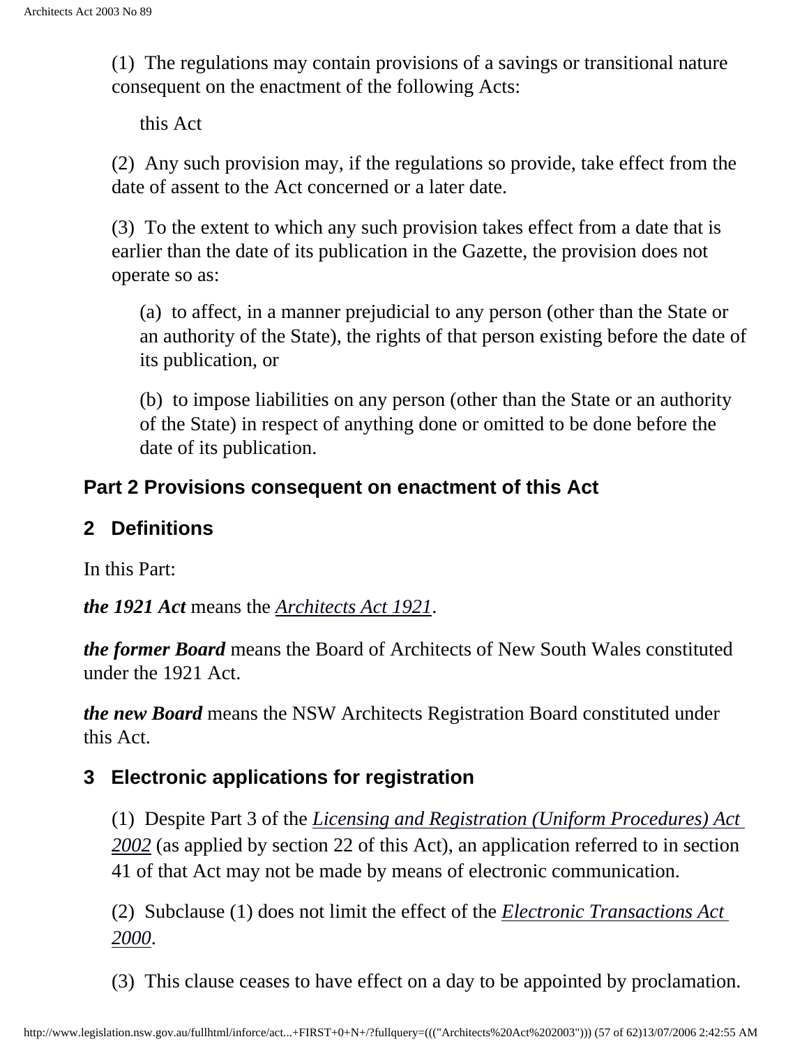(1) The regulations may contain provisions of a savings or transitional nature consequent on the enactment of the following Acts:

this Act

(2) Any such provision may, if the regulations so provide, take effect from the date of assent to the Act concerned or a later date.

(3) To the extent to which any such provision takes effect from a date that is earlier than the date of its publication in the Gazette, the provision does not operate so as:

(a) to affect, in a manner prejudicial to any person (other than the State or an authority of the State), the rights of that person existing before the date of its publication, or

(b) to impose liabilities on any person (other than the State or an authority of the State) in respect of anything done or omitted to be done before the date of its publication.

## Part 2 Provisions consequent on enactment of this Act

### 2 Definitions

In this Part:

***the 1921 Act*** means the *Architects Act 1921*.

***the former Board*** means the Board of Architects of New South Wales constituted under the 1921 Act.

***the new Board*** means the NSW Architects Registration Board constituted under this Act.

### 3 Electronic applications for registration

(1) Despite Part 3 of the *Licensing and Registration (Uniform Procedures) Act 2002* (as applied by section 22 of this Act), an application referred to in section 41 of that Act may not be made by means of electronic communication.

(2) Subclause (1) does not limit the effect of the *Electronic Transactions Act 2000*.

(3) This clause ceases to have effect on a day to be appointed by proclamation.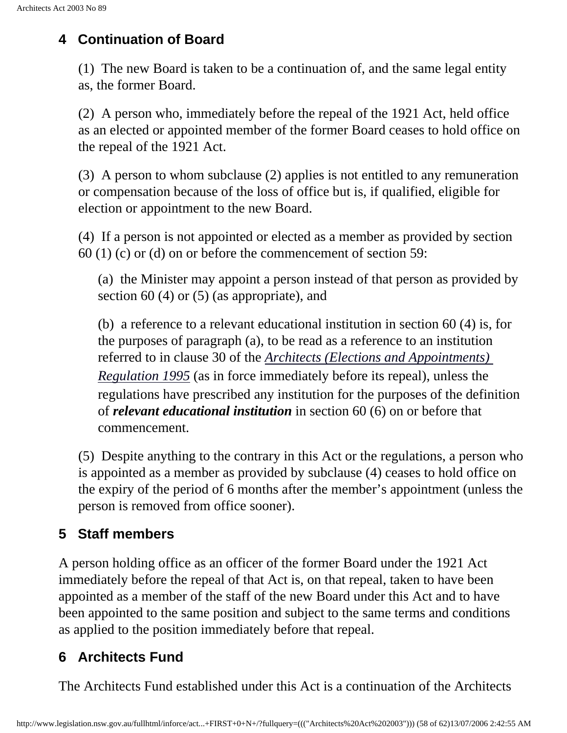## 4 Continuation of Board

(1) The new Board is taken to be a continuation of, and the same legal entity as, the former Board.

(2) A person who, immediately before the repeal of the 1921 Act, held office as an elected or appointed member of the former Board ceases to hold office on the repeal of the 1921 Act.

(3) A person to whom subclause (2) applies is not entitled to any remuneration or compensation because of the loss of office but is, if qualified, eligible for election or appointment to the new Board.

(4) If a person is not appointed or elected as a member as provided by section 60 (1) (c) or (d) on or before the commencement of section 59:

(a) the Minister may appoint a person instead of that person as provided by section 60 (4) or (5) (as appropriate), and

(b) a reference to a relevant educational institution in section 60 (4) is, for the purposes of paragraph (a), to be read as a reference to an institution referred to in clause 30 of the *Architects (Elections and Appointments) Regulation 1995* (as in force immediately before its repeal), unless the regulations have prescribed any institution for the purposes of the definition of ***relevant educational institution*** in section 60 (6) on or before that commencement.

(5) Despite anything to the contrary in this Act or the regulations, a person who is appointed as a member as provided by subclause (4) ceases to hold office on the expiry of the period of 6 months after the member's appointment (unless the person is removed from office sooner).

## 5 Staff members

A person holding office as an officer of the former Board under the 1921 Act immediately before the repeal of that Act is, on that repeal, taken to have been appointed as a member of the staff of the new Board under this Act and to have been appointed to the same position and subject to the same terms and conditions as applied to the position immediately before that repeal.

## 6 Architects Fund

The Architects Fund established under this Act is a continuation of the Architects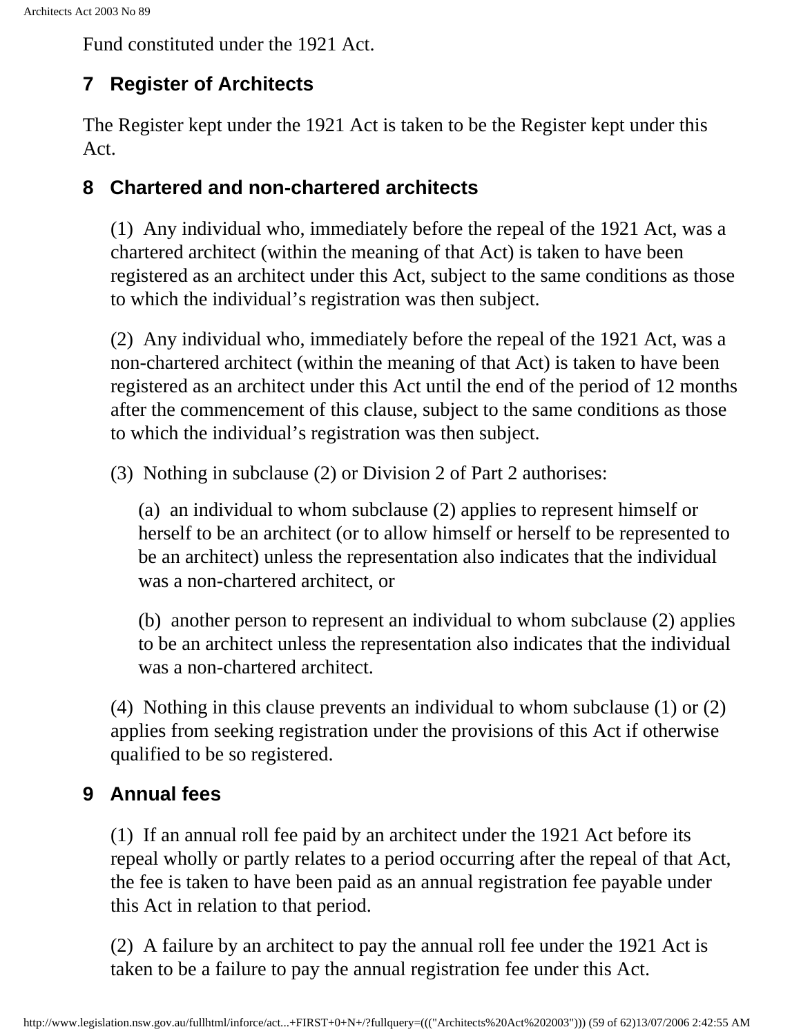Fund constituted under the 1921 Act.

### 7 Register of Architects

The Register kept under the 1921 Act is taken to be the Register kept under this Act.

### 8 Chartered and non-chartered architects

(1) Any individual who, immediately before the repeal of the 1921 Act, was a chartered architect (within the meaning of that Act) is taken to have been registered as an architect under this Act, subject to the same conditions as those to which the individual's registration was then subject.

(2) Any individual who, immediately before the repeal of the 1921 Act, was a non-chartered architect (within the meaning of that Act) is taken to have been registered as an architect under this Act until the end of the period of 12 months after the commencement of this clause, subject to the same conditions as those to which the individual's registration was then subject.

(3) Nothing in subclause (2) or Division 2 of Part 2 authorises:

(a) an individual to whom subclause (2) applies to represent himself or herself to be an architect (or to allow himself or herself to be represented to be an architect) unless the representation also indicates that the individual was a non-chartered architect, or

(b) another person to represent an individual to whom subclause (2) applies to be an architect unless the representation also indicates that the individual was a non-chartered architect.

(4) Nothing in this clause prevents an individual to whom subclause (1) or (2) applies from seeking registration under the provisions of this Act if otherwise qualified to be so registered.

### 9 Annual fees

(1) If an annual roll fee paid by an architect under the 1921 Act before its repeal wholly or partly relates to a period occurring after the repeal of that Act, the fee is taken to have been paid as an annual registration fee payable under this Act in relation to that period.

(2) A failure by an architect to pay the annual roll fee under the 1921 Act is taken to be a failure to pay the annual registration fee under this Act.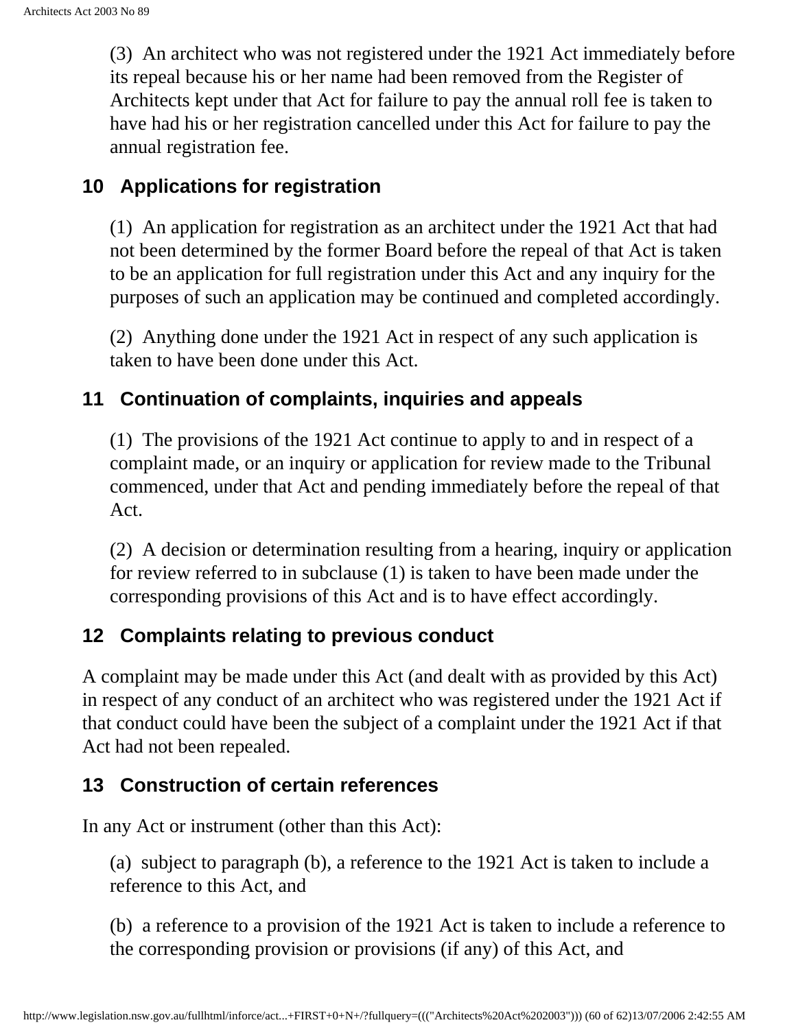(3) An architect who was not registered under the 1921 Act immediately before its repeal because his or her name had been removed from the Register of Architects kept under that Act for failure to pay the annual roll fee is taken to have had his or her registration cancelled under this Act for failure to pay the annual registration fee.

## 10 Applications for registration

(1) An application for registration as an architect under the 1921 Act that had not been determined by the former Board before the repeal of that Act is taken to be an application for full registration under this Act and any inquiry for the purposes of such an application may be continued and completed accordingly.

(2) Anything done under the 1921 Act in respect of any such application is taken to have been done under this Act.

## 11 Continuation of complaints, inquiries and appeals

(1) The provisions of the 1921 Act continue to apply to and in respect of a complaint made, or an inquiry or application for review made to the Tribunal commenced, under that Act and pending immediately before the repeal of that Act.

(2) A decision or determination resulting from a hearing, inquiry or application for review referred to in subclause (1) is taken to have been made under the corresponding provisions of this Act and is to have effect accordingly.

## 12 Complaints relating to previous conduct

A complaint may be made under this Act (and dealt with as provided by this Act) in respect of any conduct of an architect who was registered under the 1921 Act if that conduct could have been the subject of a complaint under the 1921 Act if that Act had not been repealed.

## 13 Construction of certain references

In any Act or instrument (other than this Act):

(a) subject to paragraph (b), a reference to the 1921 Act is taken to include a reference to this Act, and

(b) a reference to a provision of the 1921 Act is taken to include a reference to the corresponding provision or provisions (if any) of this Act, and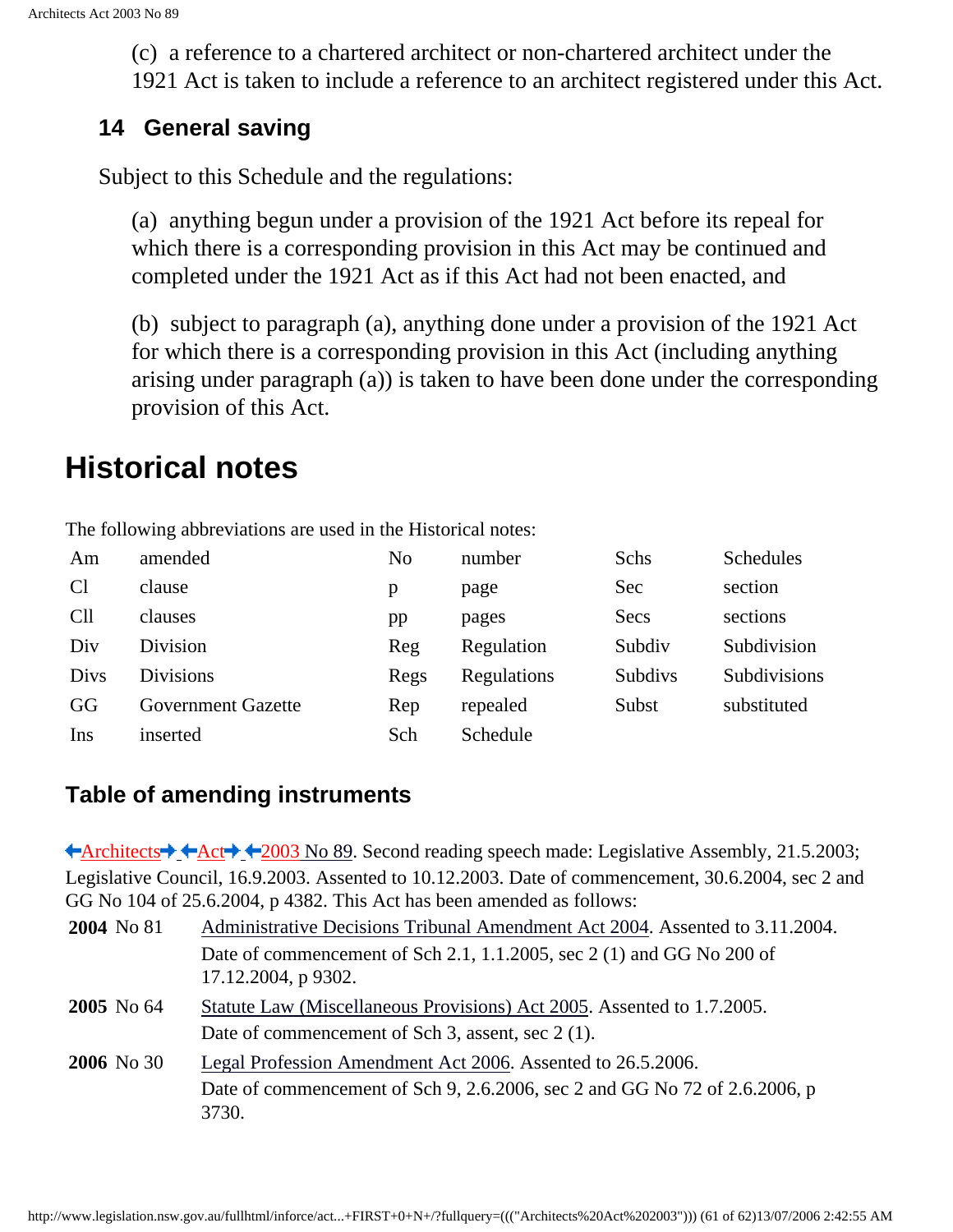(c) a reference to a chartered architect or non-chartered architect under the 1921 Act is taken to include a reference to an architect registered under this Act.

### 14 General saving

Subject to this Schedule and the regulations:

(a) anything begun under a provision of the 1921 Act before its repeal for which there is a corresponding provision in this Act may be continued and completed under the 1921 Act as if this Act had not been enacted, and

(b) subject to paragraph (a), anything done under a provision of the 1921 Act for which there is a corresponding provision in this Act (including anything arising under paragraph (a)) is taken to have been done under the corresponding provision of this Act.

# Historical notes

The following abbreviations are used in the Historical notes:

| | | | | | |
|---|---|---|---|---|---|
| Am | amended | No | number | Schs | Schedules |
| Cl | clause | p | page | Sec | section |
| Cll | clauses | pp | pages | Secs | sections |
| Div | Division | Reg | Regulation | Subdiv | Subdivision |
| Divs | Divisions | Regs | Regulations | Subdivs | Subdivisions |
| GG | Government Gazette | Rep | repealed | Subst | substituted |
| Ins | inserted | Sch | Schedule | | |

## Table of amending instruments

Architects Act 2003 No 89. Second reading speech made: Legislative Assembly, 21.5.2003; Legislative Council, 16.9.2003. Assented to 10.12.2003. Date of commencement, 30.6.2004, sec 2 and GG No 104 of 25.6.2004, p 4382. This Act has been amended as follows:

| | |
|---|---|
| **2004** No 81 | Administrative Decisions Tribunal Amendment Act 2004. Assented to 3.11.2004. Date of commencement of Sch 2.1, 1.1.2005, sec 2 (1) and GG No 200 of 17.12.2004, p 9302. |
| **2005** No 64 | Statute Law (Miscellaneous Provisions) Act 2005. Assented to 1.7.2005. Date of commencement of Sch 3, assent, sec 2 (1). |
| **2006** No 30 | Legal Profession Amendment Act 2006. Assented to 26.5.2006. Date of commencement of Sch 9, 2.6.2006, sec 2 and GG No 72 of 2.6.2006, p 3730. |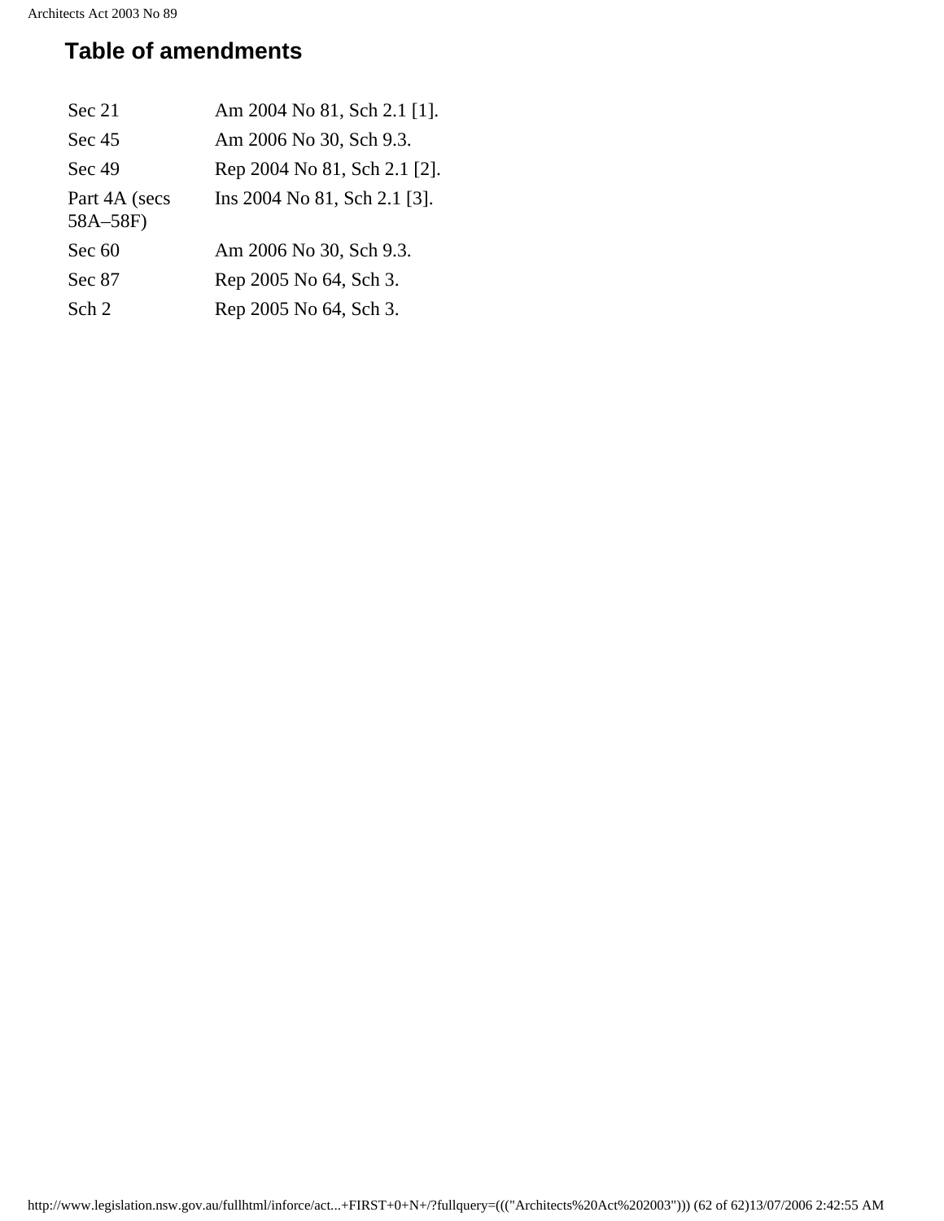## Table of amendments

| | |
|---|---|
| Sec 21 | Am 2004 No 81, Sch 2.1 [1]. |
| Sec 45 | Am 2006 No 30, Sch 9.3. |
| Sec 49 | Rep 2004 No 81, Sch 2.1 [2]. |
| Part 4A (secs 58A–58F) | Ins 2004 No 81, Sch 2.1 [3]. |
| Sec 60 | Am 2006 No 30, Sch 9.3. |
| Sec 87 | Rep 2005 No 64, Sch 3. |
| Sch 2 | Rep 2005 No 64, Sch 3. |